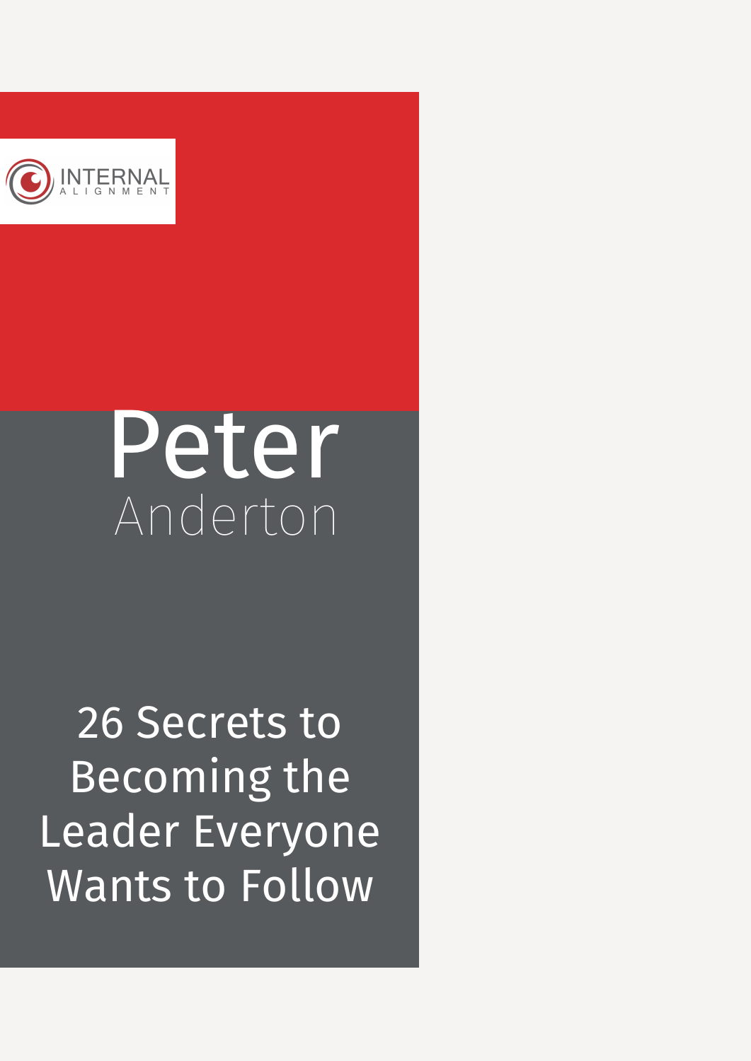INTERNAL ALIGNMENT

# Peter Anderton

# 26 Secrets to Becoming the Leader Everyone Wants to Follow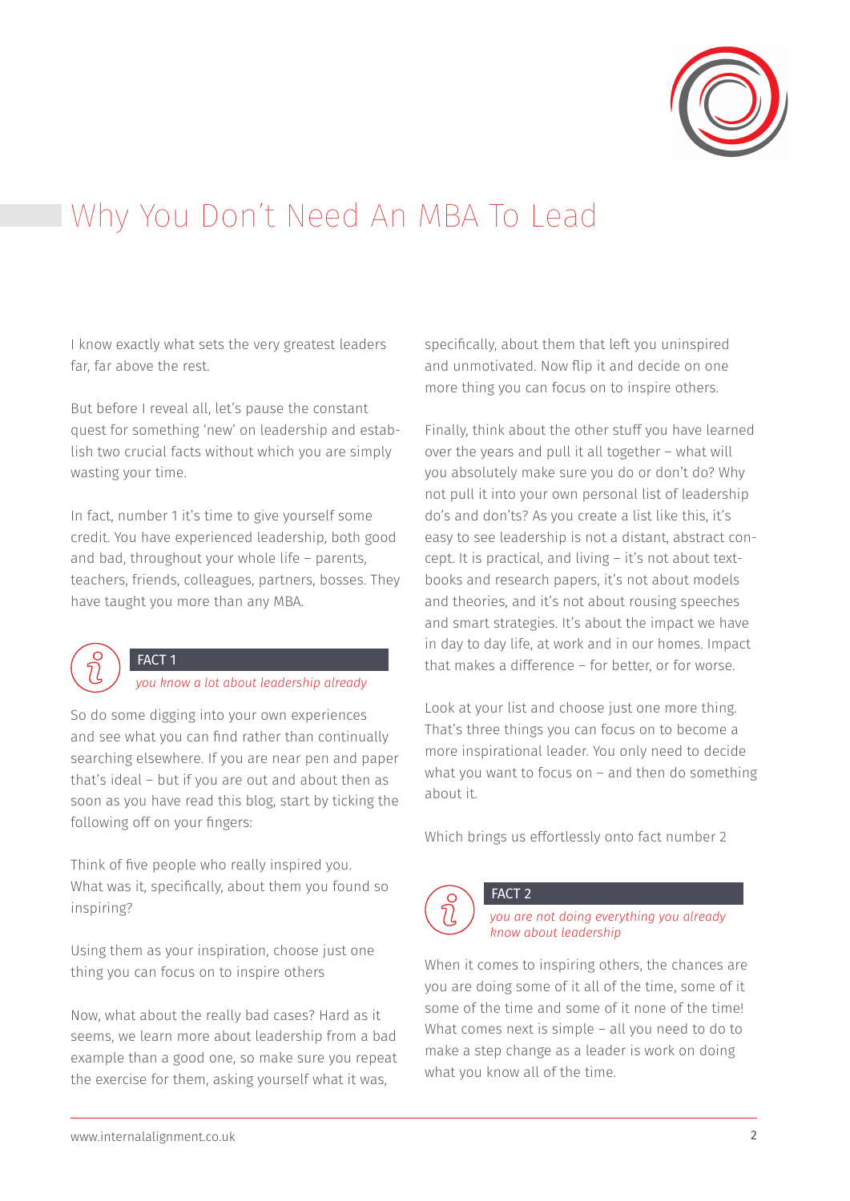# Why You Don't Need An MBA To Lead

I know exactly what sets the very greatest leaders far, far above the rest.

But before I reveal all, let's pause the constant quest for something 'new' on leadership and establish two crucial facts without which you are simply wasting your time.

In fact, number 1 it's time to give yourself some credit. You have experienced leadership, both good and bad, throughout your whole life – parents, teachers, friends, colleagues, partners, bosses. They have taught you more than any MBA.

**FACT 1**

*you know a lot about leadership already*

So do some digging into your own experiences and see what you can find rather than continually searching elsewhere. If you are near pen and paper that's ideal – but if you are out and about then as soon as you have read this blog, start by ticking the following off on your fingers:

Think of five people who really inspired you. What was it, specifically, about them you found so inspiring?

Using them as your inspiration, choose just one thing you can focus on to inspire others

Now, what about the really bad cases? Hard as it seems, we learn more about leadership from a bad example than a good one, so make sure you repeat the exercise for them, asking yourself what it was, specifically, about them that left you uninspired and unmotivated. Now flip it and decide on one more thing you can focus on to inspire others.

Finally, think about the other stuff you have learned over the years and pull it all together – what will you absolutely make sure you do or don't do? Why not pull it into your own personal list of leadership do's and don'ts? As you create a list like this, it's easy to see leadership is not a distant, abstract concept. It is practical, and living – it's not about textbooks and research papers, it's not about models and theories, and it's not about rousing speeches and smart strategies. It's about the impact we have in day to day life, at work and in our homes. Impact that makes a difference – for better, or for worse.

Look at your list and choose just one more thing. That's three things you can focus on to become a more inspirational leader. You only need to decide what you want to focus on – and then do something about it.

Which brings us effortlessly onto fact number 2

**FACT 2**

*you are not doing everything you already know about leadership*

When it comes to inspiring others, the chances are you are doing some of it all of the time, some of it some of the time and some of it none of the time! What comes next is simple – all you need to do to make a step change as a leader is work on doing what you know all of the time.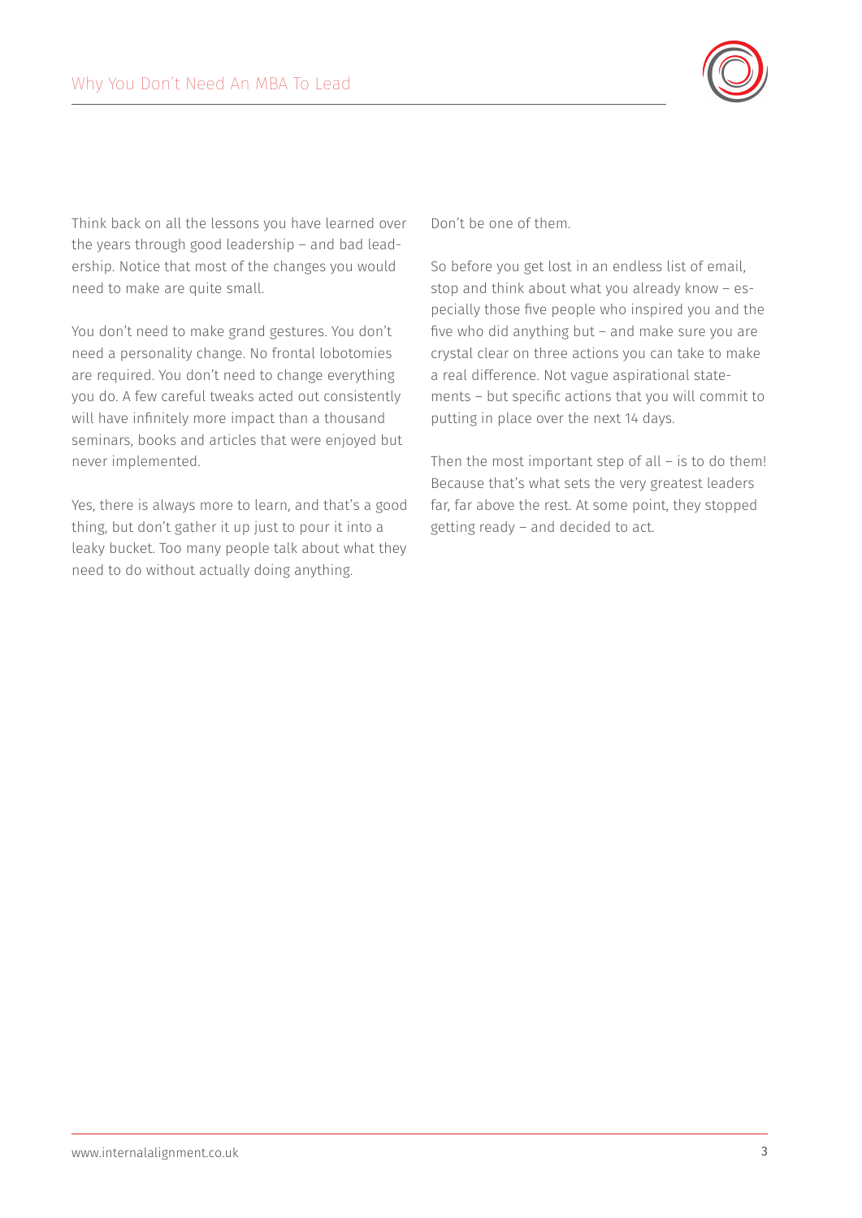Think back on all the lessons you have learned over the years through good leadership – and bad leadership. Notice that most of the changes you would need to make are quite small.

You don't need to make grand gestures. You don't need a personality change. No frontal lobotomies are required. You don't need to change everything you do. A few careful tweaks acted out consistently will have infinitely more impact than a thousand seminars, books and articles that were enjoyed but never implemented.

Yes, there is always more to learn, and that's a good thing, but don't gather it up just to pour it into a leaky bucket. Too many people talk about what they need to do without actually doing anything.

Don't be one of them.

So before you get lost in an endless list of email, stop and think about what you already know – especially those five people who inspired you and the five who did anything but – and make sure you are crystal clear on three actions you can take to make a real difference. Not vague aspirational statements – but specific actions that you will commit to putting in place over the next 14 days.

Then the most important step of all – is to do them! Because that's what sets the very greatest leaders far, far above the rest. At some point, they stopped getting ready – and decided to act.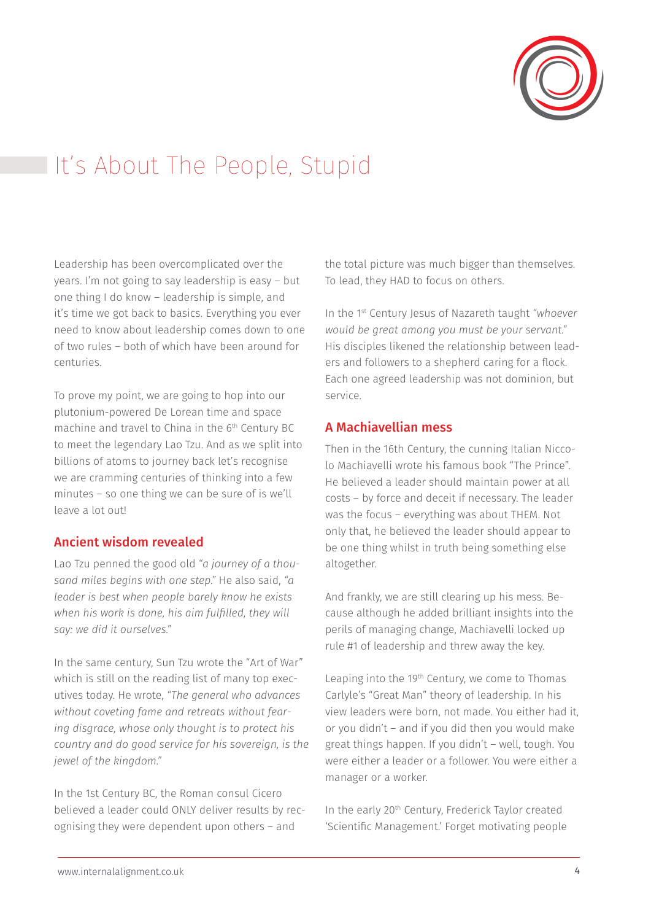# It's About The People, Stupid

Leadership has been overcomplicated over the years. I'm not going to say leadership is easy – but one thing I do know – leadership is simple, and it's time we got back to basics. Everything you ever need to know about leadership comes down to one of two rules – both of which have been around for centuries.

To prove my point, we are going to hop into our plutonium-powered De Lorean time and space machine and travel to China in the 6th Century BC to meet the legendary Lao Tzu. And as we split into billions of atoms to journey back let's recognise we are cramming centuries of thinking into a few minutes – so one thing we can be sure of is we'll leave a lot out!

## Ancient wisdom revealed

Lao Tzu penned the good old *"a journey of a thousand miles begins with one step."* He also said, *"a leader is best when people barely know he exists when his work is done, his aim fulfilled, they will say: we did it ourselves."*

In the same century, Sun Tzu wrote the "Art of War" which is still on the reading list of many top executives today. He wrote, *"The general who advances without coveting fame and retreats without fearing disgrace, whose only thought is to protect his country and do good service for his sovereign, is the jewel of the kingdom."*

In the 1st Century BC, the Roman consul Cicero believed a leader could ONLY deliver results by recognising they were dependent upon others – and the total picture was much bigger than themselves. To lead, they HAD to focus on others.

In the 1st Century Jesus of Nazareth taught *"whoever would be great among you must be your servant."* His disciples likened the relationship between leaders and followers to a shepherd caring for a flock. Each one agreed leadership was not dominion, but service.

## A Machiavellian mess

Then in the 16th Century, the cunning Italian Niccolo Machiavelli wrote his famous book "The Prince". He believed a leader should maintain power at all costs – by force and deceit if necessary. The leader was the focus – everything was about THEM. Not only that, he believed the leader should appear to be one thing whilst in truth being something else altogether.

And frankly, we are still clearing up his mess. Because although he added brilliant insights into the perils of managing change, Machiavelli locked up rule #1 of leadership and threw away the key.

Leaping into the 19th Century, we come to Thomas Carlyle's "Great Man" theory of leadership. In his view leaders were born, not made. You either had it, or you didn't – and if you did then you would make great things happen. If you didn't – well, tough. You were either a leader or a follower. You were either a manager or a worker.

In the early 20th Century, Frederick Taylor created 'Scientific Management.' Forget motivating people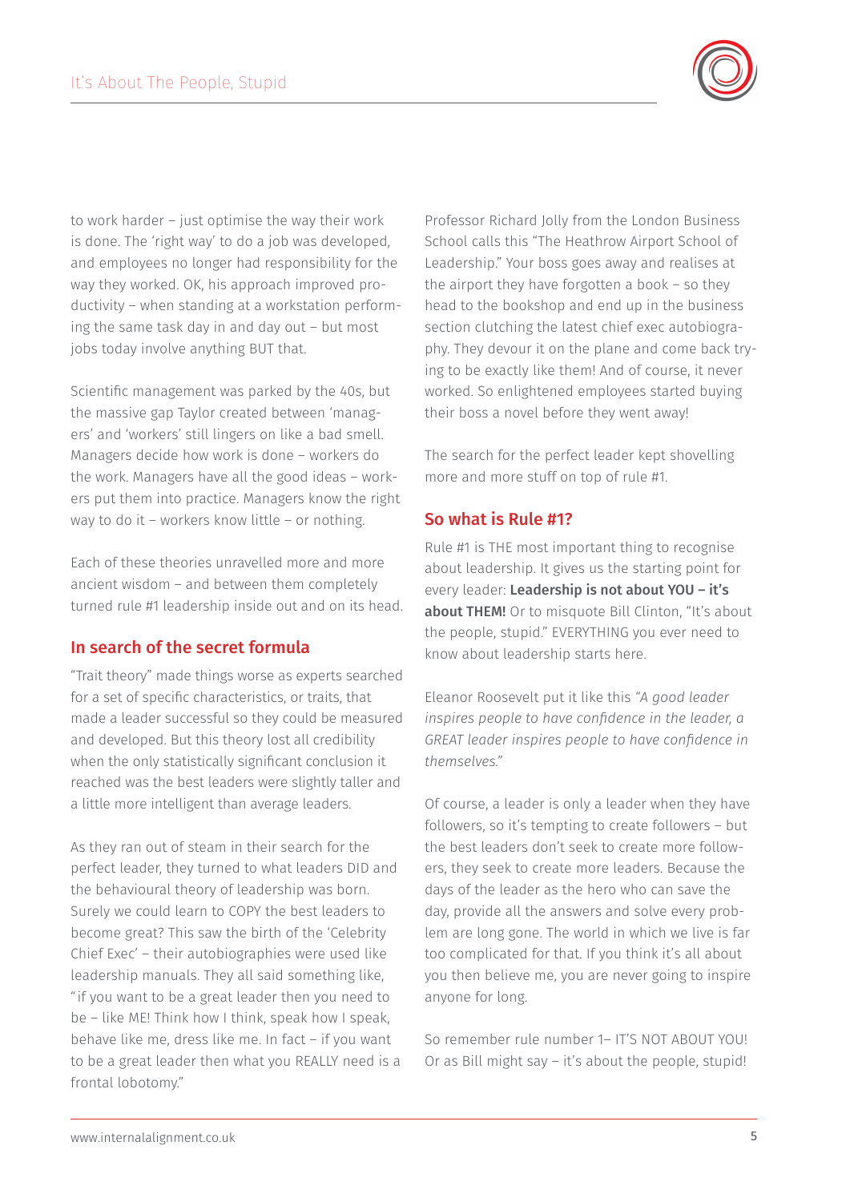to work harder – just optimise the way their work is done. The 'right way' to do a job was developed, and employees no longer had responsibility for the way they worked. OK, his approach improved productivity – when standing at a workstation performing the same task day in and day out – but most jobs today involve anything BUT that.

Scientific management was parked by the 40s, but the massive gap Taylor created between 'managers' and 'workers' still lingers on like a bad smell. Managers decide how work is done – workers do the work. Managers have all the good ideas – workers put them into practice. Managers know the right way to do it – workers know little – or nothing.

Each of these theories unravelled more and more ancient wisdom – and between them completely turned rule #1 leadership inside out and on its head.

## In search of the secret formula

"Trait theory" made things worse as experts searched for a set of specific characteristics, or traits, that made a leader successful so they could be measured and developed. But this theory lost all credibility when the only statistically significant conclusion it reached was the best leaders were slightly taller and a little more intelligent than average leaders.

As they ran out of steam in their search for the perfect leader, they turned to what leaders DID and the behavioural theory of leadership was born. Surely we could learn to COPY the best leaders to become great? This saw the birth of the 'Celebrity Chief Exec' – their autobiographies were used like leadership manuals. They all said something like, "if you want to be a great leader then you need to be – like ME! Think how I think, speak how I speak, behave like me, dress like me. In fact – if you want to be a great leader then what you REALLY need is a frontal lobotomy."

Professor Richard Jolly from the London Business School calls this "The Heathrow Airport School of Leadership." Your boss goes away and realises at the airport they have forgotten a book – so they head to the bookshop and end up in the business section clutching the latest chief exec autobiography. They devour it on the plane and come back trying to be exactly like them! And of course, it never worked. So enlightened employees started buying their boss a novel before they went away!

The search for the perfect leader kept shovelling more and more stuff on top of rule #1.

## So what is Rule #1?

Rule #1 is THE most important thing to recognise about leadership. It gives us the starting point for every leader: **Leadership is not about YOU – it's about THEM!** Or to misquote Bill Clinton, "It's about the people, stupid." EVERYTHING you ever need to know about leadership starts here.

Eleanor Roosevelt put it like this *"A good leader inspires people to have confidence in the leader, a GREAT leader inspires people to have confidence in themselves."*

Of course, a leader is only a leader when they have followers, so it's tempting to create followers – but the best leaders don't seek to create more followers, they seek to create more leaders. Because the days of the leader as the hero who can save the day, provide all the answers and solve every problem are long gone. The world in which we live is far too complicated for that. If you think it's all about you then believe me, you are never going to inspire anyone for long.

So remember rule number 1– IT'S NOT ABOUT YOU! Or as Bill might say – it's about the people, stupid!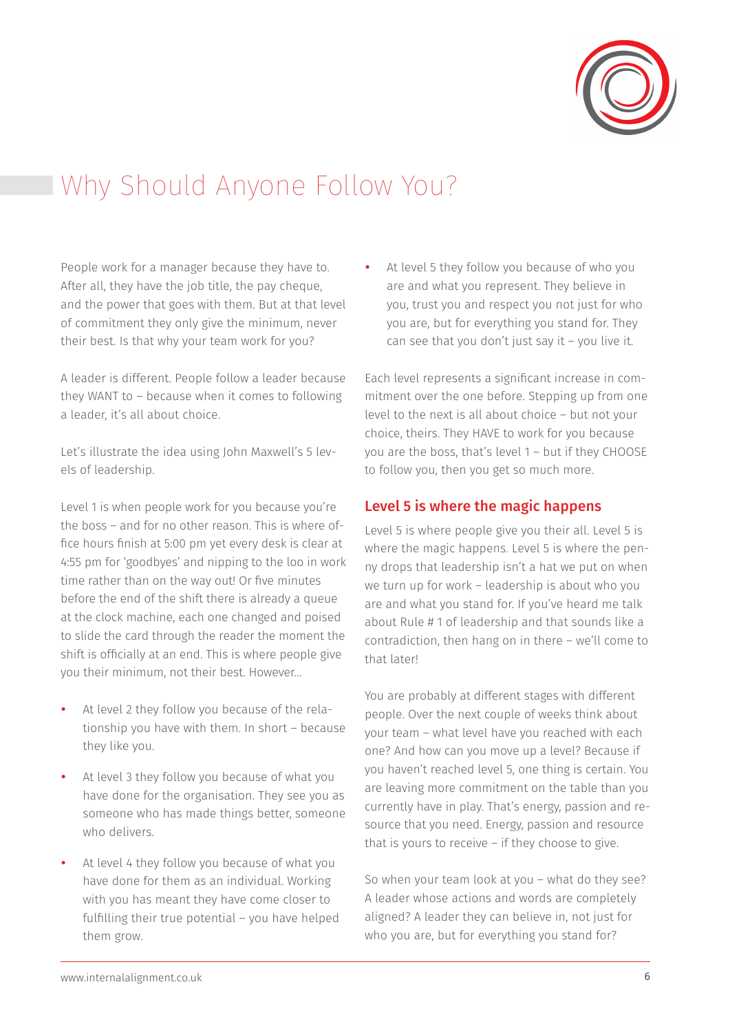# Why Should Anyone Follow You?

People work for a manager because they have to. After all, they have the job title, the pay cheque, and the power that goes with them. But at that level of commitment they only give the minimum, never their best. Is that why your team work for you?

A leader is different. People follow a leader because they WANT to – because when it comes to following a leader, it's all about choice.

Let's illustrate the idea using John Maxwell's 5 levels of leadership.

Level 1 is when people work for you because you're the boss – and for no other reason. This is where office hours finish at 5:00 pm yet every desk is clear at 4:55 pm for 'goodbyes' and nipping to the loo in work time rather than on the way out! Or five minutes before the end of the shift there is already a queue at the clock machine, each one changed and poised to slide the card through the reader the moment the shift is officially at an end. This is where people give you their minimum, not their best. However...

- At level 2 they follow you because of the relationship you have with them. In short – because they like you.
- At level 3 they follow you because of what you have done for the organisation. They see you as someone who has made things better, someone who delivers.
- At level 4 they follow you because of what you have done for them as an individual. Working with you has meant they have come closer to fulfilling their true potential – you have helped them grow.
- At level 5 they follow you because of who you are and what you represent. They believe in you, trust you and respect you not just for who you are, but for everything you stand for. They can see that you don't just say it – you live it.

Each level represents a significant increase in commitment over the one before. Stepping up from one level to the next is all about choice – but not your choice, theirs. They HAVE to work for you because you are the boss, that's level 1 – but if they CHOOSE to follow you, then you get so much more.

## Level 5 is where the magic happens

Level 5 is where people give you their all. Level 5 is where the magic happens. Level 5 is where the penny drops that leadership isn't a hat we put on when we turn up for work – leadership is about who you are and what you stand for. If you've heard me talk about Rule # 1 of leadership and that sounds like a contradiction, then hang on in there – we'll come to that later!

You are probably at different stages with different people. Over the next couple of weeks think about your team – what level have you reached with each one? And how can you move up a level? Because if you haven't reached level 5, one thing is certain. You are leaving more commitment on the table than you currently have in play. That's energy, passion and resource that you need. Energy, passion and resource that is yours to receive – if they choose to give.

So when your team look at you – what do they see? A leader whose actions and words are completely aligned? A leader they can believe in, not just for who you are, but for everything you stand for?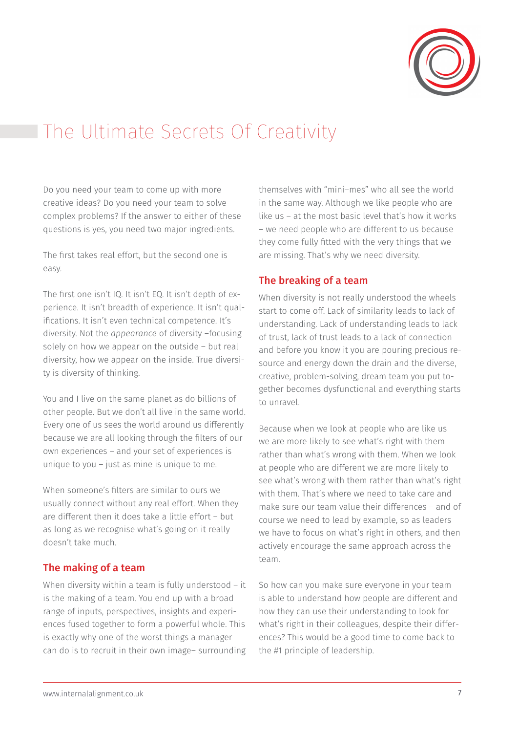# The Ultimate Secrets Of Creativity

Do you need your team to come up with more creative ideas? Do you need your team to solve complex problems? If the answer to either of these questions is yes, you need two major ingredients.

The first takes real effort, but the second one is easy.

The first one isn't IQ. It isn't EQ. It isn't depth of experience. It isn't breadth of experience. It isn't qualifications. It isn't even technical competence. It's diversity. Not the *appearance* of diversity –focusing solely on how we appear on the outside – but real diversity, how we appear on the inside. True diversity is diversity of thinking.

You and I live on the same planet as do billions of other people. But we don't all live in the same world. Every one of us sees the world around us differently because we are all looking through the filters of our own experiences – and your set of experiences is unique to you – just as mine is unique to me.

When someone's filters are similar to ours we usually connect without any real effort. When they are different then it does take a little effort – but as long as we recognise what's going on it really doesn't take much.

## The making of a team

When diversity within a team is fully understood – it is the making of a team. You end up with a broad range of inputs, perspectives, insights and experiences fused together to form a powerful whole. This is exactly why one of the worst things a manager can do is to recruit in their own image– surrounding themselves with "mini–mes" who all see the world in the same way. Although we like people who are like us – at the most basic level that's how it works – we need people who are different to us because they come fully fitted with the very things that we are missing. That's why we need diversity.

## The breaking of a team

When diversity is not really understood the wheels start to come off. Lack of similarity leads to lack of understanding. Lack of understanding leads to lack of trust, lack of trust leads to a lack of connection and before you know it you are pouring precious resource and energy down the drain and the diverse, creative, problem-solving, dream team you put together becomes dysfunctional and everything starts to unravel.

Because when we look at people who are like us we are more likely to see what's right with them rather than what's wrong with them. When we look at people who are different we are more likely to see what's wrong with them rather than what's right with them. That's where we need to take care and make sure our team value their differences – and of course we need to lead by example, so as leaders we have to focus on what's right in others, and then actively encourage the same approach across the team.

So how can you make sure everyone in your team is able to understand how people are different and how they can use their understanding to look for what's right in their colleagues, despite their differences? This would be a good time to come back to the #1 principle of leadership.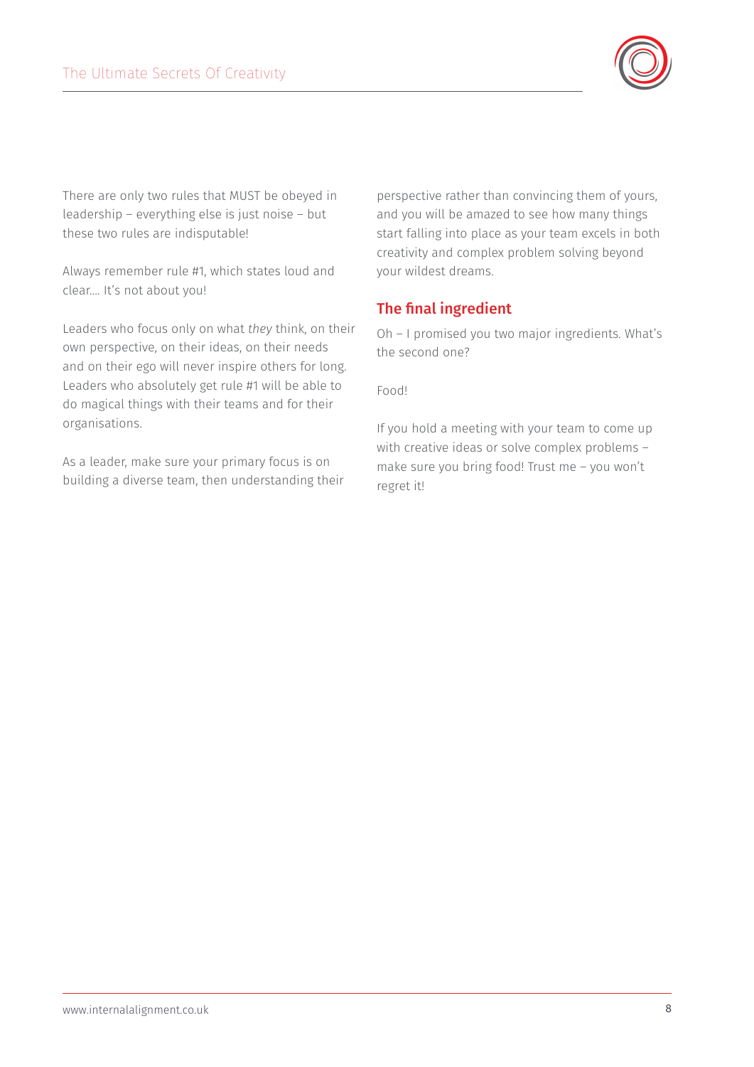There are only two rules that MUST be obeyed in leadership – everything else is just noise – but these two rules are indisputable!

Always remember rule #1, which states loud and clear…. It's not about you!

Leaders who focus only on what *they* think, on their own perspective, on their ideas, on their needs and on their ego will never inspire others for long. Leaders who absolutely get rule #1 will be able to do magical things with their teams and for their organisations.

As a leader, make sure your primary focus is on building a diverse team, then understanding their perspective rather than convincing them of yours, and you will be amazed to see how many things start falling into place as your team excels in both creativity and complex problem solving beyond your wildest dreams.

## The final ingredient

Oh – I promised you two major ingredients. What's the second one?

Food!

If you hold a meeting with your team to come up with creative ideas or solve complex problems – make sure you bring food! Trust me – you won't regret it!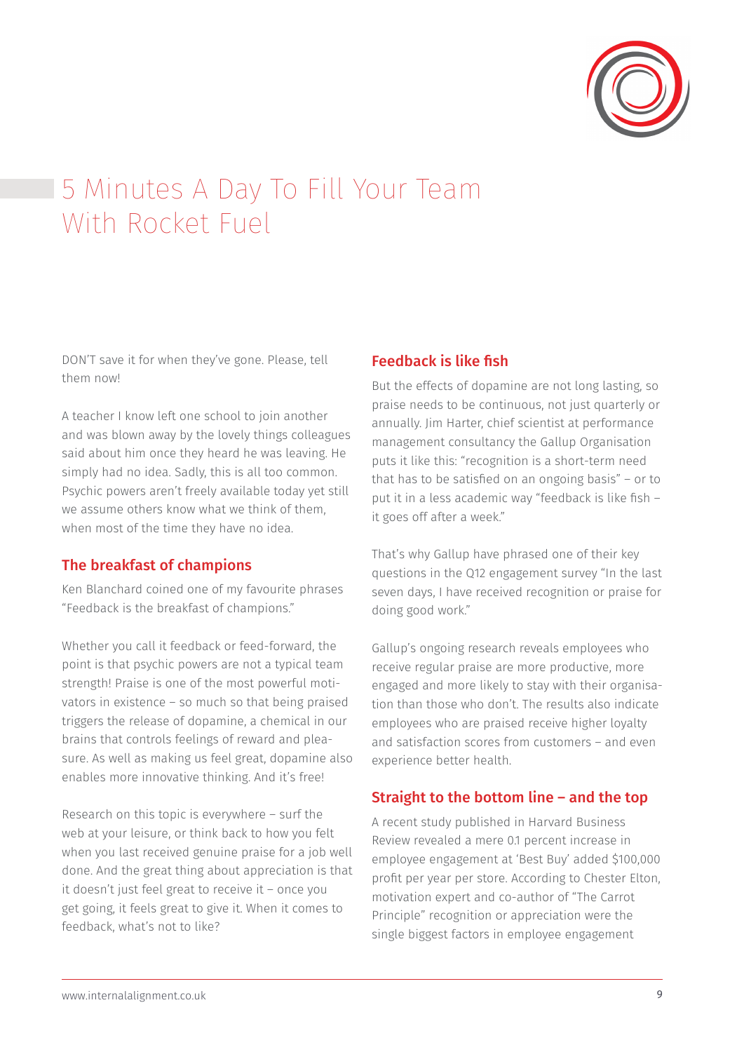# 5 Minutes A Day To Fill Your Team With Rocket Fuel

DON'T save it for when they've gone. Please, tell them now!

A teacher I know left one school to join another and was blown away by the lovely things colleagues said about him once they heard he was leaving. He simply had no idea. Sadly, this is all too common. Psychic powers aren't freely available today yet still we assume others know what we think of them, when most of the time they have no idea.

## The breakfast of champions

Ken Blanchard coined one of my favourite phrases "Feedback is the breakfast of champions."

Whether you call it feedback or feed-forward, the point is that psychic powers are not a typical team strength! Praise is one of the most powerful motivators in existence – so much so that being praised triggers the release of dopamine, a chemical in our brains that controls feelings of reward and pleasure. As well as making us feel great, dopamine also enables more innovative thinking. And it's free!

Research on this topic is everywhere – surf the web at your leisure, or think back to how you felt when you last received genuine praise for a job well done. And the great thing about appreciation is that it doesn't just feel great to receive it – once you get going, it feels great to give it. When it comes to feedback, what's not to like?

## Feedback is like fish

But the effects of dopamine are not long lasting, so praise needs to be continuous, not just quarterly or annually. Jim Harter, chief scientist at performance management consultancy the Gallup Organisation puts it like this: "recognition is a short-term need that has to be satisfied on an ongoing basis" – or to put it in a less academic way "feedback is like fish – it goes off after a week."

That's why Gallup have phrased one of their key questions in the Q12 engagement survey "In the last seven days, I have received recognition or praise for doing good work."

Gallup's ongoing research reveals employees who receive regular praise are more productive, more engaged and more likely to stay with their organisation than those who don't. The results also indicate employees who are praised receive higher loyalty and satisfaction scores from customers – and even experience better health.

## Straight to the bottom line – and the top

A recent study published in Harvard Business Review revealed a mere 0.1 percent increase in employee engagement at 'Best Buy' added $100,000 profit per year per store. According to Chester Elton, motivation expert and co-author of "The Carrot Principle" recognition or appreciation were the single biggest factors in employee engagement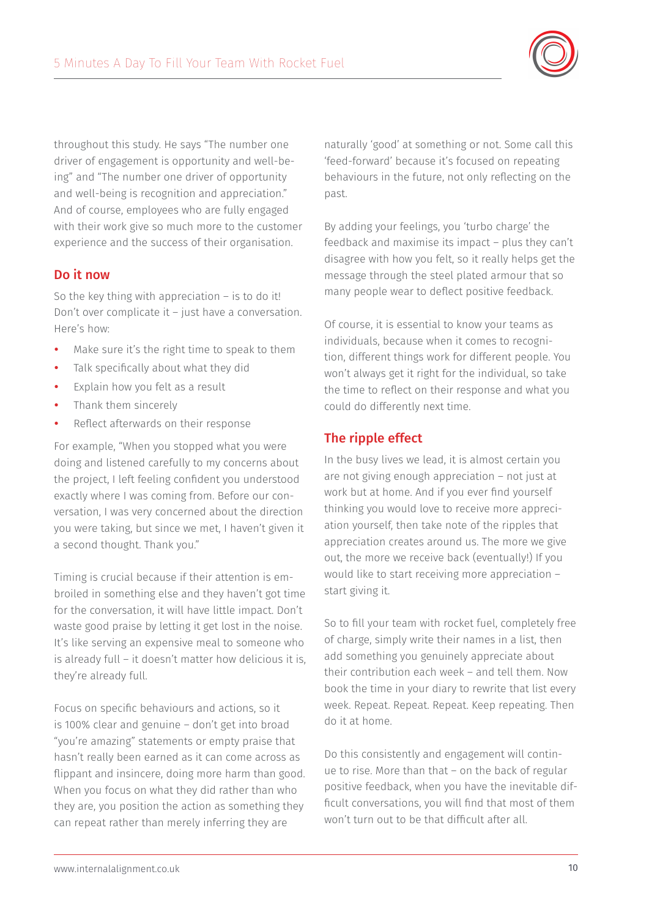throughout this study. He says "The number one driver of engagement is opportunity and well-being" and "The number one driver of opportunity and well-being is recognition and appreciation." And of course, employees who are fully engaged with their work give so much more to the customer experience and the success of their organisation.

## Do it now

So the key thing with appreciation – is to do it! Don't over complicate it – just have a conversation. Here's how:

- Make sure it's the right time to speak to them
- Talk specifically about what they did
- Explain how you felt as a result
- Thank them sincerely
- Reflect afterwards on their response

For example, "When you stopped what you were doing and listened carefully to my concerns about the project, I left feeling confident you understood exactly where I was coming from. Before our conversation, I was very concerned about the direction you were taking, but since we met, I haven't given it a second thought. Thank you."

Timing is crucial because if their attention is embroiled in something else and they haven't got time for the conversation, it will have little impact. Don't waste good praise by letting it get lost in the noise. It's like serving an expensive meal to someone who is already full – it doesn't matter how delicious it is, they're already full.

Focus on specific behaviours and actions, so it is 100% clear and genuine – don't get into broad "you're amazing" statements or empty praise that hasn't really been earned as it can come across as flippant and insincere, doing more harm than good. When you focus on what they did rather than who they are, you position the action as something they can repeat rather than merely inferring they are naturally 'good' at something or not. Some call this 'feed-forward' because it's focused on repeating behaviours in the future, not only reflecting on the past.

By adding your feelings, you 'turbo charge' the feedback and maximise its impact – plus they can't disagree with how you felt, so it really helps get the message through the steel plated armour that so many people wear to deflect positive feedback.

Of course, it is essential to know your teams as individuals, because when it comes to recognition, different things work for different people. You won't always get it right for the individual, so take the time to reflect on their response and what you could do differently next time.

## The ripple effect

In the busy lives we lead, it is almost certain you are not giving enough appreciation – not just at work but at home. And if you ever find yourself thinking you would love to receive more appreciation yourself, then take note of the ripples that appreciation creates around us. The more we give out, the more we receive back (eventually!) If you would like to start receiving more appreciation – start giving it.

So to fill your team with rocket fuel, completely free of charge, simply write their names in a list, then add something you genuinely appreciate about their contribution each week – and tell them. Now book the time in your diary to rewrite that list every week. Repeat. Repeat. Repeat. Keep repeating. Then do it at home.

Do this consistently and engagement will continue to rise. More than that – on the back of regular positive feedback, when you have the inevitable difficult conversations, you will find that most of them won't turn out to be that difficult after all.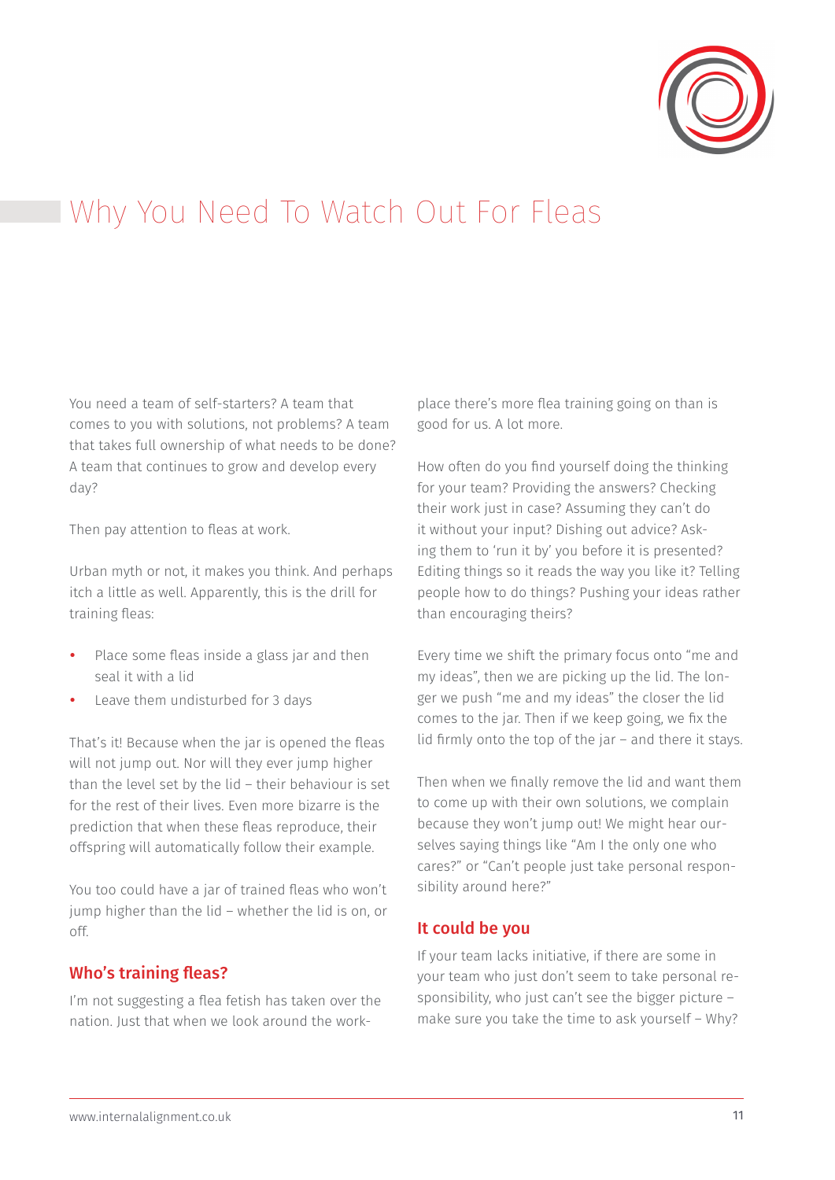# Why You Need To Watch Out For Fleas

You need a team of self-starters? A team that comes to you with solutions, not problems? A team that takes full ownership of what needs to be done? A team that continues to grow and develop every day?

Then pay attention to fleas at work.

Urban myth or not, it makes you think. And perhaps itch a little as well. Apparently, this is the drill for training fleas:

- Place some fleas inside a glass jar and then seal it with a lid
- Leave them undisturbed for 3 days

That's it! Because when the jar is opened the fleas will not jump out. Nor will they ever jump higher than the level set by the lid – their behaviour is set for the rest of their lives. Even more bizarre is the prediction that when these fleas reproduce, their offspring will automatically follow their example.

You too could have a jar of trained fleas who won't jump higher than the lid – whether the lid is on, or off.

## Who's training fleas?

I'm not suggesting a flea fetish has taken over the nation. Just that when we look around the workplace there's more flea training going on than is good for us. A lot more.

How often do you find yourself doing the thinking for your team? Providing the answers? Checking their work just in case? Assuming they can't do it without your input? Dishing out advice? Asking them to 'run it by' you before it is presented? Editing things so it reads the way you like it? Telling people how to do things? Pushing your ideas rather than encouraging theirs?

Every time we shift the primary focus onto "me and my ideas", then we are picking up the lid. The longer we push "me and my ideas" the closer the lid comes to the jar. Then if we keep going, we fix the lid firmly onto the top of the jar – and there it stays.

Then when we finally remove the lid and want them to come up with their own solutions, we complain because they won't jump out! We might hear ourselves saying things like "Am I the only one who cares?" or "Can't people just take personal responsibility around here?"

## It could be you

If your team lacks initiative, if there are some in your team who just don't seem to take personal responsibility, who just can't see the bigger picture – make sure you take the time to ask yourself – Why?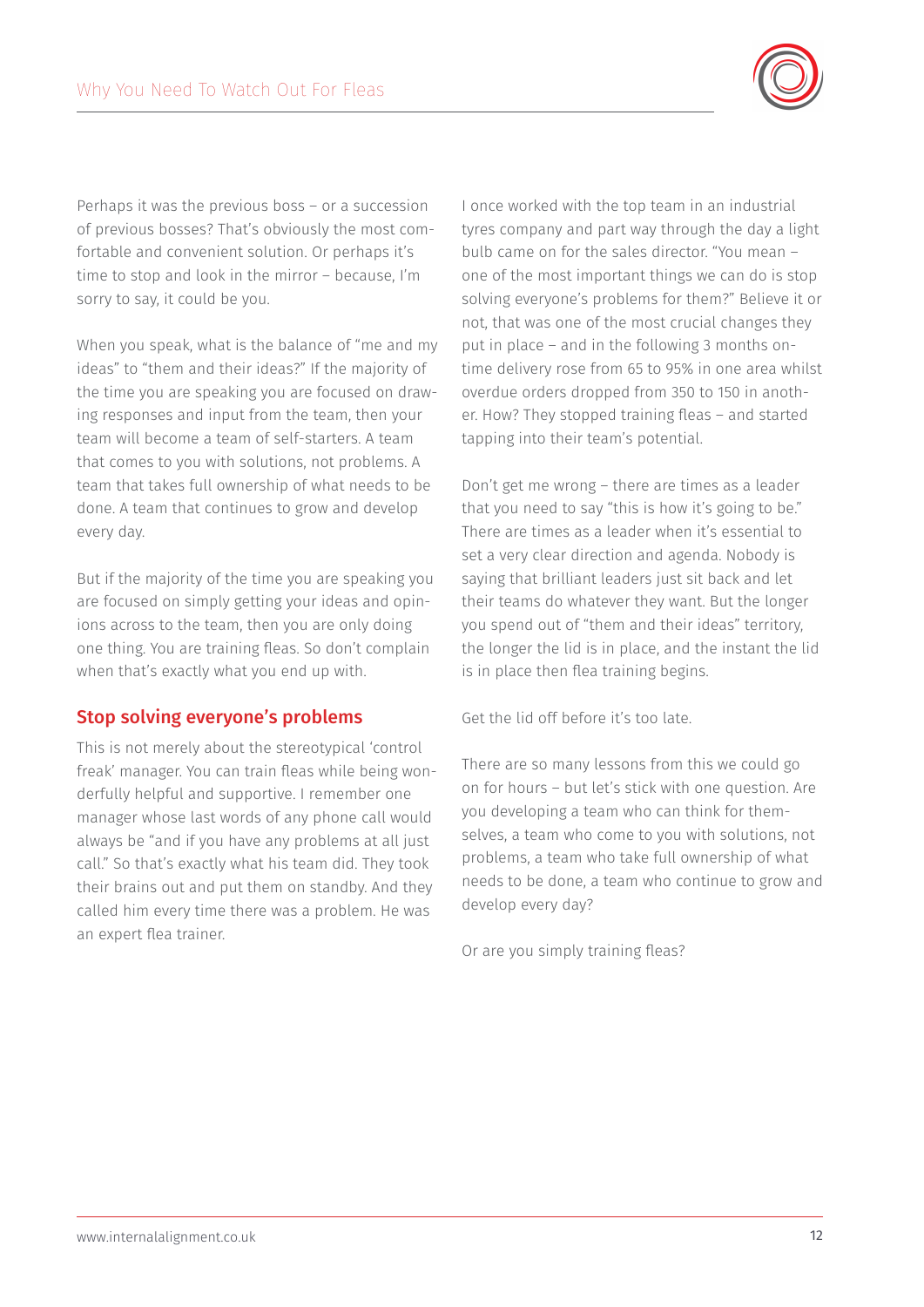Perhaps it was the previous boss – or a succession of previous bosses? That's obviously the most comfortable and convenient solution. Or perhaps it's time to stop and look in the mirror – because, I'm sorry to say, it could be you.

When you speak, what is the balance of "me and my ideas" to "them and their ideas?" If the majority of the time you are speaking you are focused on drawing responses and input from the team, then your team will become a team of self-starters. A team that comes to you with solutions, not problems. A team that takes full ownership of what needs to be done. A team that continues to grow and develop every day.

But if the majority of the time you are speaking you are focused on simply getting your ideas and opinions across to the team, then you are only doing one thing. You are training fleas. So don't complain when that's exactly what you end up with.

## Stop solving everyone's problems

This is not merely about the stereotypical 'control freak' manager. You can train fleas while being wonderfully helpful and supportive. I remember one manager whose last words of any phone call would always be "and if you have any problems at all just call." So that's exactly what his team did. They took their brains out and put them on standby. And they called him every time there was a problem. He was an expert flea trainer.

I once worked with the top team in an industrial tyres company and part way through the day a light bulb came on for the sales director. "You mean – one of the most important things we can do is stop solving everyone's problems for them?" Believe it or not, that was one of the most crucial changes they put in place – and in the following 3 months on-time delivery rose from 65 to 95% in one area whilst overdue orders dropped from 350 to 150 in another. How? They stopped training fleas – and started tapping into their team's potential.

Don't get me wrong – there are times as a leader that you need to say "this is how it's going to be." There are times as a leader when it's essential to set a very clear direction and agenda. Nobody is saying that brilliant leaders just sit back and let their teams do whatever they want. But the longer you spend out of "them and their ideas" territory, the longer the lid is in place, and the instant the lid is in place then flea training begins.

Get the lid off before it's too late.

There are so many lessons from this we could go on for hours – but let's stick with one question. Are you developing a team who can think for themselves, a team who come to you with solutions, not problems, a team who take full ownership of what needs to be done, a team who continue to grow and develop every day?

Or are you simply training fleas?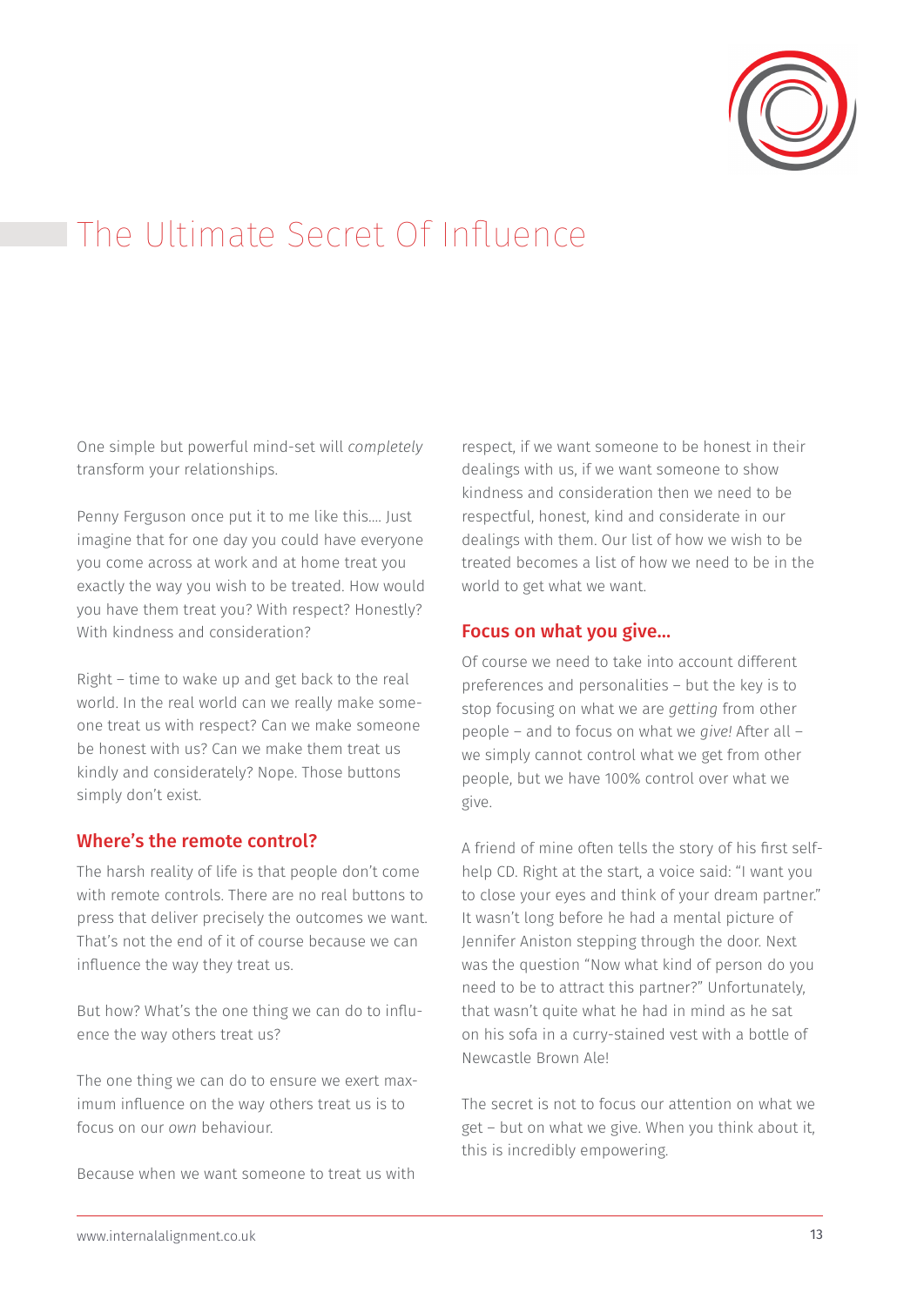# The Ultimate Secret Of Influence

One simple but powerful mind-set will *completely* transform your relationships.

Penny Ferguson once put it to me like this…. Just imagine that for one day you could have everyone you come across at work and at home treat you exactly the way you wish to be treated. How would you have them treat you? With respect? Honestly? With kindness and consideration?

Right – time to wake up and get back to the real world. In the real world can we really make someone treat us with respect? Can we make someone be honest with us? Can we make them treat us kindly and considerately? Nope. Those buttons simply don't exist.

## Where's the remote control?

The harsh reality of life is that people don't come with remote controls. There are no real buttons to press that deliver precisely the outcomes we want. That's not the end of it of course because we can influence the way they treat us.

But how? What's the one thing we can do to influence the way others treat us?

The one thing we can do to ensure we exert maximum influence on the way others treat us is to focus on our *own* behaviour.

Because when we want someone to treat us with respect, if we want someone to be honest in their dealings with us, if we want someone to show kindness and consideration then we need to be respectful, honest, kind and considerate in our dealings with them. Our list of how we wish to be treated becomes a list of how we need to be in the world to get what we want.

## Focus on what you give…

Of course we need to take into account different preferences and personalities – but the key is to stop focusing on what we are *getting* from other people – and to focus on what we *give!* After all – we simply cannot control what we get from other people, but we have 100% control over what we give.

A friend of mine often tells the story of his first self-help CD. Right at the start, a voice said: "I want you to close your eyes and think of your dream partner." It wasn't long before he had a mental picture of Jennifer Aniston stepping through the door. Next was the question "Now what kind of person do you need to be to attract this partner?" Unfortunately, that wasn't quite what he had in mind as he sat on his sofa in a curry-stained vest with a bottle of Newcastle Brown Ale!

The secret is not to focus our attention on what we get – but on what we give. When you think about it, this is incredibly empowering.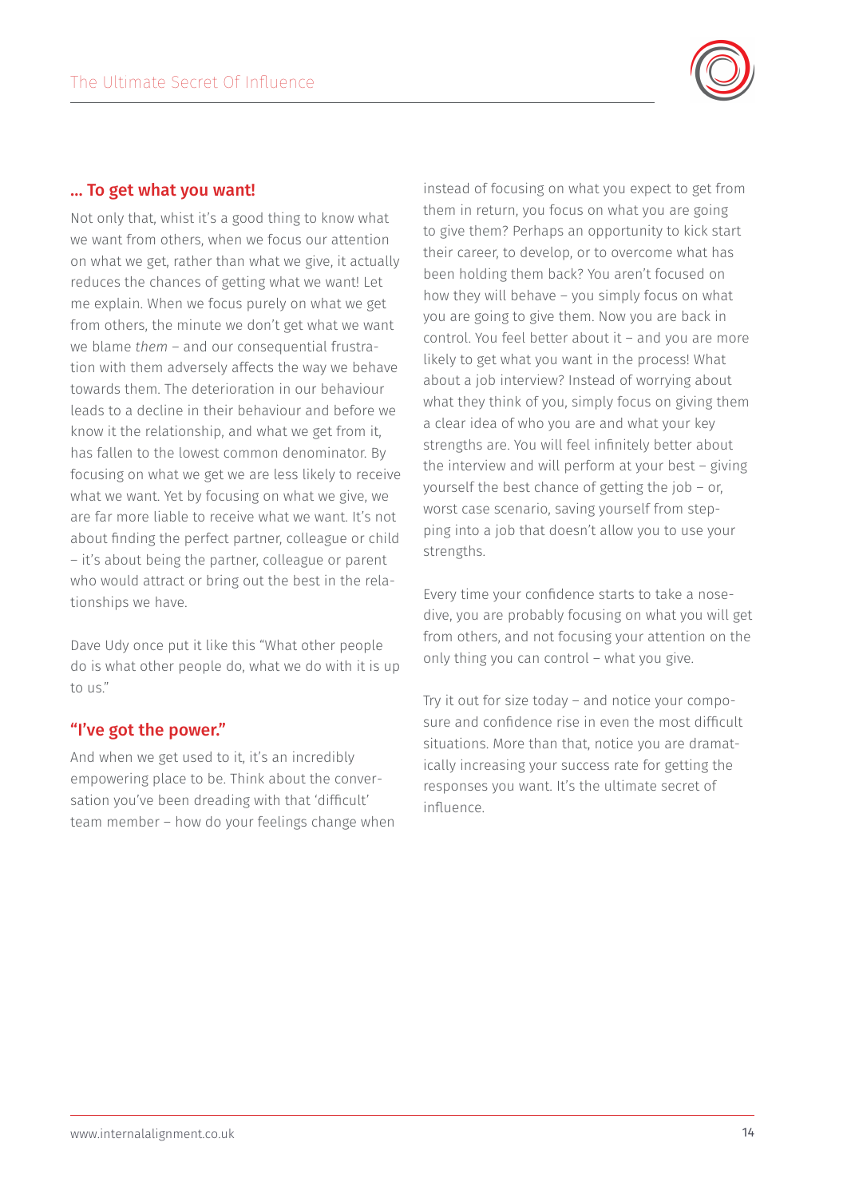## ... To get what you want!

Not only that, whist it's a good thing to know what we want from others, when we focus our attention on what we get, rather than what we give, it actually reduces the chances of getting what we want! Let me explain. When we focus purely on what we get from others, the minute we don't get what we want we blame *them* – and our consequential frustration with them adversely affects the way we behave towards them. The deterioration in our behaviour leads to a decline in their behaviour and before we know it the relationship, and what we get from it, has fallen to the lowest common denominator. By focusing on what we get we are less likely to receive what we want. Yet by focusing on what we give, we are far more liable to receive what we want. It's not about finding the perfect partner, colleague or child – it's about being the partner, colleague or parent who would attract or bring out the best in the relationships we have.

Dave Udy once put it like this "What other people do is what other people do, what we do with it is up to us."

## "I've got the power."

And when we get used to it, it's an incredibly empowering place to be. Think about the conversation you've been dreading with that 'difficult' team member – how do your feelings change when instead of focusing on what you expect to get from them in return, you focus on what you are going to give them? Perhaps an opportunity to kick start their career, to develop, or to overcome what has been holding them back? You aren't focused on how they will behave – you simply focus on what you are going to give them. Now you are back in control. You feel better about it – and you are more likely to get what you want in the process! What about a job interview? Instead of worrying about what they think of you, simply focus on giving them a clear idea of who you are and what your key strengths are. You will feel infinitely better about the interview and will perform at your best – giving yourself the best chance of getting the job – or, worst case scenario, saving yourself from stepping into a job that doesn't allow you to use your strengths.

Every time your confidence starts to take a nosedive, you are probably focusing on what you will get from others, and not focusing your attention on the only thing you can control – what you give.

Try it out for size today – and notice your composure and confidence rise in even the most difficult situations. More than that, notice you are dramatically increasing your success rate for getting the responses you want. It's the ultimate secret of influence.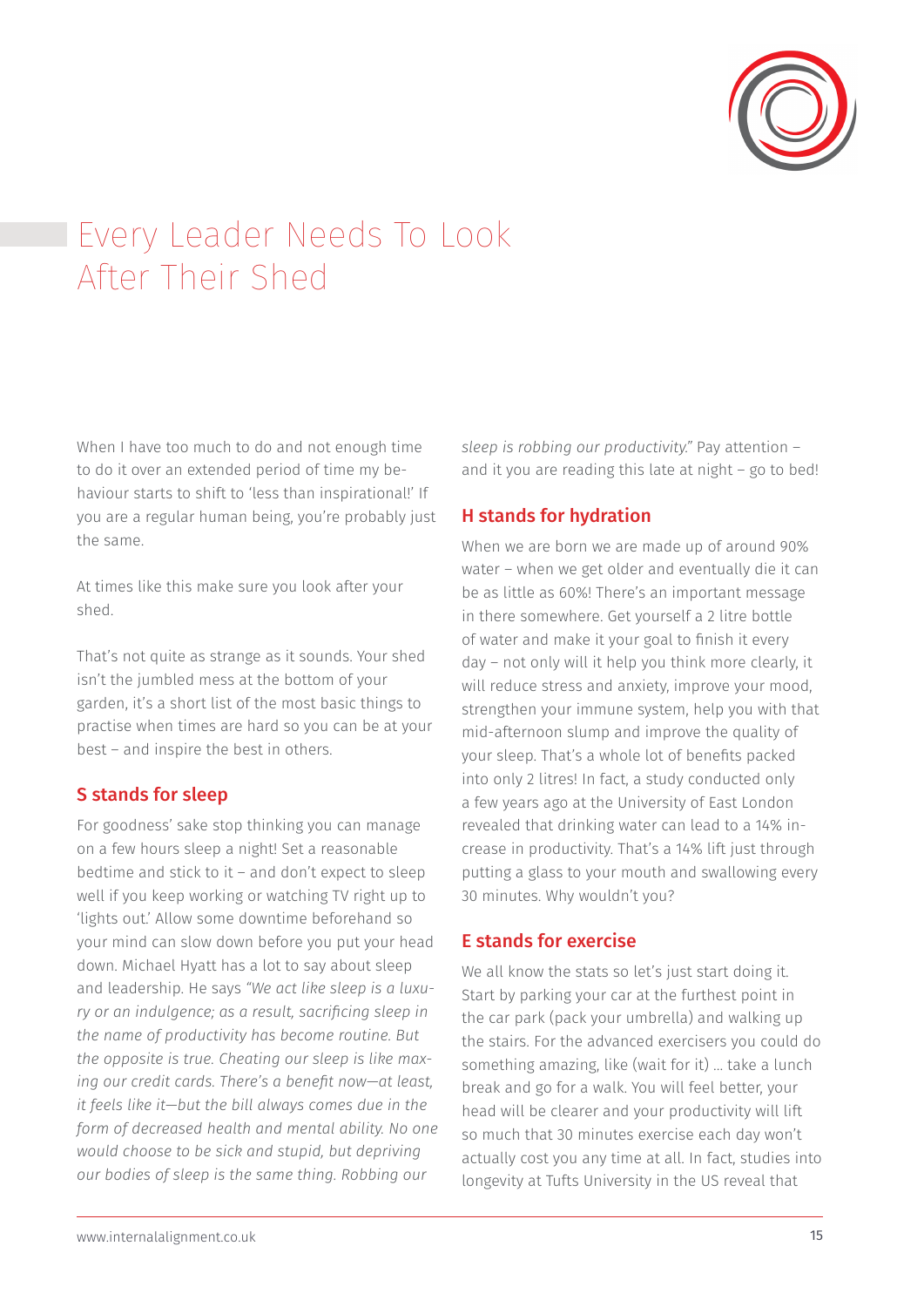# Every Leader Needs To Look After Their Shed

When I have too much to do and not enough time to do it over an extended period of time my behaviour starts to shift to 'less than inspirational!' If you are a regular human being, you're probably just the same.

At times like this make sure you look after your shed.

That's not quite as strange as it sounds. Your shed isn't the jumbled mess at the bottom of your garden, it's a short list of the most basic things to practise when times are hard so you can be at your best – and inspire the best in others.

## S stands for sleep

For goodness' sake stop thinking you can manage on a few hours sleep a night! Set a reasonable bedtime and stick to it – and don't expect to sleep well if you keep working or watching TV right up to 'lights out.' Allow some downtime beforehand so your mind can slow down before you put your head down. Michael Hyatt has a lot to say about sleep and leadership. He says *"We act like sleep is a luxury or an indulgence; as a result, sacrificing sleep in the name of productivity has become routine. But the opposite is true. Cheating our sleep is like maxing our credit cards. There's a benefit now—at least, it feels like it—but the bill always comes due in the form of decreased health and mental ability. No one would choose to be sick and stupid, but depriving our bodies of sleep is the same thing. Robbing our sleep is robbing our productivity."* Pay attention – and it you are reading this late at night – go to bed!

## H stands for hydration

When we are born we are made up of around 90% water – when we get older and eventually die it can be as little as 60%! There's an important message in there somewhere. Get yourself a 2 litre bottle of water and make it your goal to finish it every day – not only will it help you think more clearly, it will reduce stress and anxiety, improve your mood, strengthen your immune system, help you with that mid-afternoon slump and improve the quality of your sleep. That's a whole lot of benefits packed into only 2 litres! In fact, a study conducted only a few years ago at the University of East London revealed that drinking water can lead to a 14% increase in productivity. That's a 14% lift just through putting a glass to your mouth and swallowing every 30 minutes. Why wouldn't you?

## E stands for exercise

We all know the stats so let's just start doing it. Start by parking your car at the furthest point in the car park (pack your umbrella) and walking up the stairs. For the advanced exercisers you could do something amazing, like (wait for it) … take a lunch break and go for a walk. You will feel better, your head will be clearer and your productivity will lift so much that 30 minutes exercise each day won't actually cost you any time at all. In fact, studies into longevity at Tufts University in the US reveal that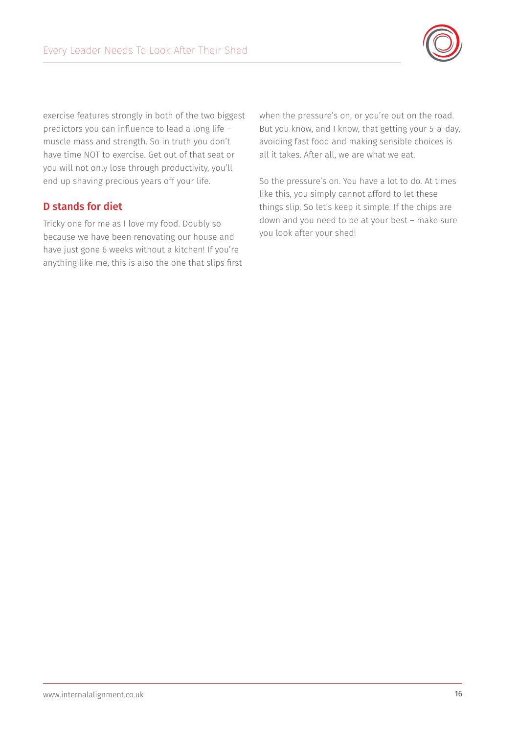exercise features strongly in both of the two biggest predictors you can influence to lead a long life – muscle mass and strength. So in truth you don't have time NOT to exercise. Get out of that seat or you will not only lose through productivity, you'll end up shaving precious years off your life.

## D stands for diet

Tricky one for me as I love my food. Doubly so because we have been renovating our house and have just gone 6 weeks without a kitchen! If you're anything like me, this is also the one that slips first when the pressure's on, or you're out on the road. But you know, and I know, that getting your 5-a-day, avoiding fast food and making sensible choices is all it takes. After all, we are what we eat.

So the pressure's on. You have a lot to do. At times like this, you simply cannot afford to let these things slip. So let's keep it simple. If the chips are down and you need to be at your best – make sure you look after your shed!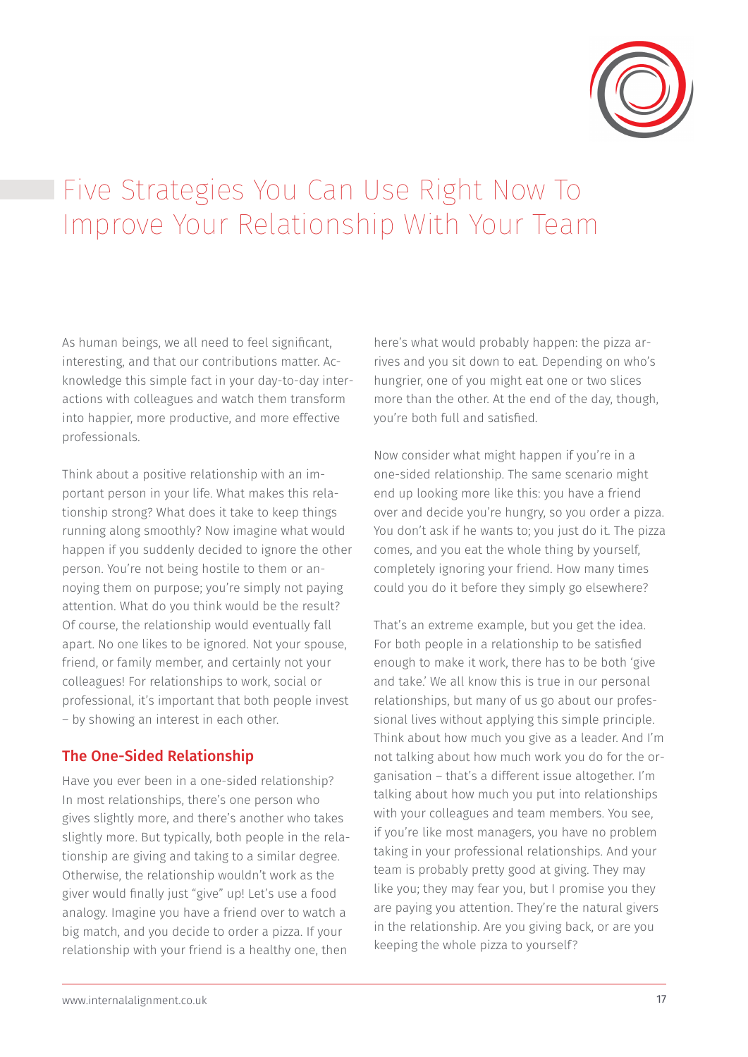# Five Strategies You Can Use Right Now To Improve Your Relationship With Your Team

As human beings, we all need to feel significant, interesting, and that our contributions matter. Acknowledge this simple fact in your day-to-day interactions with colleagues and watch them transform into happier, more productive, and more effective professionals.

Think about a positive relationship with an important person in your life. What makes this relationship strong? What does it take to keep things running along smoothly? Now imagine what would happen if you suddenly decided to ignore the other person. You're not being hostile to them or annoying them on purpose; you're simply not paying attention. What do you think would be the result? Of course, the relationship would eventually fall apart. No one likes to be ignored. Not your spouse, friend, or family member, and certainly not your colleagues! For relationships to work, social or professional, it's important that both people invest – by showing an interest in each other.

## The One-Sided Relationship

Have you ever been in a one-sided relationship? In most relationships, there's one person who gives slightly more, and there's another who takes slightly more. But typically, both people in the relationship are giving and taking to a similar degree. Otherwise, the relationship wouldn't work as the giver would finally just "give" up! Let's use a food analogy. Imagine you have a friend over to watch a big match, and you decide to order a pizza. If your relationship with your friend is a healthy one, then here's what would probably happen: the pizza arrives and you sit down to eat. Depending on who's hungrier, one of you might eat one or two slices more than the other. At the end of the day, though, you're both full and satisfied.

Now consider what might happen if you're in a one-sided relationship. The same scenario might end up looking more like this: you have a friend over and decide you're hungry, so you order a pizza. You don't ask if he wants to; you just do it. The pizza comes, and you eat the whole thing by yourself, completely ignoring your friend. How many times could you do it before they simply go elsewhere?

That's an extreme example, but you get the idea. For both people in a relationship to be satisfied enough to make it work, there has to be both 'give and take.' We all know this is true in our personal relationships, but many of us go about our professional lives without applying this simple principle. Think about how much you give as a leader. And I'm not talking about how much work you do for the organisation – that's a different issue altogether. I'm talking about how much you put into relationships with your colleagues and team members. You see, if you're like most managers, you have no problem taking in your professional relationships. And your team is probably pretty good at giving. They may like you; they may fear you, but I promise you they are paying you attention. They're the natural givers in the relationship. Are you giving back, or are you keeping the whole pizza to yourself?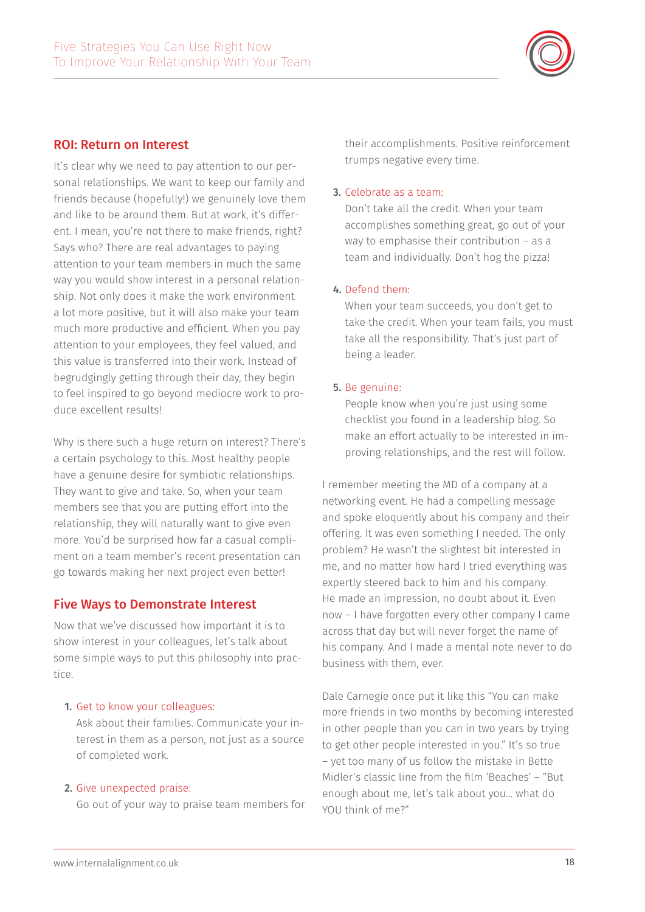## ROI: Return on Interest

It's clear why we need to pay attention to our personal relationships. We want to keep our family and friends because (hopefully!) we genuinely love them and like to be around them. But at work, it's different. I mean, you're not there to make friends, right? Says who? There are real advantages to paying attention to your team members in much the same way you would show interest in a personal relationship. Not only does it make the work environment a lot more positive, but it will also make your team much more productive and efficient. When you pay attention to your employees, they feel valued, and this value is transferred into their work. Instead of begrudgingly getting through their day, they begin to feel inspired to go beyond mediocre work to produce excellent results!

Why is there such a huge return on interest? There's a certain psychology to this. Most healthy people have a genuine desire for symbiotic relationships. They want to give and take. So, when your team members see that you are putting effort into the relationship, they will naturally want to give even more. You'd be surprised how far a casual compliment on a team member's recent presentation can go towards making her next project even better!

## Five Ways to Demonstrate Interest

Now that we've discussed how important it is to show interest in your colleagues, let's talk about some simple ways to put this philosophy into practice.

1. Get to know your colleagues:
   Ask about their families. Communicate your interest in them as a person, not just as a source of completed work.

2. Give unexpected praise:
   Go out of your way to praise team members for their accomplishments. Positive reinforcement trumps negative every time.

3. Celebrate as a team:
   Don't take all the credit. When your team accomplishes something great, go out of your way to emphasise their contribution – as a team and individually. Don't hog the pizza!

4. Defend them:
   When your team succeeds, you don't get to take the credit. When your team fails, you must take all the responsibility. That's just part of being a leader.

5. Be genuine:
   People know when you're just using some checklist you found in a leadership blog. So make an effort actually to be interested in improving relationships, and the rest will follow.

I remember meeting the MD of a company at a networking event. He had a compelling message and spoke eloquently about his company and their offering. It was even something I needed. The only problem? He wasn't the slightest bit interested in me, and no matter how hard I tried everything was expertly steered back to him and his company. He made an impression, no doubt about it. Even now – I have forgotten every other company I came across that day but will never forget the name of his company. And I made a mental note never to do business with them, ever.

Dale Carnegie once put it like this "You can make more friends in two months by becoming interested in other people than you can in two years by trying to get other people interested in you." It's so true – yet too many of us follow the mistake in Bette Midler's classic line from the film 'Beaches' – "But enough about me, let's talk about you… what do YOU think of me?"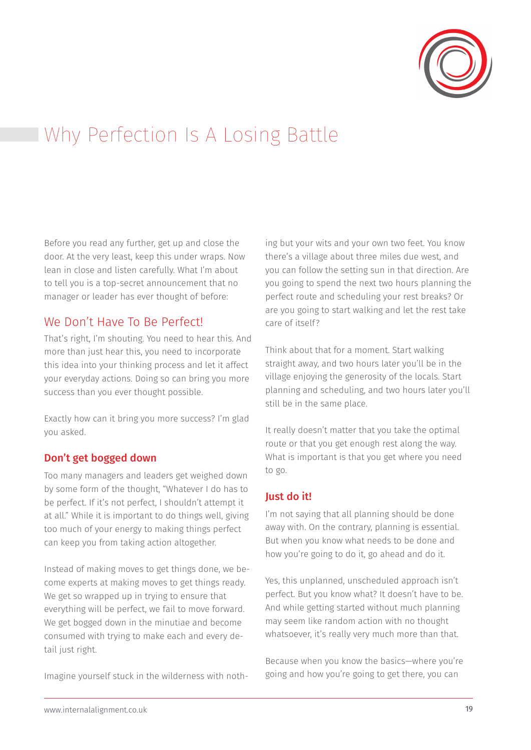# Why Perfection Is A Losing Battle

Before you read any further, get up and close the door. At the very least, keep this under wraps. Now lean in close and listen carefully. What I'm about to tell you is a top-secret announcement that no manager or leader has ever thought of before:

## We Don't Have To Be Perfect!

That's right, I'm shouting. You need to hear this. And more than just hear this, you need to incorporate this idea into your thinking process and let it affect your everyday actions. Doing so can bring you more success than you ever thought possible.

Exactly how can it bring you more success? I'm glad you asked.

### Don't get bogged down

Too many managers and leaders get weighed down by some form of the thought, "Whatever I do has to be perfect. If it's not perfect, I shouldn't attempt it at all." While it is important to do things well, giving too much of your energy to making things perfect can keep you from taking action altogether.

Instead of making moves to get things done, we become experts at making moves to get things ready. We get so wrapped up in trying to ensure that everything will be perfect, we fail to move forward. We get bogged down in the minutiae and become consumed with trying to make each and every detail just right.

Imagine yourself stuck in the wilderness with nothing but your wits and your own two feet. You know there's a village about three miles due west, and you can follow the setting sun in that direction. Are you going to spend the next two hours planning the perfect route and scheduling your rest breaks? Or are you going to start walking and let the rest take care of itself?

Think about that for a moment. Start walking straight away, and two hours later you'll be in the village enjoying the generosity of the locals. Start planning and scheduling, and two hours later you'll still be in the same place.

It really doesn't matter that you take the optimal route or that you get enough rest along the way. What is important is that you get where you need to go.

### Just do it!

I'm not saying that all planning should be done away with. On the contrary, planning is essential. But when you know what needs to be done and how you're going to do it, go ahead and do it.

Yes, this unplanned, unscheduled approach isn't perfect. But you know what? It doesn't have to be. And while getting started without much planning may seem like random action with no thought whatsoever, it's really very much more than that.

Because when you know the basics—where you're going and how you're going to get there, you can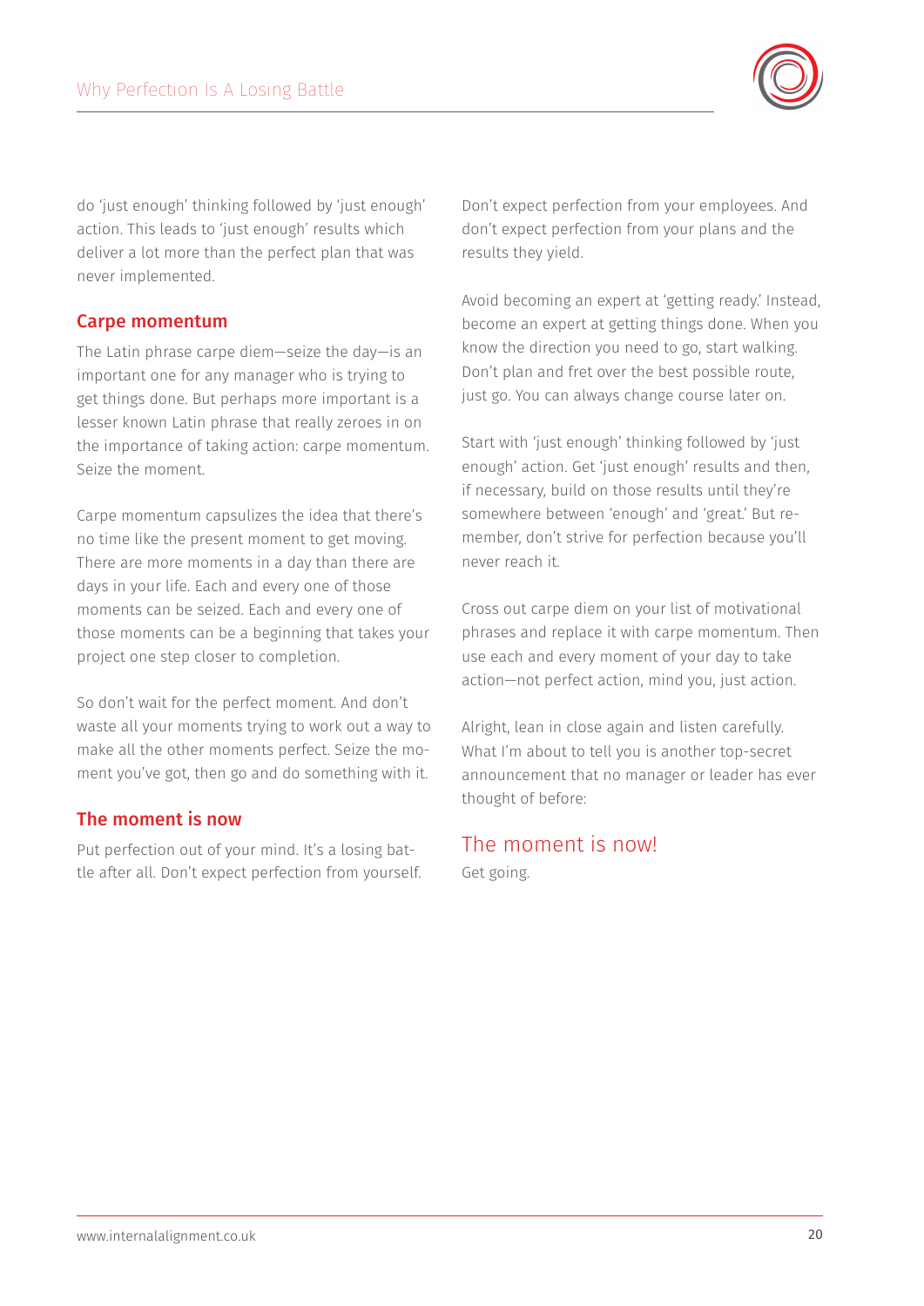do 'just enough' thinking followed by 'just enough' action. This leads to 'just enough' results which deliver a lot more than the perfect plan that was never implemented.

## Carpe momentum

The Latin phrase carpe diem—seize the day—is an important one for any manager who is trying to get things done. But perhaps more important is a lesser known Latin phrase that really zeroes in on the importance of taking action: carpe momentum. Seize the moment.

Carpe momentum capsulizes the idea that there's no time like the present moment to get moving. There are more moments in a day than there are days in your life. Each and every one of those moments can be seized. Each and every one of those moments can be a beginning that takes your project one step closer to completion.

So don't wait for the perfect moment. And don't waste all your moments trying to work out a way to make all the other moments perfect. Seize the moment you've got, then go and do something with it.

## The moment is now

Put perfection out of your mind. It's a losing battle after all. Don't expect perfection from yourself. Don't expect perfection from your employees. And don't expect perfection from your plans and the results they yield.

Avoid becoming an expert at 'getting ready.' Instead, become an expert at getting things done. When you know the direction you need to go, start walking. Don't plan and fret over the best possible route, just go. You can always change course later on.

Start with 'just enough' thinking followed by 'just enough' action. Get 'just enough' results and then, if necessary, build on those results until they're somewhere between 'enough' and 'great.' But remember, don't strive for perfection because you'll never reach it.

Cross out carpe diem on your list of motivational phrases and replace it with carpe momentum. Then use each and every moment of your day to take action—not perfect action, mind you, just action.

Alright, lean in close again and listen carefully. What I'm about to tell you is another top-secret announcement that no manager or leader has ever thought of before:

## The moment is now!

Get going.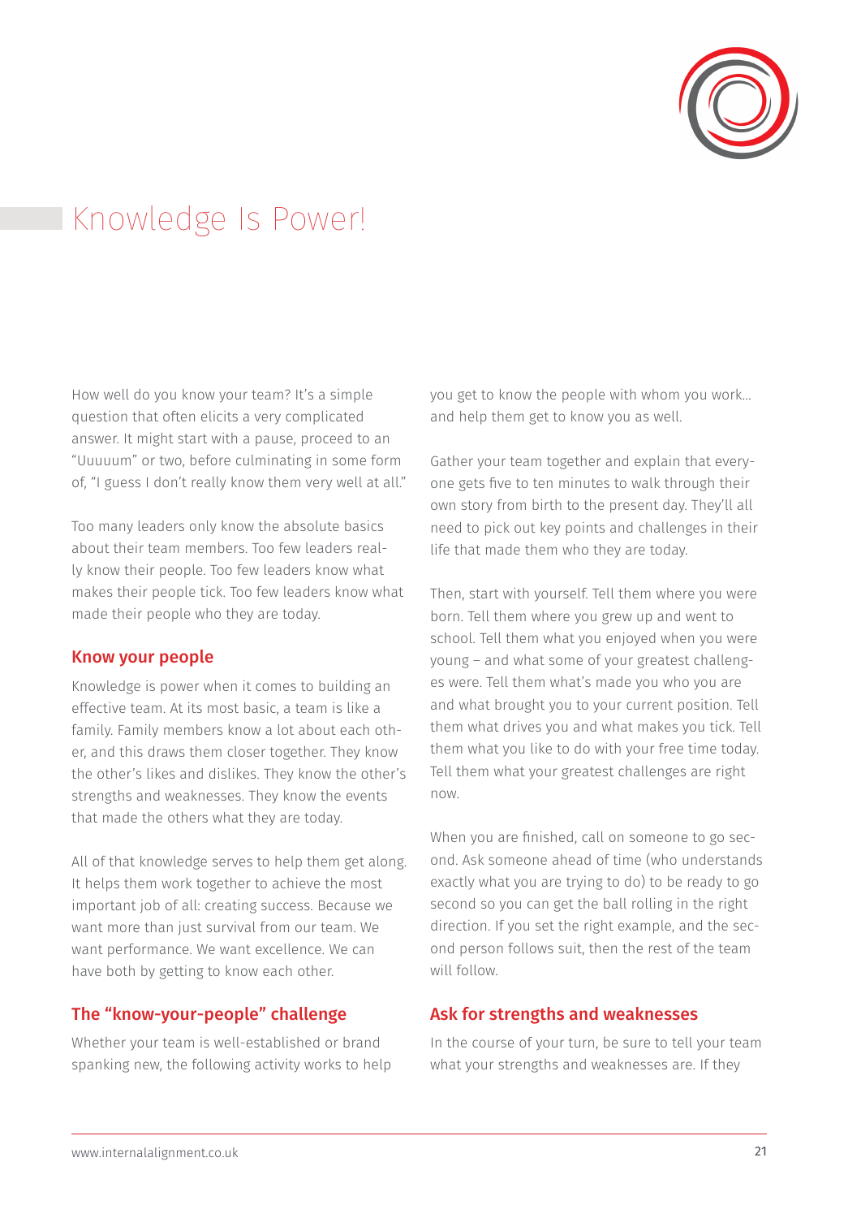# Knowledge Is Power!

How well do you know your team? It's a simple question that often elicits a very complicated answer. It might start with a pause, proceed to an "Uuuuum" or two, before culminating in some form of, "I guess I don't really know them very well at all."

Too many leaders only know the absolute basics about their team members. Too few leaders really know their people. Too few leaders know what makes their people tick. Too few leaders know what made their people who they are today.

## Know your people

Knowledge is power when it comes to building an effective team. At its most basic, a team is like a family. Family members know a lot about each other, and this draws them closer together. They know the other's likes and dislikes. They know the other's strengths and weaknesses. They know the events that made the others what they are today.

All of that knowledge serves to help them get along. It helps them work together to achieve the most important job of all: creating success. Because we want more than just survival from our team. We want performance. We want excellence. We can have both by getting to know each other.

## The "know-your-people" challenge

Whether your team is well-established or brand spanking new, the following activity works to help you get to know the people with whom you work… and help them get to know you as well.

Gather your team together and explain that everyone gets five to ten minutes to walk through their own story from birth to the present day. They'll all need to pick out key points and challenges in their life that made them who they are today.

Then, start with yourself. Tell them where you were born. Tell them where you grew up and went to school. Tell them what you enjoyed when you were young – and what some of your greatest challenges were. Tell them what's made you who you are and what brought you to your current position. Tell them what drives you and what makes you tick. Tell them what you like to do with your free time today. Tell them what your greatest challenges are right now.

When you are finished, call on someone to go second. Ask someone ahead of time (who understands exactly what you are trying to do) to be ready to go second so you can get the ball rolling in the right direction. If you set the right example, and the second person follows suit, then the rest of the team will follow.

## Ask for strengths and weaknesses

In the course of your turn, be sure to tell your team what your strengths and weaknesses are. If they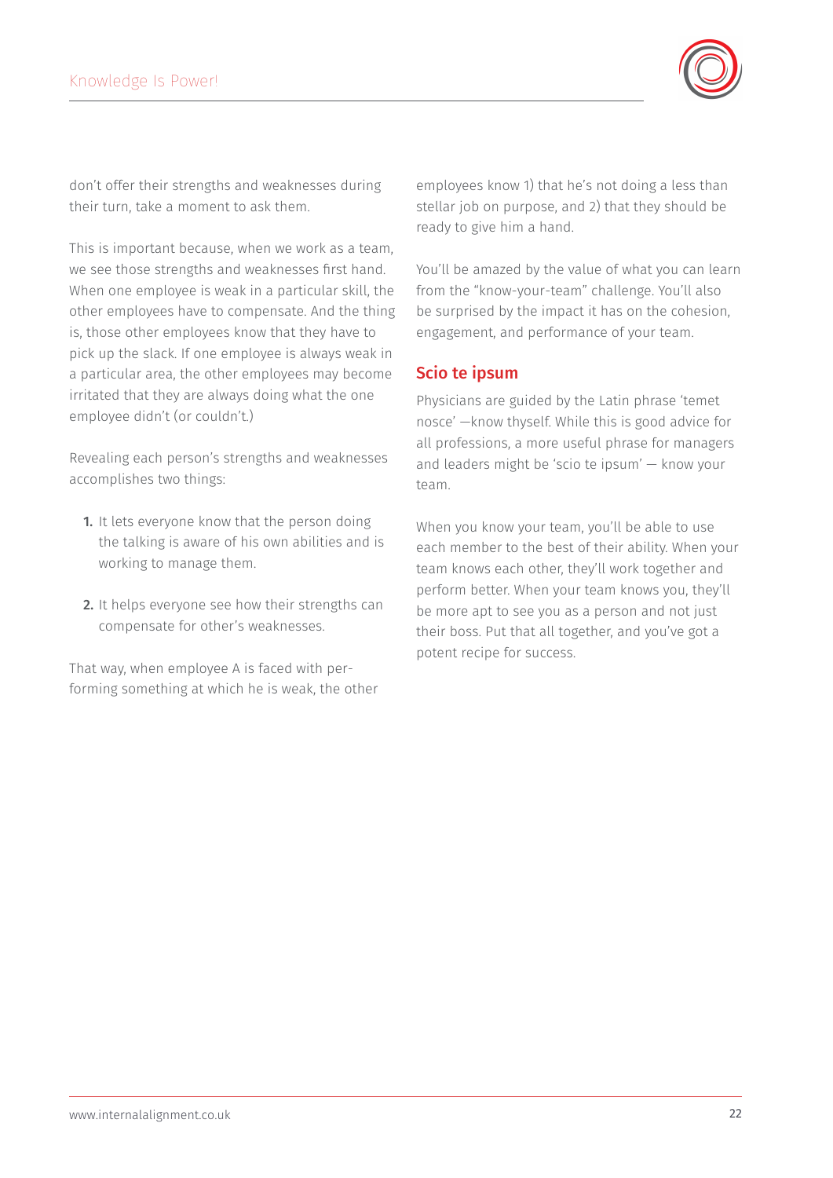don't offer their strengths and weaknesses during their turn, take a moment to ask them.

This is important because, when we work as a team, we see those strengths and weaknesses first hand. When one employee is weak in a particular skill, the other employees have to compensate. And the thing is, those other employees know that they have to pick up the slack. If one employee is always weak in a particular area, the other employees may become irritated that they are always doing what the one employee didn't (or couldn't.)

Revealing each person's strengths and weaknesses accomplishes two things:

1. It lets everyone know that the person doing the talking is aware of his own abilities and is working to manage them.
2. It helps everyone see how their strengths can compensate for other's weaknesses.

That way, when employee A is faced with performing something at which he is weak, the other employees know 1) that he's not doing a less than stellar job on purpose, and 2) that they should be ready to give him a hand.

You'll be amazed by the value of what you can learn from the "know-your-team" challenge. You'll also be surprised by the impact it has on the cohesion, engagement, and performance of your team.

## Scio te ipsum

Physicians are guided by the Latin phrase 'temet nosce' —know thyself. While this is good advice for all professions, a more useful phrase for managers and leaders might be 'scio te ipsum' — know your team.

When you know your team, you'll be able to use each member to the best of their ability. When your team knows each other, they'll work together and perform better. When your team knows you, they'll be more apt to see you as a person and not just their boss. Put that all together, and you've got a potent recipe for success.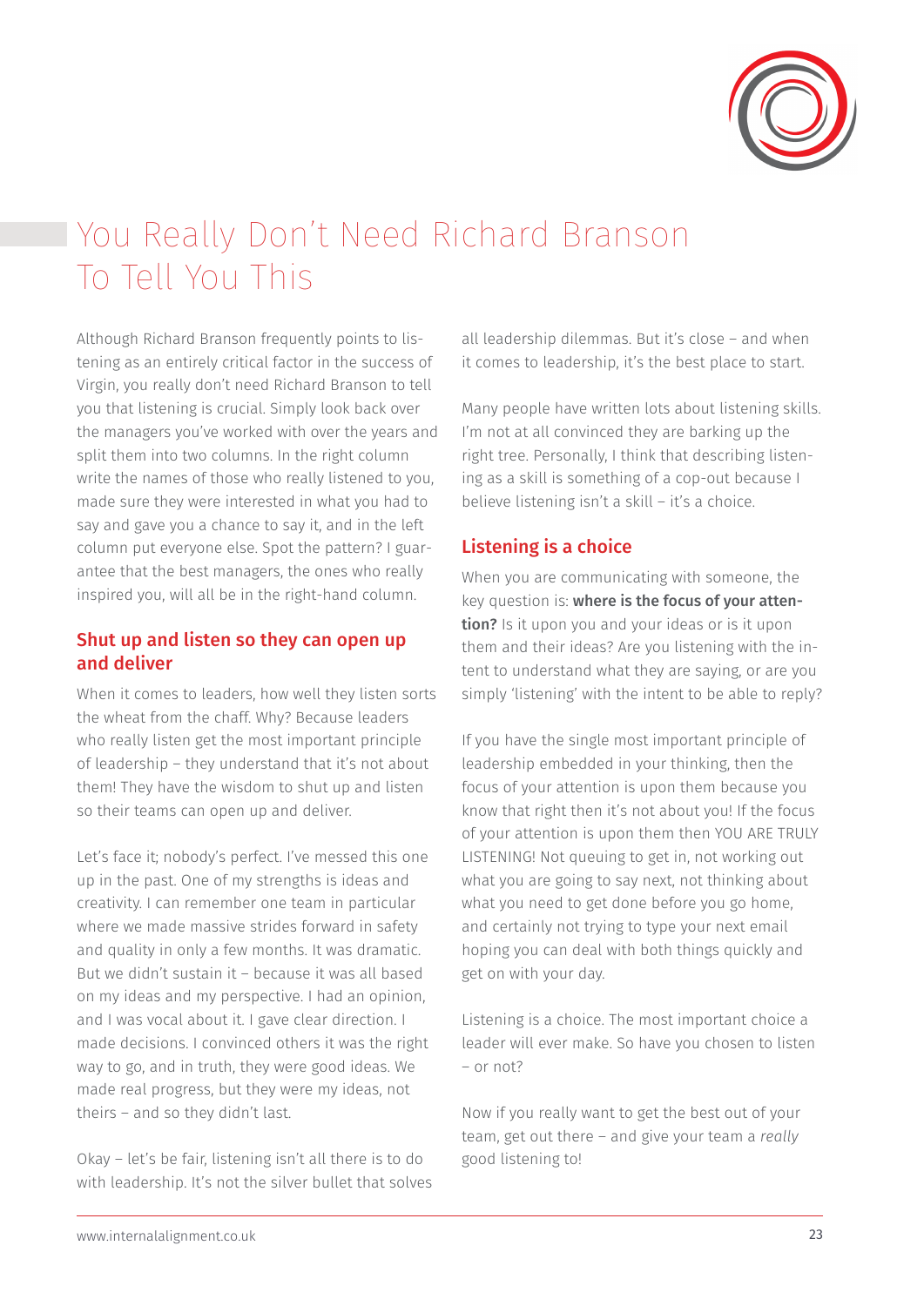# You Really Don't Need Richard Branson To Tell You This

Although Richard Branson frequently points to listening as an entirely critical factor in the success of Virgin, you really don't need Richard Branson to tell you that listening is crucial. Simply look back over the managers you've worked with over the years and split them into two columns. In the right column write the names of those who really listened to you, made sure they were interested in what you had to say and gave you a chance to say it, and in the left column put everyone else. Spot the pattern? I guarantee that the best managers, the ones who really inspired you, will all be in the right-hand column.

## Shut up and listen so they can open up and deliver

When it comes to leaders, how well they listen sorts the wheat from the chaff. Why? Because leaders who really listen get the most important principle of leadership – they understand that it's not about them! They have the wisdom to shut up and listen so their teams can open up and deliver.

Let's face it; nobody's perfect. I've messed this one up in the past. One of my strengths is ideas and creativity. I can remember one team in particular where we made massive strides forward in safety and quality in only a few months. It was dramatic. But we didn't sustain it – because it was all based on my ideas and my perspective. I had an opinion, and I was vocal about it. I gave clear direction. I made decisions. I convinced others it was the right way to go, and in truth, they were good ideas. We made real progress, but they were my ideas, not theirs – and so they didn't last.

Okay – let's be fair, listening isn't all there is to do with leadership. It's not the silver bullet that solves all leadership dilemmas. But it's close – and when it comes to leadership, it's the best place to start.

Many people have written lots about listening skills. I'm not at all convinced they are barking up the right tree. Personally, I think that describing listening as a skill is something of a cop-out because I believe listening isn't a skill – it's a choice.

## Listening is a choice

When you are communicating with someone, the key question is: **where is the focus of your attention?** Is it upon you and your ideas or is it upon them and their ideas? Are you listening with the intent to understand what they are saying, or are you simply 'listening' with the intent to be able to reply?

If you have the single most important principle of leadership embedded in your thinking, then the focus of your attention is upon them because you know that right then it's not about you! If the focus of your attention is upon them then YOU ARE TRULY LISTENING! Not queuing to get in, not working out what you are going to say next, not thinking about what you need to get done before you go home, and certainly not trying to type your next email hoping you can deal with both things quickly and get on with your day.

Listening is a choice. The most important choice a leader will ever make. So have you chosen to listen – or not?

Now if you really want to get the best out of your team, get out there – and give your team a *really* good listening to!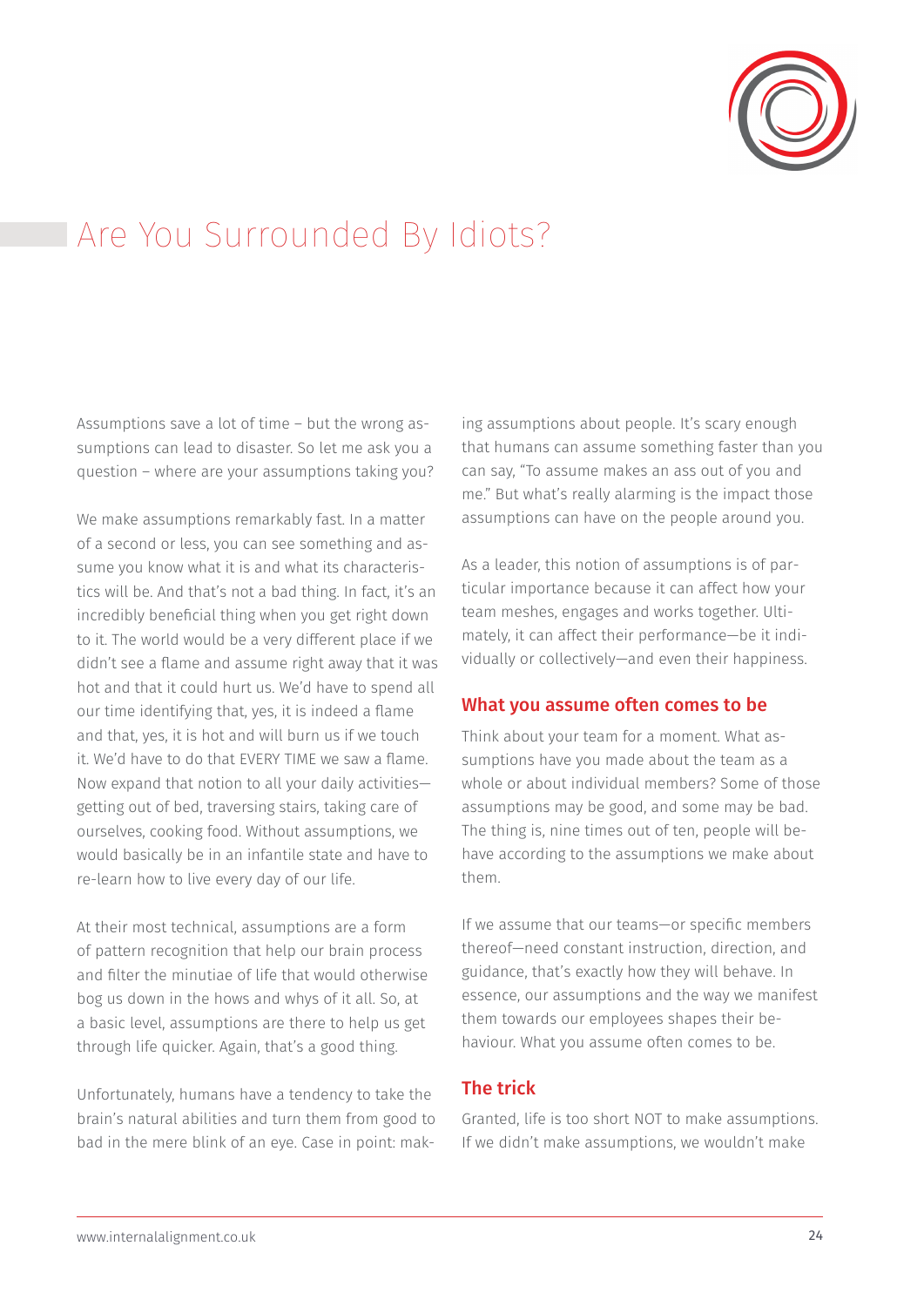# Are You Surrounded By Idiots?

Assumptions save a lot of time – but the wrong assumptions can lead to disaster. So let me ask you a question – where are your assumptions taking you?

We make assumptions remarkably fast. In a matter of a second or less, you can see something and assume you know what it is and what its characteristics will be. And that's not a bad thing. In fact, it's an incredibly beneficial thing when you get right down to it. The world would be a very different place if we didn't see a flame and assume right away that it was hot and that it could hurt us. We'd have to spend all our time identifying that, yes, it is indeed a flame and that, yes, it is hot and will burn us if we touch it. We'd have to do that EVERY TIME we saw a flame. Now expand that notion to all your daily activities—getting out of bed, traversing stairs, taking care of ourselves, cooking food. Without assumptions, we would basically be in an infantile state and have to re-learn how to live every day of our life.

At their most technical, assumptions are a form of pattern recognition that help our brain process and filter the minutiae of life that would otherwise bog us down in the hows and whys of it all. So, at a basic level, assumptions are there to help us get through life quicker. Again, that's a good thing.

Unfortunately, humans have a tendency to take the brain's natural abilities and turn them from good to bad in the mere blink of an eye. Case in point: making assumptions about people. It's scary enough that humans can assume something faster than you can say, "To assume makes an ass out of you and me." But what's really alarming is the impact those assumptions can have on the people around you.

As a leader, this notion of assumptions is of particular importance because it can affect how your team meshes, engages and works together. Ultimately, it can affect their performance—be it individually or collectively—and even their happiness.

## What you assume often comes to be

Think about your team for a moment. What assumptions have you made about the team as a whole or about individual members? Some of those assumptions may be good, and some may be bad. The thing is, nine times out of ten, people will behave according to the assumptions we make about them.

If we assume that our teams—or specific members thereof—need constant instruction, direction, and guidance, that's exactly how they will behave. In essence, our assumptions and the way we manifest them towards our employees shapes their behaviour. What you assume often comes to be.

## The trick

Granted, life is too short NOT to make assumptions. If we didn't make assumptions, we wouldn't make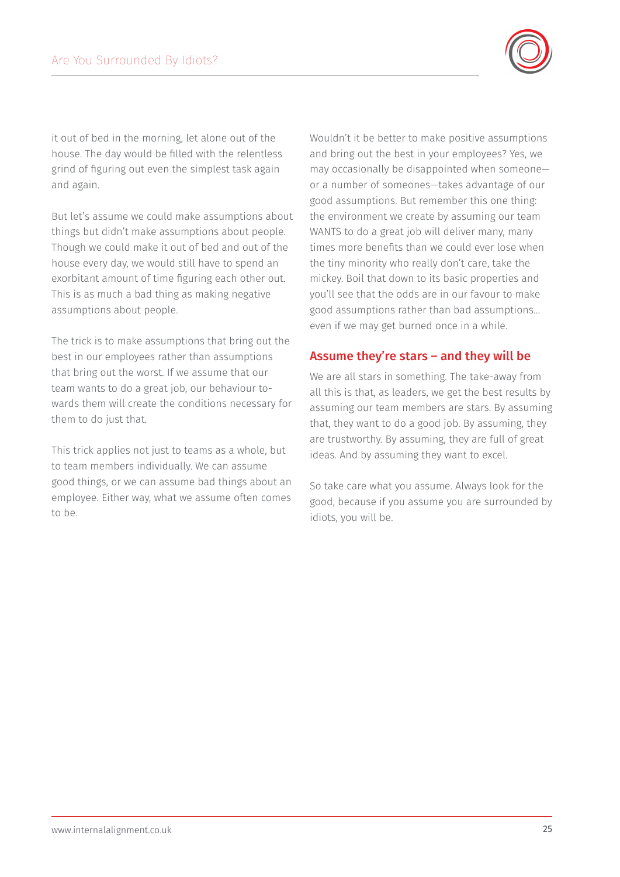it out of bed in the morning, let alone out of the house. The day would be filled with the relentless grind of figuring out even the simplest task again and again.

But let's assume we could make assumptions about things but didn't make assumptions about people. Though we could make it out of bed and out of the house every day, we would still have to spend an exorbitant amount of time figuring each other out. This is as much a bad thing as making negative assumptions about people.

The trick is to make assumptions that bring out the best in our employees rather than assumptions that bring out the worst. If we assume that our team wants to do a great job, our behaviour towards them will create the conditions necessary for them to do just that.

This trick applies not just to teams as a whole, but to team members individually. We can assume good things, or we can assume bad things about an employee. Either way, what we assume often comes to be.

Wouldn't it be better to make positive assumptions and bring out the best in your employees? Yes, we may occasionally be disappointed when someone—or a number of someones—takes advantage of our good assumptions. But remember this one thing: the environment we create by assuming our team WANTS to do a great job will deliver many, many times more benefits than we could ever lose when the tiny minority who really don't care, take the mickey. Boil that down to its basic properties and you'll see that the odds are in our favour to make good assumptions rather than bad assumptions... even if we may get burned once in a while.

## Assume they're stars – and they will be

We are all stars in something. The take-away from all this is that, as leaders, we get the best results by assuming our team members are stars. By assuming that, they want to do a good job. By assuming, they are trustworthy. By assuming, they are full of great ideas. And by assuming they want to excel.

So take care what you assume. Always look for the good, because if you assume you are surrounded by idiots, you will be.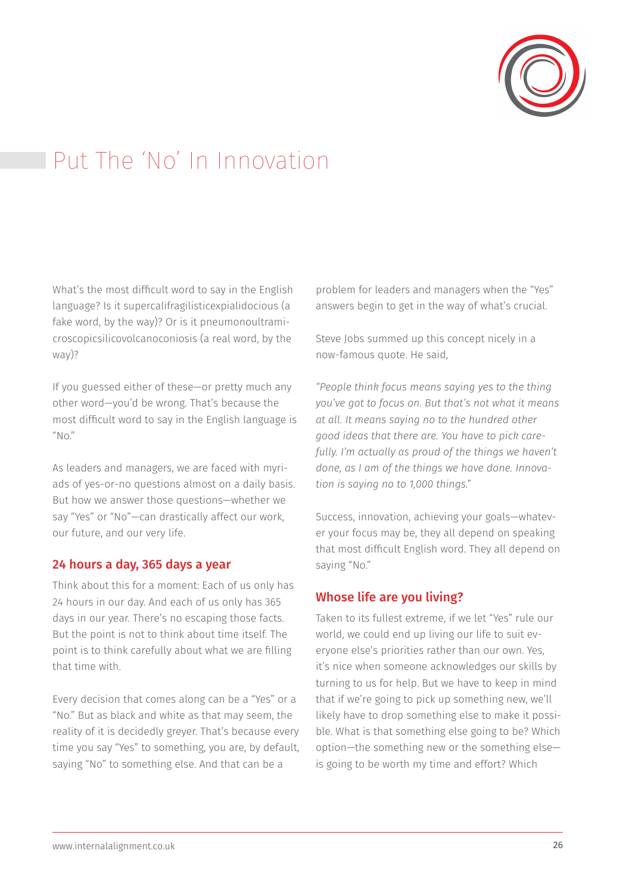# Put The 'No' In Innovation

What's the most difficult word to say in the English language? Is it supercalifragilisticexpialidocious (a fake word, by the way)? Or is it pneumonoultramicroscopicsilicovolcanoconiosis (a real word, by the way)?

If you guessed either of these—or pretty much any other word—you'd be wrong. That's because the most difficult word to say in the English language is "No."

As leaders and managers, we are faced with myriads of yes-or-no questions almost on a daily basis. But how we answer those questions—whether we say "Yes" or "No"—can drastically affect our work, our future, and our very life.

## 24 hours a day, 365 days a year

Think about this for a moment: Each of us only has 24 hours in our day. And each of us only has 365 days in our year. There's no escaping those facts. But the point is not to think about time itself. The point is to think carefully about what we are filling that time with.

Every decision that comes along can be a "Yes" or a "No." But as black and white as that may seem, the reality of it is decidedly greyer. That's because every time you say "Yes" to something, you are, by default, saying "No" to something else. And that can be a problem for leaders and managers when the "Yes" answers begin to get in the way of what's crucial.

Steve Jobs summed up this concept nicely in a now-famous quote. He said,

*"People think focus means saying yes to the thing you've got to focus on. But that's not what it means at all. It means saying no to the hundred other good ideas that there are. You have to pick carefully. I'm actually as proud of the things we haven't done, as I am of the things we have done. Innovation is saying no to 1,000 things."*

Success, innovation, achieving your goals—whatever your focus may be, they all depend on speaking that most difficult English word. They all depend on saying "No."

## Whose life are you living?

Taken to its fullest extreme, if we let "Yes" rule our world, we could end up living our life to suit everyone else's priorities rather than our own. Yes, it's nice when someone acknowledges our skills by turning to us for help. But we have to keep in mind that if we're going to pick up something new, we'll likely have to drop something else to make it possible. What is that something else going to be? Which option—the something new or the something else—is going to be worth my time and effort? Which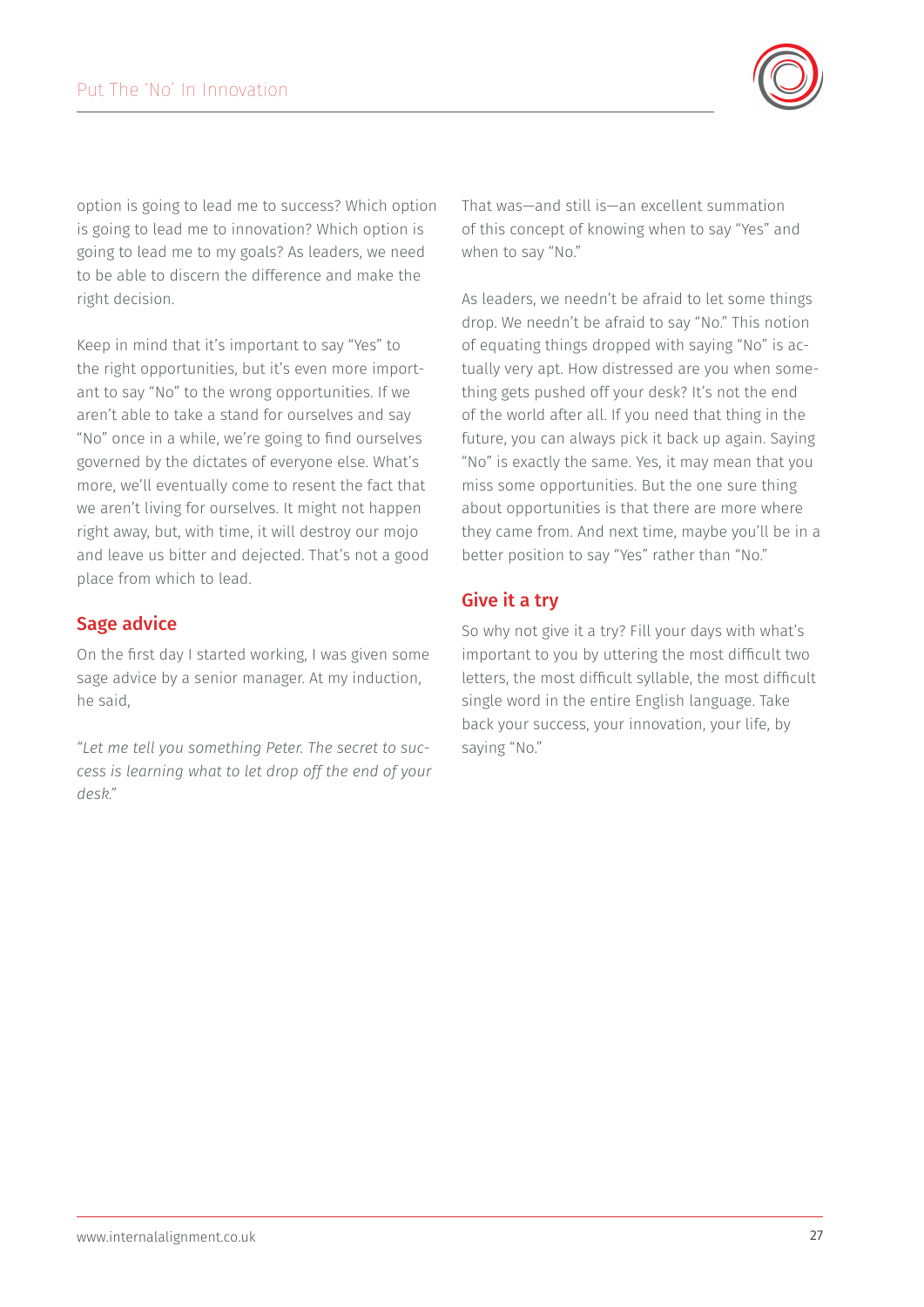option is going to lead me to success? Which option is going to lead me to innovation? Which option is going to lead me to my goals? As leaders, we need to be able to discern the difference and make the right decision.

Keep in mind that it's important to say "Yes" to the right opportunities, but it's even more important to say "No" to the wrong opportunities. If we aren't able to take a stand for ourselves and say "No" once in a while, we're going to find ourselves governed by the dictates of everyone else. What's more, we'll eventually come to resent the fact that we aren't living for ourselves. It might not happen right away, but, with time, it will destroy our mojo and leave us bitter and dejected. That's not a good place from which to lead.

## Sage advice

On the first day I started working, I was given some sage advice by a senior manager. At my induction, he said,

*"Let me tell you something Peter. The secret to success is learning what to let drop off the end of your desk."*

That was—and still is—an excellent summation of this concept of knowing when to say "Yes" and when to say "No."

As leaders, we needn't be afraid to let some things drop. We needn't be afraid to say "No." This notion of equating things dropped with saying "No" is actually very apt. How distressed are you when something gets pushed off your desk? It's not the end of the world after all. If you need that thing in the future, you can always pick it back up again. Saying "No" is exactly the same. Yes, it may mean that you miss some opportunities. But the one sure thing about opportunities is that there are more where they came from. And next time, maybe you'll be in a better position to say "Yes" rather than "No."

## Give it a try

So why not give it a try? Fill your days with what's important to you by uttering the most difficult two letters, the most difficult syllable, the most difficult single word in the entire English language. Take back your success, your innovation, your life, by saying "No."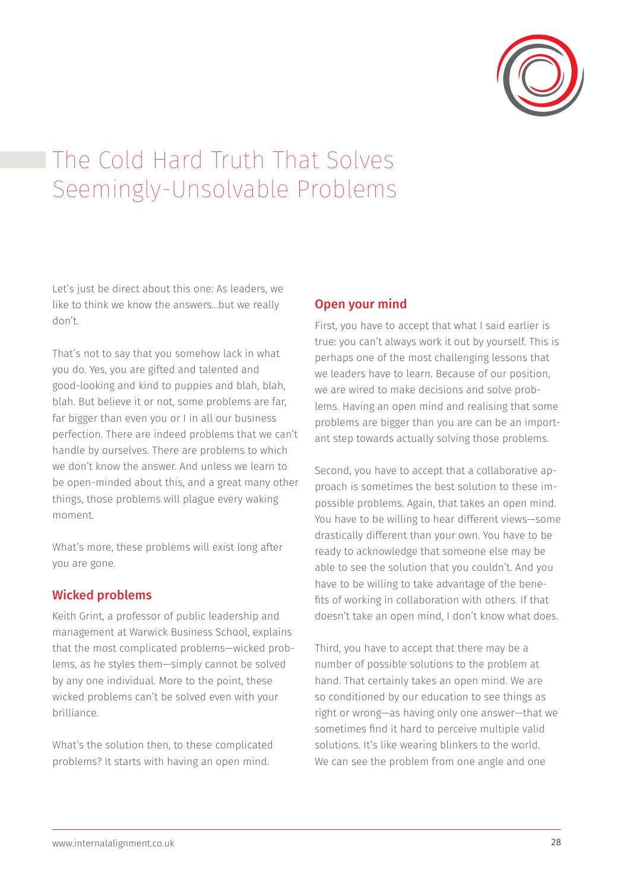# The Cold Hard Truth That Solves Seemingly-Unsolvable Problems

Let's just be direct about this one: As leaders, we like to think we know the answers...but we really don't.

That's not to say that you somehow lack in what you do. Yes, you are gifted and talented and good-looking and kind to puppies and blah, blah, blah. But believe it or not, some problems are far, far bigger than even you or I in all our business perfection. There are indeed problems that we can't handle by ourselves. There are problems to which we don't know the answer. And unless we learn to be open-minded about this, and a great many other things, those problems will plague every waking moment.

What's more, these problems will exist long after you are gone.

## Wicked problems

Keith Grint, a professor of public leadership and management at Warwick Business School, explains that the most complicated problems—wicked problems, as he styles them—simply cannot be solved by any one individual. More to the point, these wicked problems can't be solved even with your brilliance.

What's the solution then, to these complicated problems? It starts with having an open mind.

## Open your mind

First, you have to accept that what I said earlier is true: you can't always work it out by yourself. This is perhaps one of the most challenging lessons that we leaders have to learn. Because of our position, we are wired to make decisions and solve problems. Having an open mind and realising that some problems are bigger than you are can be an important step towards actually solving those problems.

Second, you have to accept that a collaborative approach is sometimes the best solution to these impossible problems. Again, that takes an open mind. You have to be willing to hear different views—some drastically different than your own. You have to be ready to acknowledge that someone else may be able to see the solution that you couldn't. And you have to be willing to take advantage of the benefits of working in collaboration with others. If that doesn't take an open mind, I don't know what does.

Third, you have to accept that there may be a number of possible solutions to the problem at hand. That certainly takes an open mind. We are so conditioned by our education to see things as right or wrong—as having only one answer—that we sometimes find it hard to perceive multiple valid solutions. It's like wearing blinkers to the world. We can see the problem from one angle and one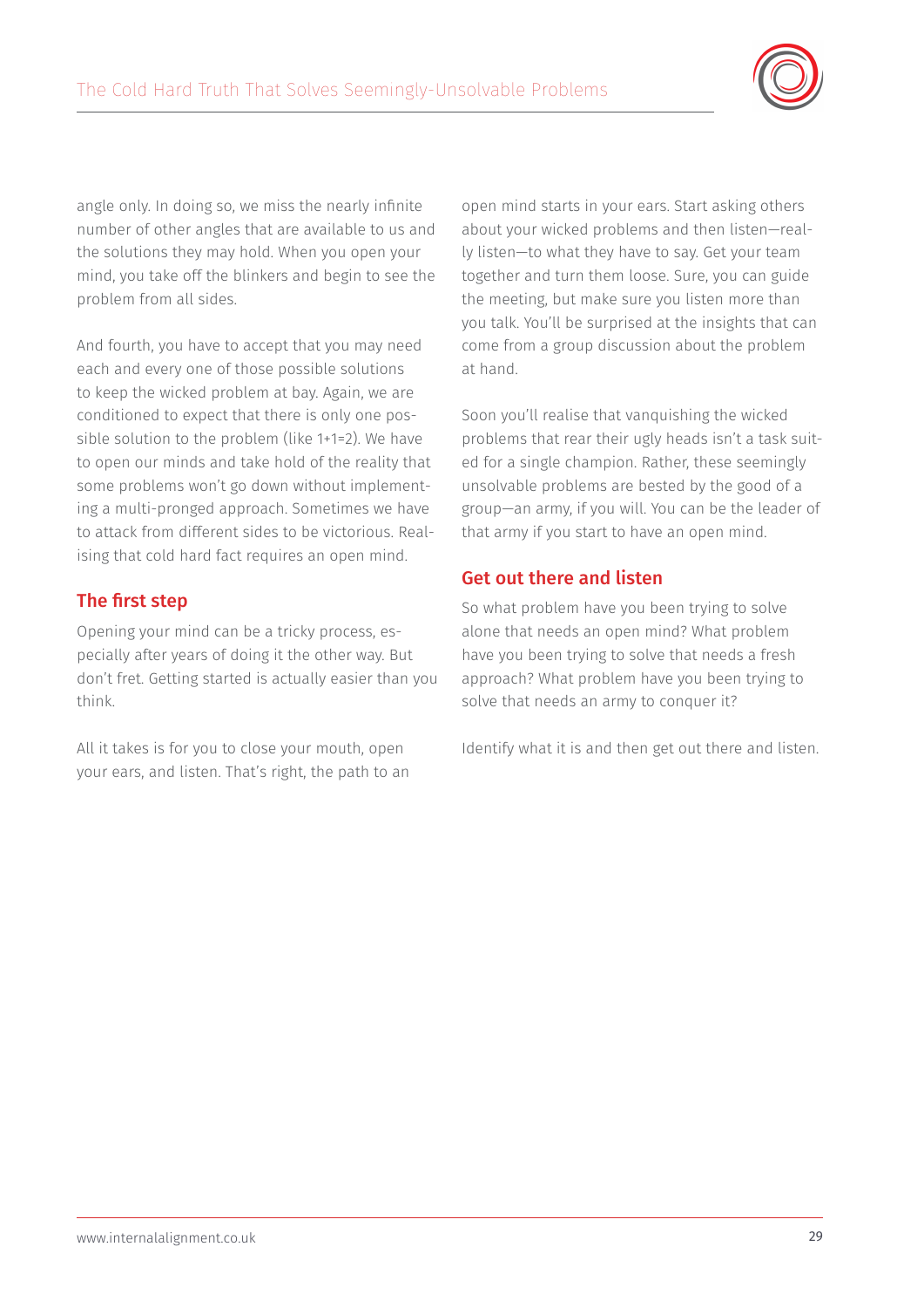angle only. In doing so, we miss the nearly infinite number of other angles that are available to us and the solutions they may hold. When you open your mind, you take off the blinkers and begin to see the problem from all sides.

And fourth, you have to accept that you may need each and every one of those possible solutions to keep the wicked problem at bay. Again, we are conditioned to expect that there is only one possible solution to the problem (like 1+1=2). We have to open our minds and take hold of the reality that some problems won't go down without implementing a multi-pronged approach. Sometimes we have to attack from different sides to be victorious. Realising that cold hard fact requires an open mind.

## The first step

Opening your mind can be a tricky process, especially after years of doing it the other way. But don't fret. Getting started is actually easier than you think.

All it takes is for you to close your mouth, open your ears, and listen. That's right, the path to an open mind starts in your ears. Start asking others about your wicked problems and then listen—really listen—to what they have to say. Get your team together and turn them loose. Sure, you can guide the meeting, but make sure you listen more than you talk. You'll be surprised at the insights that can come from a group discussion about the problem at hand.

Soon you'll realise that vanquishing the wicked problems that rear their ugly heads isn't a task suited for a single champion. Rather, these seemingly unsolvable problems are bested by the good of a group—an army, if you will. You can be the leader of that army if you start to have an open mind.

## Get out there and listen

So what problem have you been trying to solve alone that needs an open mind? What problem have you been trying to solve that needs a fresh approach? What problem have you been trying to solve that needs an army to conquer it?

Identify what it is and then get out there and listen.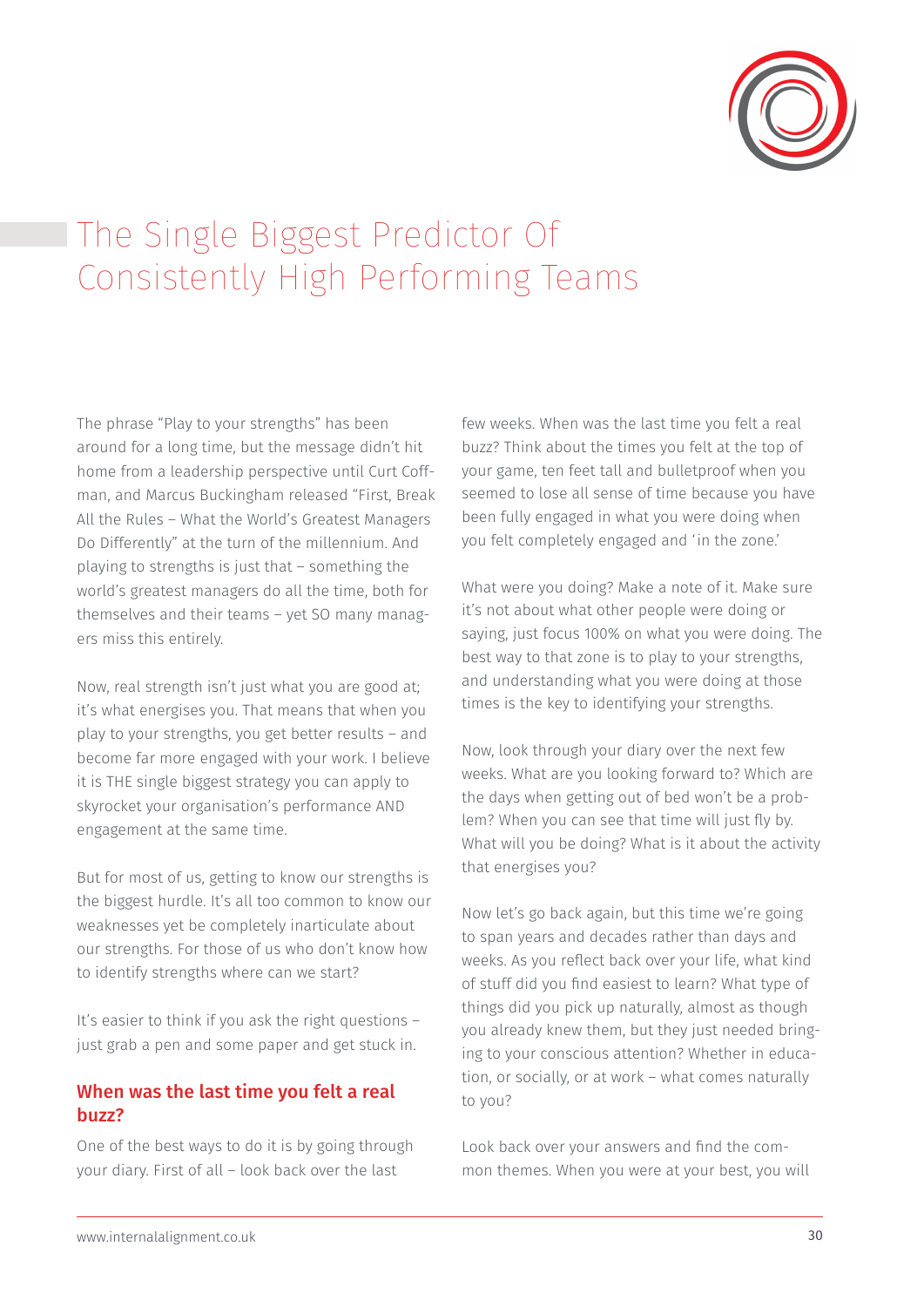# The Single Biggest Predictor Of Consistently High Performing Teams

The phrase "Play to your strengths" has been around for a long time, but the message didn't hit home from a leadership perspective until Curt Coffman, and Marcus Buckingham released "First, Break All the Rules – What the World's Greatest Managers Do Differently" at the turn of the millennium. And playing to strengths is just that – something the world's greatest managers do all the time, both for themselves and their teams – yet SO many managers miss this entirely.

Now, real strength isn't just what you are good at; it's what energises you. That means that when you play to your strengths, you get better results – and become far more engaged with your work. I believe it is THE single biggest strategy you can apply to skyrocket your organisation's performance AND engagement at the same time.

But for most of us, getting to know our strengths is the biggest hurdle. It's all too common to know our weaknesses yet be completely inarticulate about our strengths. For those of us who don't know how to identify strengths where can we start?

It's easier to think if you ask the right questions – just grab a pen and some paper and get stuck in.

## When was the last time you felt a real buzz?

One of the best ways to do it is by going through your diary. First of all – look back over the last few weeks. When was the last time you felt a real buzz? Think about the times you felt at the top of your game, ten feet tall and bulletproof when you seemed to lose all sense of time because you have been fully engaged in what you were doing when you felt completely engaged and 'in the zone.'

What were you doing? Make a note of it. Make sure it's not about what other people were doing or saying, just focus 100% on what you were doing. The best way to that zone is to play to your strengths, and understanding what you were doing at those times is the key to identifying your strengths.

Now, look through your diary over the next few weeks. What are you looking forward to? Which are the days when getting out of bed won't be a problem? When you can see that time will just fly by. What will you be doing? What is it about the activity that energises you?

Now let's go back again, but this time we're going to span years and decades rather than days and weeks. As you reflect back over your life, what kind of stuff did you find easiest to learn? What type of things did you pick up naturally, almost as though you already knew them, but they just needed bringing to your conscious attention? Whether in education, or socially, or at work – what comes naturally to you?

Look back over your answers and find the common themes. When you were at your best, you will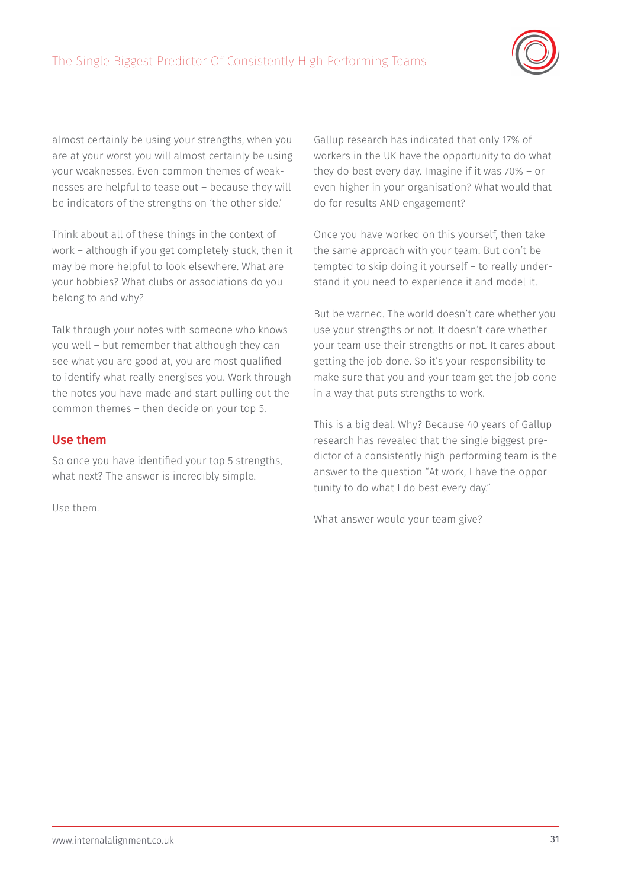almost certainly be using your strengths, when you are at your worst you will almost certainly be using your weaknesses. Even common themes of weaknesses are helpful to tease out – because they will be indicators of the strengths on 'the other side.'

Think about all of these things in the context of work – although if you get completely stuck, then it may be more helpful to look elsewhere. What are your hobbies? What clubs or associations do you belong to and why?

Talk through your notes with someone who knows you well – but remember that although they can see what you are good at, you are most qualified to identify what really energises you. Work through the notes you have made and start pulling out the common themes – then decide on your top 5.

## Use them

So once you have identified your top 5 strengths, what next? The answer is incredibly simple.

Use them.

Gallup research has indicated that only 17% of workers in the UK have the opportunity to do what they do best every day. Imagine if it was 70% – or even higher in your organisation? What would that do for results AND engagement?

Once you have worked on this yourself, then take the same approach with your team. But don't be tempted to skip doing it yourself – to really understand it you need to experience it and model it.

But be warned. The world doesn't care whether you use your strengths or not. It doesn't care whether your team use their strengths or not. It cares about getting the job done. So it's your responsibility to make sure that you and your team get the job done in a way that puts strengths to work.

This is a big deal. Why? Because 40 years of Gallup research has revealed that the single biggest predictor of a consistently high-performing team is the answer to the question "At work, I have the opportunity to do what I do best every day."

What answer would your team give?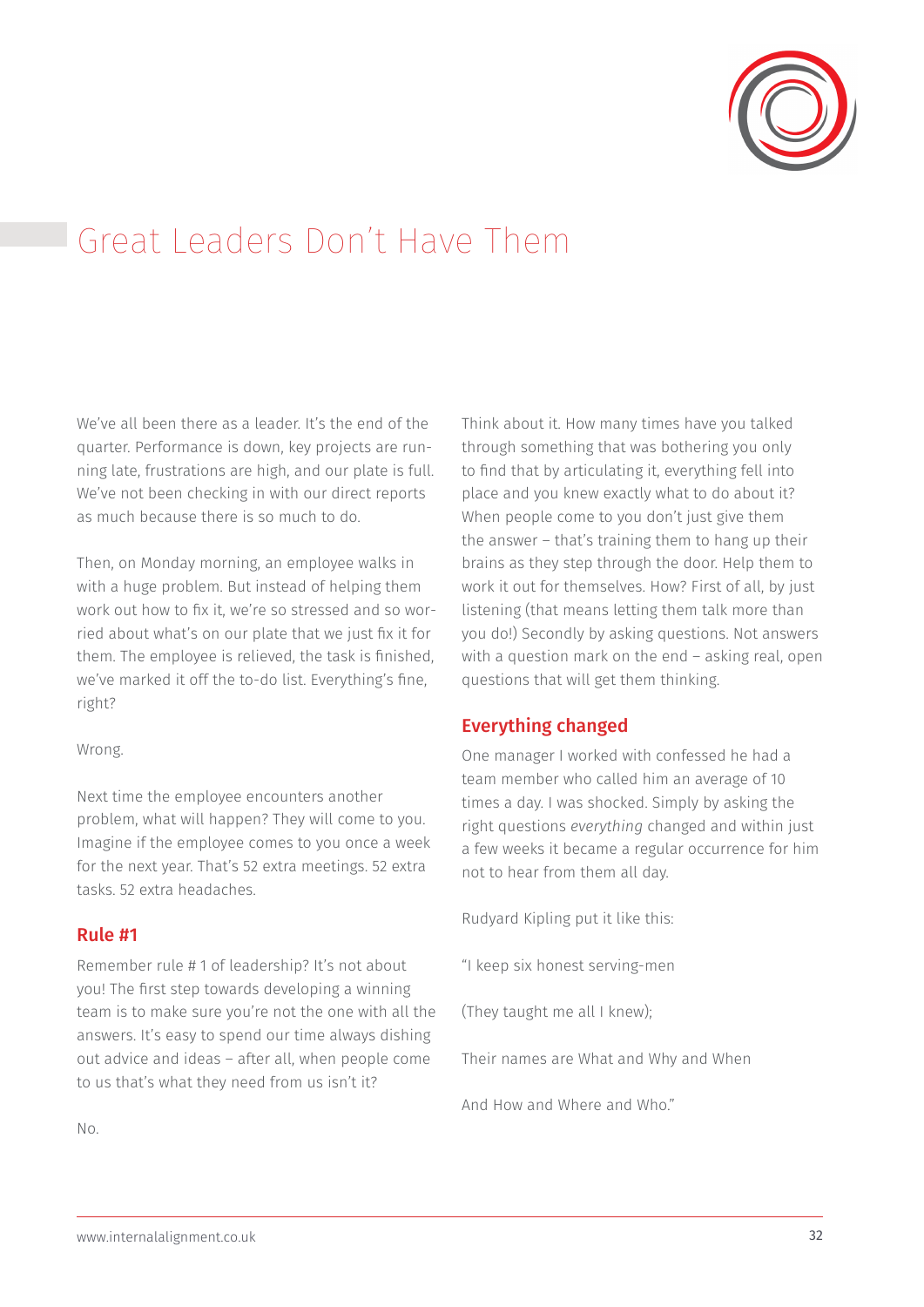# Great Leaders Don't Have Them

We've all been there as a leader. It's the end of the quarter. Performance is down, key projects are running late, frustrations are high, and our plate is full. We've not been checking in with our direct reports as much because there is so much to do.

Then, on Monday morning, an employee walks in with a huge problem. But instead of helping them work out how to fix it, we're so stressed and so worried about what's on our plate that we just fix it for them. The employee is relieved, the task is finished, we've marked it off the to-do list. Everything's fine, right?

Wrong.

Next time the employee encounters another problem, what will happen? They will come to you. Imagine if the employee comes to you once a week for the next year. That's 52 extra meetings. 52 extra tasks. 52 extra headaches.

## Rule #1

Remember rule # 1 of leadership? It's not about you! The first step towards developing a winning team is to make sure you're not the one with all the answers. It's easy to spend our time always dishing out advice and ideas – after all, when people come to us that's what they need from us isn't it?

No.

Think about it. How many times have you talked through something that was bothering you only to find that by articulating it, everything fell into place and you knew exactly what to do about it? When people come to you don't just give them the answer – that's training them to hang up their brains as they step through the door. Help them to work it out for themselves. How? First of all, by just listening (that means letting them talk more than you do!) Secondly by asking questions. Not answers with a question mark on the end – asking real, open questions that will get them thinking.

## Everything changed

One manager I worked with confessed he had a team member who called him an average of 10 times a day. I was shocked. Simply by asking the right questions *everything* changed and within just a few weeks it became a regular occurrence for him not to hear from them all day.

Rudyard Kipling put it like this:

"I keep six honest serving-men

(They taught me all I knew);

Their names are What and Why and When

And How and Where and Who."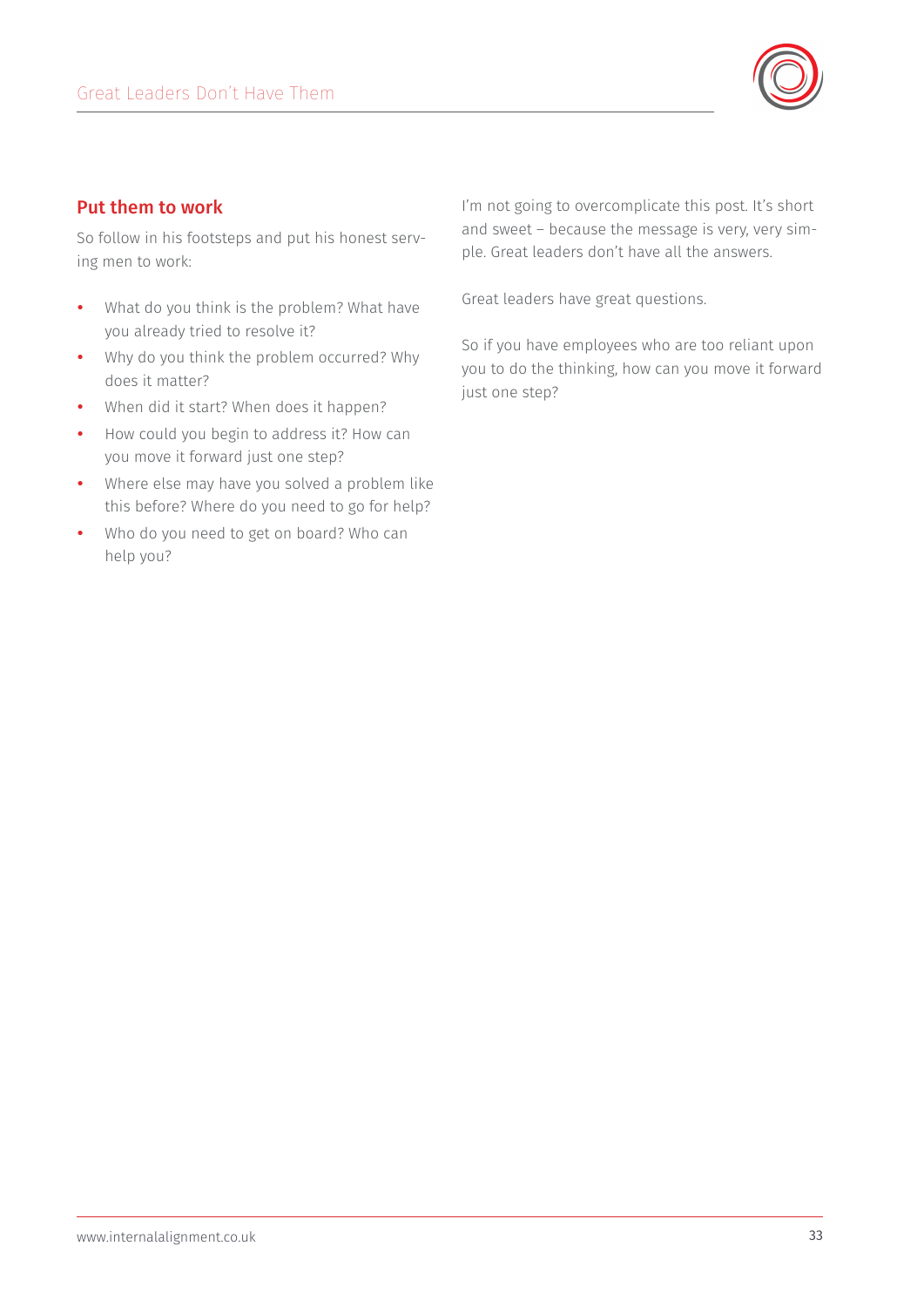## Put them to work

So follow in his footsteps and put his honest serving men to work:

- What do you think is the problem? What have you already tried to resolve it?
- Why do you think the problem occurred? Why does it matter?
- When did it start? When does it happen?
- How could you begin to address it? How can you move it forward just one step?
- Where else may have you solved a problem like this before? Where do you need to go for help?
- Who do you need to get on board? Who can help you?

I'm not going to overcomplicate this post. It's short and sweet – because the message is very, very simple. Great leaders don't have all the answers.

Great leaders have great questions.

So if you have employees who are too reliant upon you to do the thinking, how can you move it forward just one step?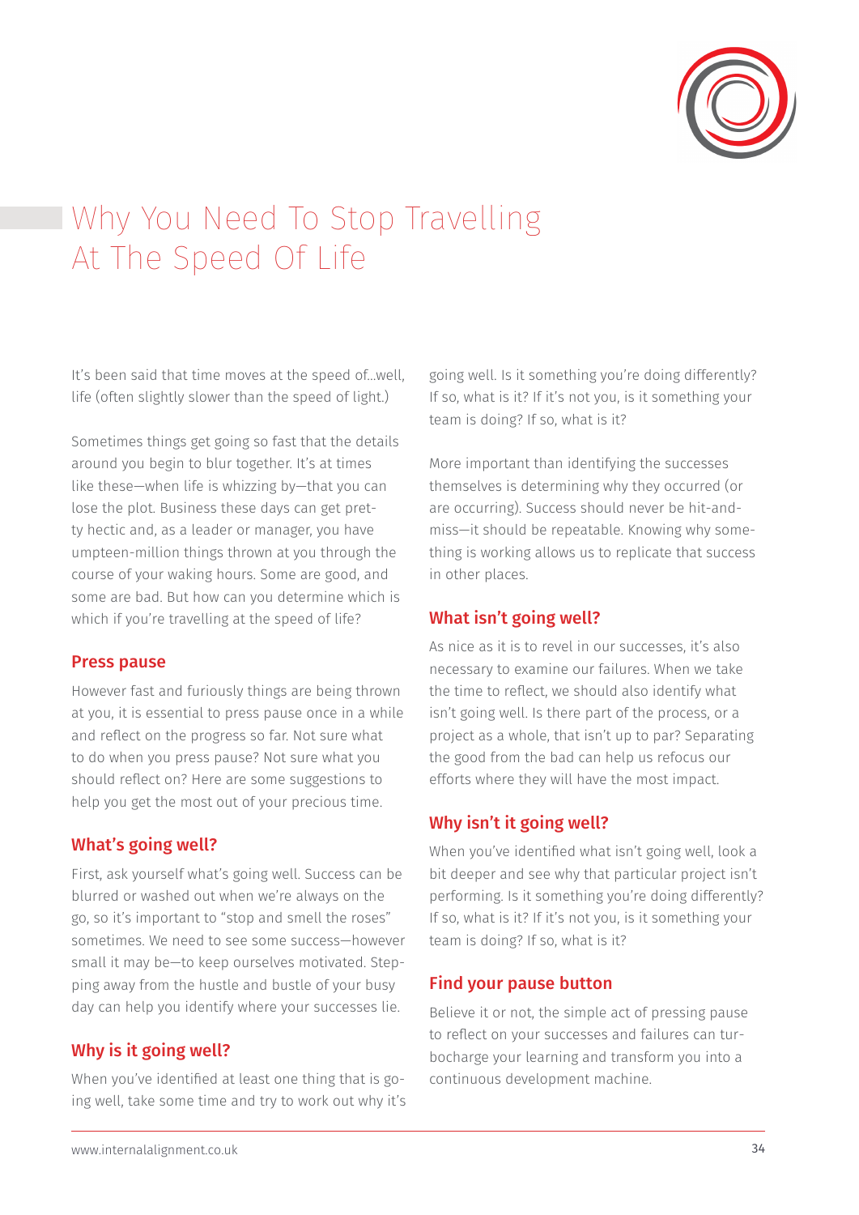# Why You Need To Stop Travelling At The Speed Of Life

It's been said that time moves at the speed of...well, life (often slightly slower than the speed of light.)

Sometimes things get going so fast that the details around you begin to blur together. It's at times like these—when life is whizzing by—that you can lose the plot. Business these days can get pretty hectic and, as a leader or manager, you have umpteen-million things thrown at you through the course of your waking hours. Some are good, and some are bad. But how can you determine which is which if you're travelling at the speed of life?

## Press pause

However fast and furiously things are being thrown at you, it is essential to press pause once in a while and reflect on the progress so far. Not sure what to do when you press pause? Not sure what you should reflect on? Here are some suggestions to help you get the most out of your precious time.

## What's going well?

First, ask yourself what's going well. Success can be blurred or washed out when we're always on the go, so it's important to "stop and smell the roses" sometimes. We need to see some success—however small it may be—to keep ourselves motivated. Stepping away from the hustle and bustle of your busy day can help you identify where your successes lie.

## Why is it going well?

When you've identified at least one thing that is going well, take some time and try to work out why it's going well. Is it something you're doing differently? If so, what is it? If it's not you, is it something your team is doing? If so, what is it?

More important than identifying the successes themselves is determining why they occurred (or are occurring). Success should never be hit-and-miss—it should be repeatable. Knowing why something is working allows us to replicate that success in other places.

## What isn't going well?

As nice as it is to revel in our successes, it's also necessary to examine our failures. When we take the time to reflect, we should also identify what isn't going well. Is there part of the process, or a project as a whole, that isn't up to par? Separating the good from the bad can help us refocus our efforts where they will have the most impact.

## Why isn't it going well?

When you've identified what isn't going well, look a bit deeper and see why that particular project isn't performing. Is it something you're doing differently? If so, what is it? If it's not you, is it something your team is doing? If so, what is it?

## Find your pause button

Believe it or not, the simple act of pressing pause to reflect on your successes and failures can turbocharge your learning and transform you into a continuous development machine.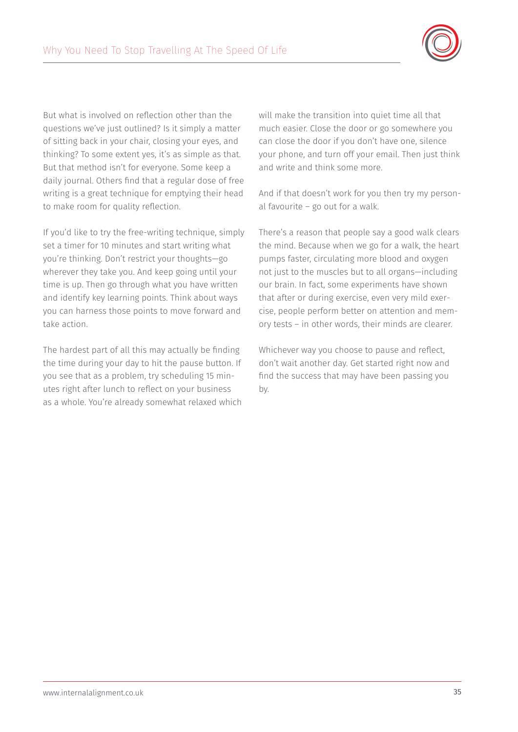But what is involved on reflection other than the questions we've just outlined? Is it simply a matter of sitting back in your chair, closing your eyes, and thinking? To some extent yes, it's as simple as that. But that method isn't for everyone. Some keep a daily journal. Others find that a regular dose of free writing is a great technique for emptying their head to make room for quality reflection.

If you'd like to try the free-writing technique, simply set a timer for 10 minutes and start writing what you're thinking. Don't restrict your thoughts—go wherever they take you. And keep going until your time is up. Then go through what you have written and identify key learning points. Think about ways you can harness those points to move forward and take action.

The hardest part of all this may actually be finding the time during your day to hit the pause button. If you see that as a problem, try scheduling 15 minutes right after lunch to reflect on your business as a whole. You're already somewhat relaxed which will make the transition into quiet time all that much easier. Close the door or go somewhere you can close the door if you don't have one, silence your phone, and turn off your email. Then just think and write and think some more.

And if that doesn't work for you then try my personal favourite – go out for a walk.

There's a reason that people say a good walk clears the mind. Because when we go for a walk, the heart pumps faster, circulating more blood and oxygen not just to the muscles but to all organs—including our brain. In fact, some experiments have shown that after or during exercise, even very mild exercise, people perform better on attention and memory tests – in other words, their minds are clearer.

Whichever way you choose to pause and reflect, don't wait another day. Get started right now and find the success that may have been passing you by.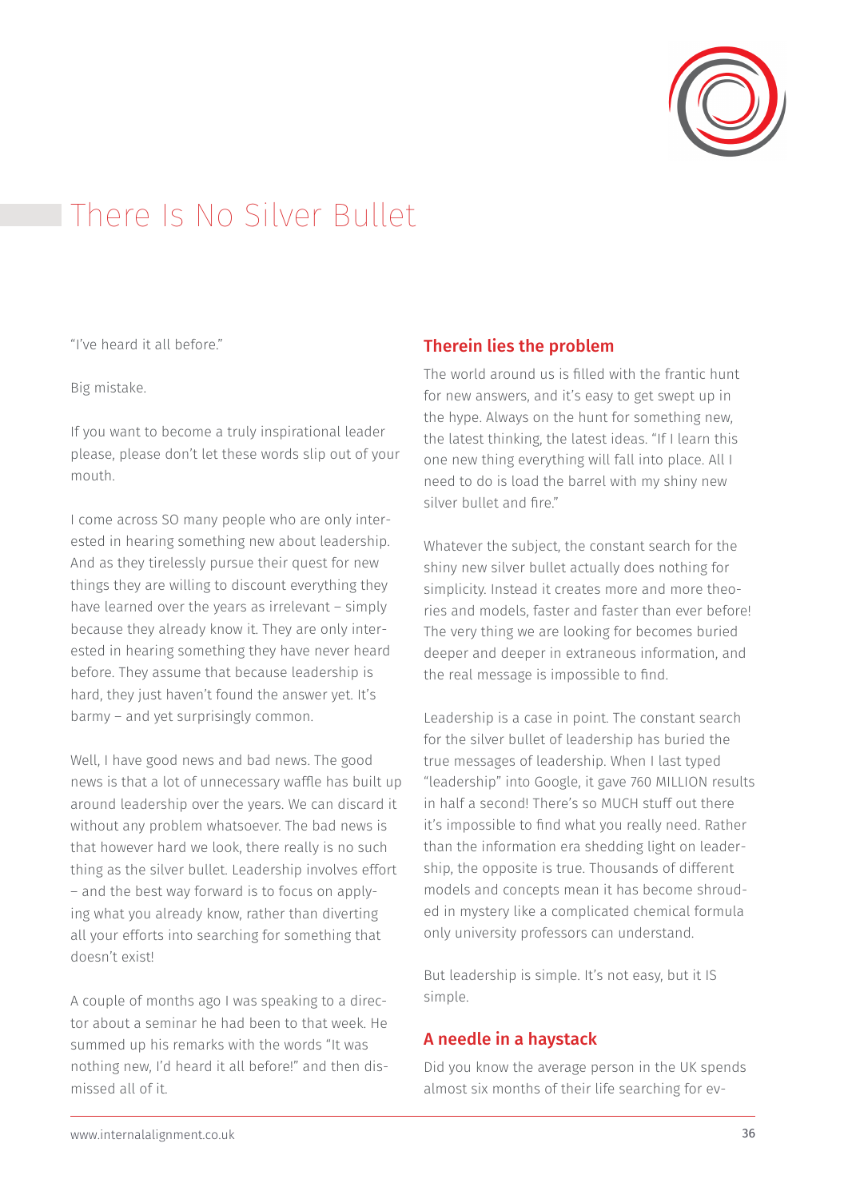# There Is No Silver Bullet

"I've heard it all before."

Big mistake.

If you want to become a truly inspirational leader please, please don't let these words slip out of your mouth.

I come across SO many people who are only interested in hearing something new about leadership. And as they tirelessly pursue their quest for new things they are willing to discount everything they have learned over the years as irrelevant – simply because they already know it. They are only interested in hearing something they have never heard before. They assume that because leadership is hard, they just haven't found the answer yet. It's barmy – and yet surprisingly common.

Well, I have good news and bad news. The good news is that a lot of unnecessary waffle has built up around leadership over the years. We can discard it without any problem whatsoever. The bad news is that however hard we look, there really is no such thing as the silver bullet. Leadership involves effort – and the best way forward is to focus on applying what you already know, rather than diverting all your efforts into searching for something that doesn't exist!

A couple of months ago I was speaking to a director about a seminar he had been to that week. He summed up his remarks with the words "It was nothing new, I'd heard it all before!" and then dismissed all of it.

## Therein lies the problem

The world around us is filled with the frantic hunt for new answers, and it's easy to get swept up in the hype. Always on the hunt for something new, the latest thinking, the latest ideas. "If I learn this one new thing everything will fall into place. All I need to do is load the barrel with my shiny new silver bullet and fire."

Whatever the subject, the constant search for the shiny new silver bullet actually does nothing for simplicity. Instead it creates more and more theories and models, faster and faster than ever before! The very thing we are looking for becomes buried deeper and deeper in extraneous information, and the real message is impossible to find.

Leadership is a case in point. The constant search for the silver bullet of leadership has buried the true messages of leadership. When I last typed "leadership" into Google, it gave 760 MILLION results in half a second! There's so MUCH stuff out there it's impossible to find what you really need. Rather than the information era shedding light on leadership, the opposite is true. Thousands of different models and concepts mean it has become shrouded in mystery like a complicated chemical formula only university professors can understand.

But leadership is simple. It's not easy, but it IS simple.

## A needle in a haystack

Did you know the average person in the UK spends almost six months of their life searching for ev-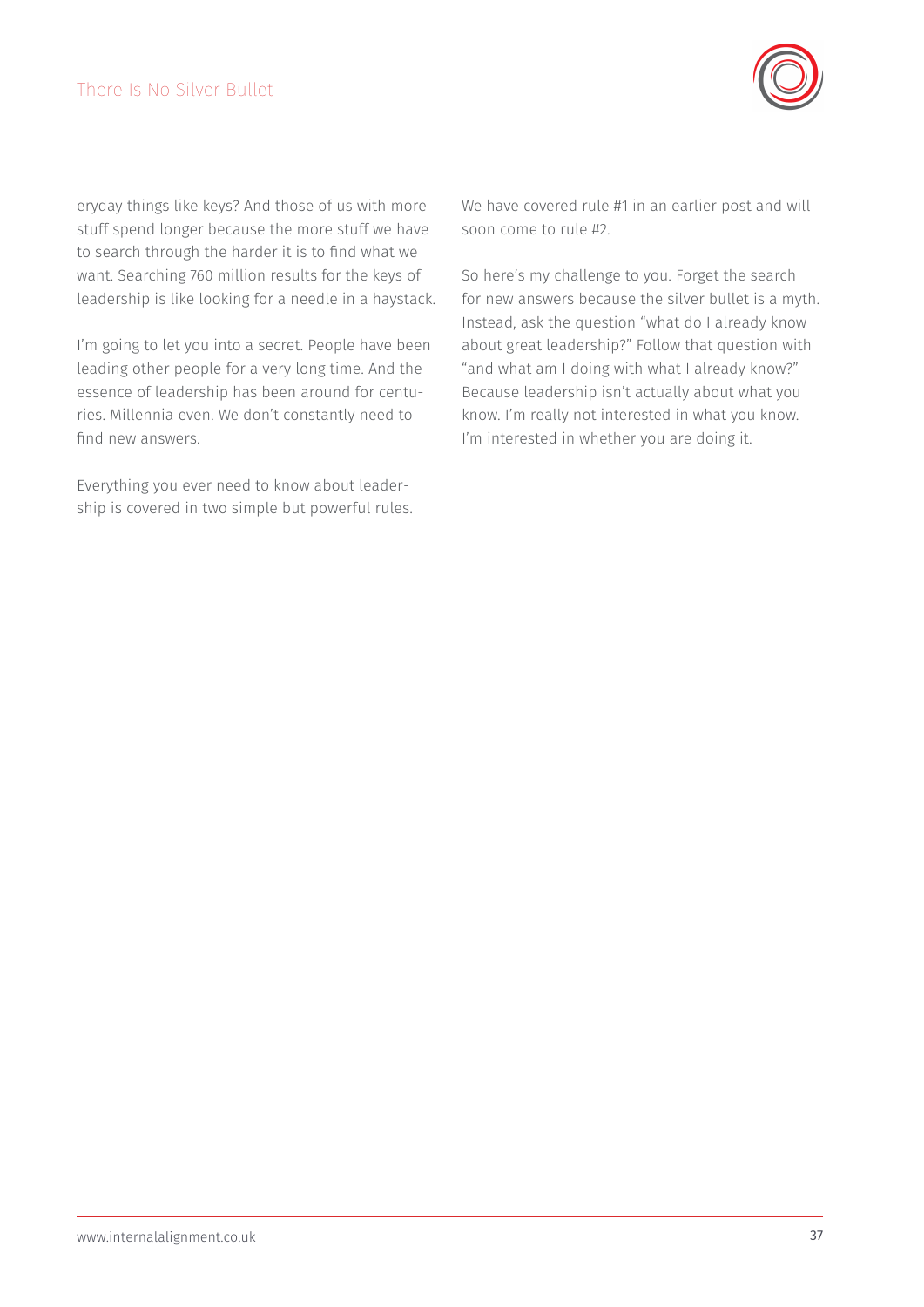eryday things like keys? And those of us with more stuff spend longer because the more stuff we have to search through the harder it is to find what we want. Searching 760 million results for the keys of leadership is like looking for a needle in a haystack.

I'm going to let you into a secret. People have been leading other people for a very long time. And the essence of leadership has been around for centuries. Millennia even. We don't constantly need to find new answers.

Everything you ever need to know about leadership is covered in two simple but powerful rules.

We have covered rule #1 in an earlier post and will soon come to rule #2.

So here's my challenge to you. Forget the search for new answers because the silver bullet is a myth. Instead, ask the question "what do I already know about great leadership?" Follow that question with "and what am I doing with what I already know?" Because leadership isn't actually about what you know. I'm really not interested in what you know. I'm interested in whether you are doing it.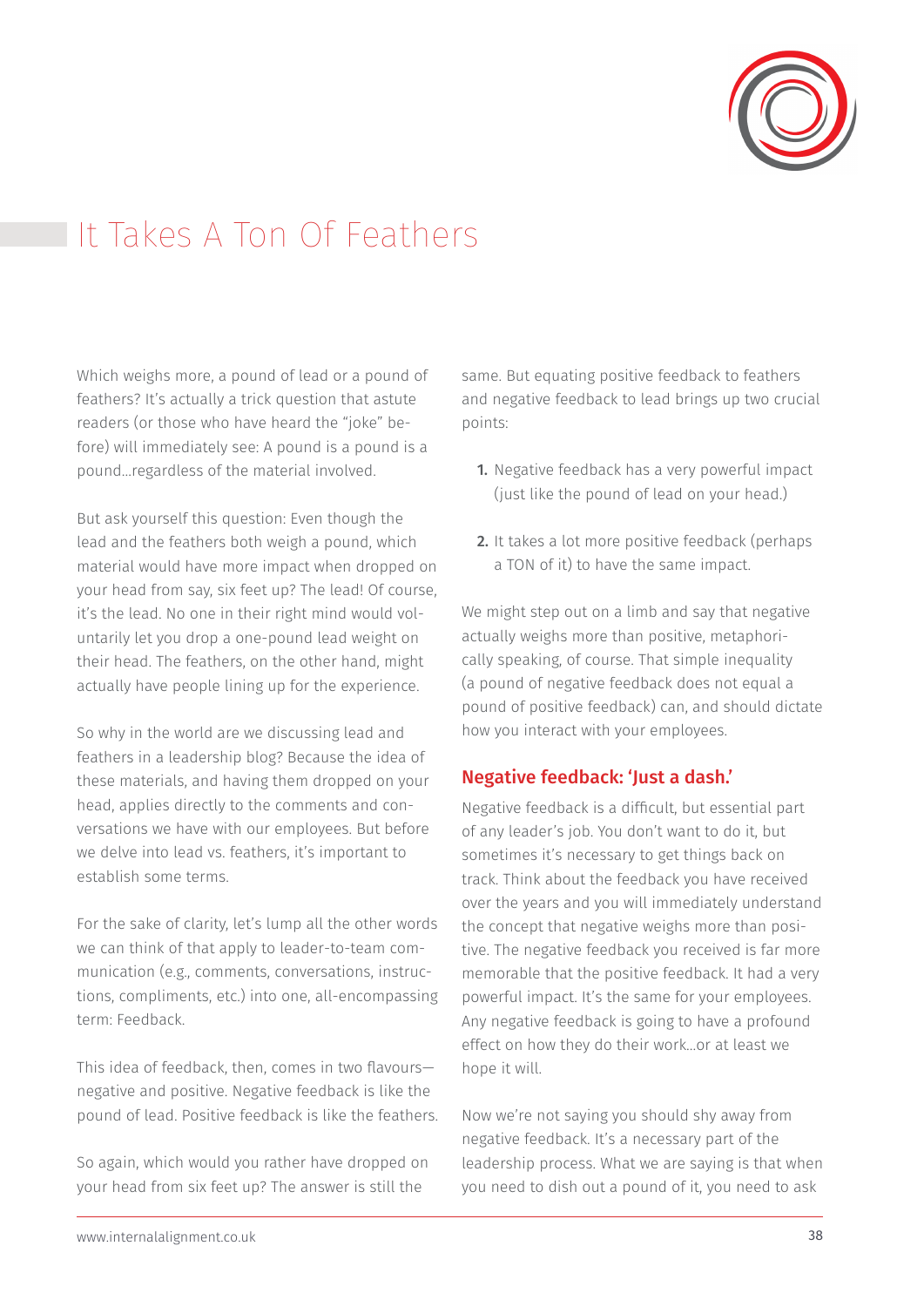# It Takes A Ton Of Feathers

Which weighs more, a pound of lead or a pound of feathers? It's actually a trick question that astute readers (or those who have heard the "joke" before) will immediately see: A pound is a pound is a pound…regardless of the material involved.

But ask yourself this question: Even though the lead and the feathers both weigh a pound, which material would have more impact when dropped on your head from say, six feet up? The lead! Of course, it's the lead. No one in their right mind would voluntarily let you drop a one-pound lead weight on their head. The feathers, on the other hand, might actually have people lining up for the experience.

So why in the world are we discussing lead and feathers in a leadership blog? Because the idea of these materials, and having them dropped on your head, applies directly to the comments and conversations we have with our employees. But before we delve into lead vs. feathers, it's important to establish some terms.

For the sake of clarity, let's lump all the other words we can think of that apply to leader-to-team communication (e.g., comments, conversations, instructions, compliments, etc.) into one, all-encompassing term: Feedback.

This idea of feedback, then, comes in two flavours—negative and positive. Negative feedback is like the pound of lead. Positive feedback is like the feathers.

So again, which would you rather have dropped on your head from six feet up? The answer is still the same. But equating positive feedback to feathers and negative feedback to lead brings up two crucial points:

1. Negative feedback has a very powerful impact (just like the pound of lead on your head.)
2. It takes a lot more positive feedback (perhaps a TON of it) to have the same impact.

We might step out on a limb and say that negative actually weighs more than positive, metaphorically speaking, of course. That simple inequality (a pound of negative feedback does not equal a pound of positive feedback) can, and should dictate how you interact with your employees.

## Negative feedback: 'Just a dash.'

Negative feedback is a difficult, but essential part of any leader's job. You don't want to do it, but sometimes it's necessary to get things back on track. Think about the feedback you have received over the years and you will immediately understand the concept that negative weighs more than positive. The negative feedback you received is far more memorable that the positive feedback. It had a very powerful impact. It's the same for your employees. Any negative feedback is going to have a profound effect on how they do their work…or at least we hope it will.

Now we're not saying you should shy away from negative feedback. It's a necessary part of the leadership process. What we are saying is that when you need to dish out a pound of it, you need to ask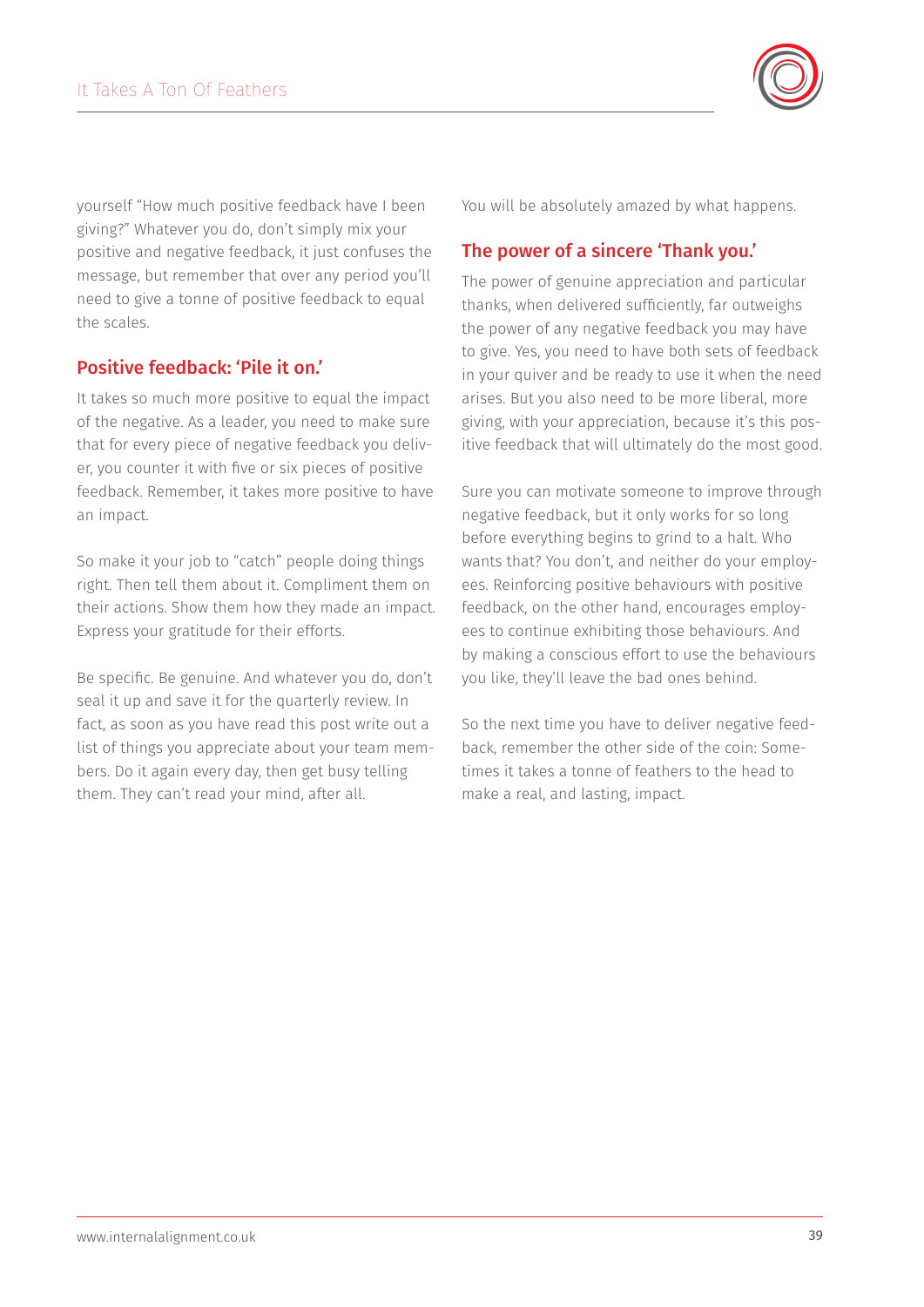yourself "How much positive feedback have I been giving?" Whatever you do, don't simply mix your positive and negative feedback, it just confuses the message, but remember that over any period you'll need to give a tonne of positive feedback to equal the scales.

## Positive feedback: 'Pile it on.'

It takes so much more positive to equal the impact of the negative. As a leader, you need to make sure that for every piece of negative feedback you deliver, you counter it with five or six pieces of positive feedback. Remember, it takes more positive to have an impact.

So make it your job to "catch" people doing things right. Then tell them about it. Compliment them on their actions. Show them how they made an impact. Express your gratitude for their efforts.

Be specific. Be genuine. And whatever you do, don't seal it up and save it for the quarterly review. In fact, as soon as you have read this post write out a list of things you appreciate about your team members. Do it again every day, then get busy telling them. They can't read your mind, after all.

You will be absolutely amazed by what happens.

## The power of a sincere 'Thank you.'

The power of genuine appreciation and particular thanks, when delivered sufficiently, far outweighs the power of any negative feedback you may have to give. Yes, you need to have both sets of feedback in your quiver and be ready to use it when the need arises. But you also need to be more liberal, more giving, with your appreciation, because it's this positive feedback that will ultimately do the most good.

Sure you can motivate someone to improve through negative feedback, but it only works for so long before everything begins to grind to a halt. Who wants that? You don't, and neither do your employees. Reinforcing positive behaviours with positive feedback, on the other hand, encourages employees to continue exhibiting those behaviours. And by making a conscious effort to use the behaviours you like, they'll leave the bad ones behind.

So the next time you have to deliver negative feedback, remember the other side of the coin: Sometimes it takes a tonne of feathers to the head to make a real, and lasting, impact.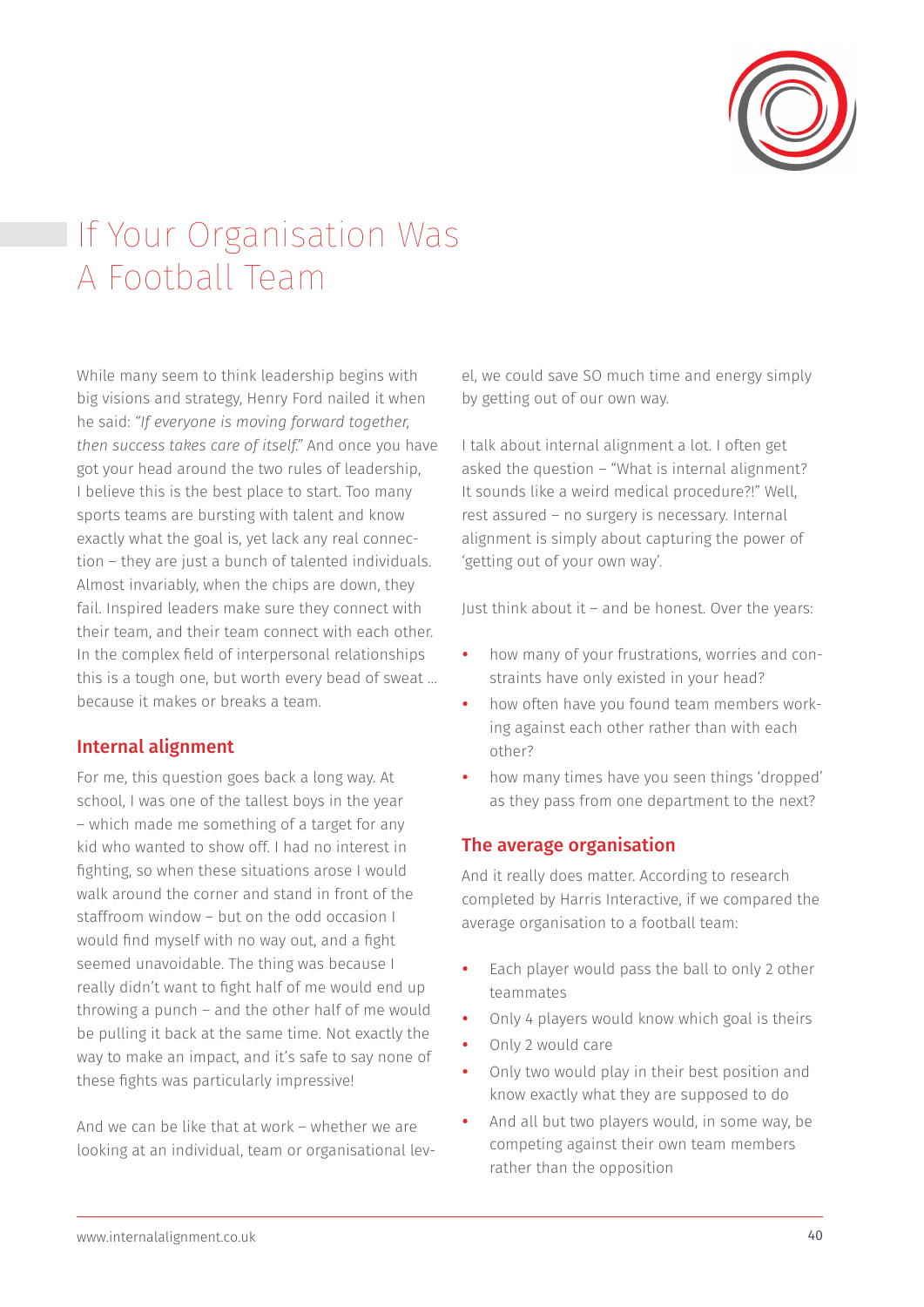# If Your Organisation Was A Football Team

While many seem to think leadership begins with big visions and strategy, Henry Ford nailed it when he said: *"If everyone is moving forward together, then success takes care of itself."* And once you have got your head around the two rules of leadership, I believe this is the best place to start. Too many sports teams are bursting with talent and know exactly what the goal is, yet lack any real connection – they are just a bunch of talented individuals. Almost invariably, when the chips are down, they fail. Inspired leaders make sure they connect with their team, and their team connect with each other. In the complex field of interpersonal relationships this is a tough one, but worth every bead of sweat ... because it makes or breaks a team.

## Internal alignment

For me, this question goes back a long way. At school, I was one of the tallest boys in the year – which made me something of a target for any kid who wanted to show off. I had no interest in fighting, so when these situations arose I would walk around the corner and stand in front of the staffroom window – but on the odd occasion I would find myself with no way out, and a fight seemed unavoidable. The thing was because I really didn't want to fight half of me would end up throwing a punch – and the other half of me would be pulling it back at the same time. Not exactly the way to make an impact, and it's safe to say none of these fights was particularly impressive!

And we can be like that at work – whether we are looking at an individual, team or organisational level, we could save SO much time and energy simply by getting out of our own way.

I talk about internal alignment a lot. I often get asked the question – "What is internal alignment? It sounds like a weird medical procedure?!" Well, rest assured – no surgery is necessary. Internal alignment is simply about capturing the power of 'getting out of your own way'.

Just think about it – and be honest. Over the years:

- how many of your frustrations, worries and constraints have only existed in your head?
- how often have you found team members working against each other rather than with each other?
- how many times have you seen things 'dropped' as they pass from one department to the next?

## The average organisation

And it really does matter. According to research completed by Harris Interactive, if we compared the average organisation to a football team:

- Each player would pass the ball to only 2 other teammates
- Only 4 players would know which goal is theirs
- Only 2 would care
- Only two would play in their best position and know exactly what they are supposed to do
- And all but two players would, in some way, be competing against their own team members rather than the opposition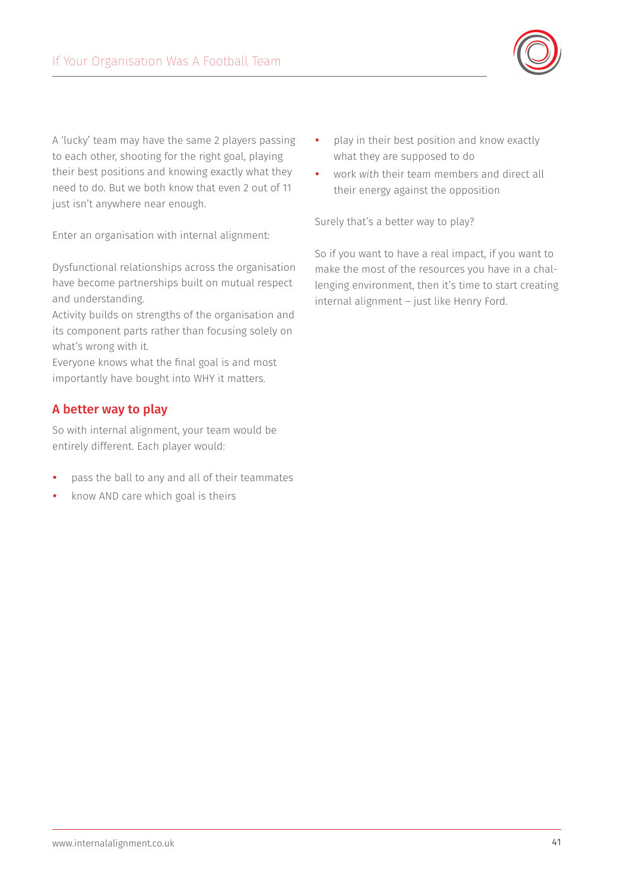A 'lucky' team may have the same 2 players passing to each other, shooting for the right goal, playing their best positions and knowing exactly what they need to do. But we both know that even 2 out of 11 just isn't anywhere near enough.

Enter an organisation with internal alignment:

Dysfunctional relationships across the organisation have become partnerships built on mutual respect and understanding.
Activity builds on strengths of the organisation and its component parts rather than focusing solely on what's wrong with it.
Everyone knows what the final goal is and most importantly have bought into WHY it matters.

## A better way to play

So with internal alignment, your team would be entirely different. Each player would:

- pass the ball to any and all of their teammates
- know AND care which goal is theirs
- play in their best position and know exactly what they are supposed to do
- work *with* their team members and direct all their energy against the opposition

Surely that's a better way to play?

So if you want to have a real impact, if you want to make the most of the resources you have in a challenging environment, then it's time to start creating internal alignment – just like Henry Ford.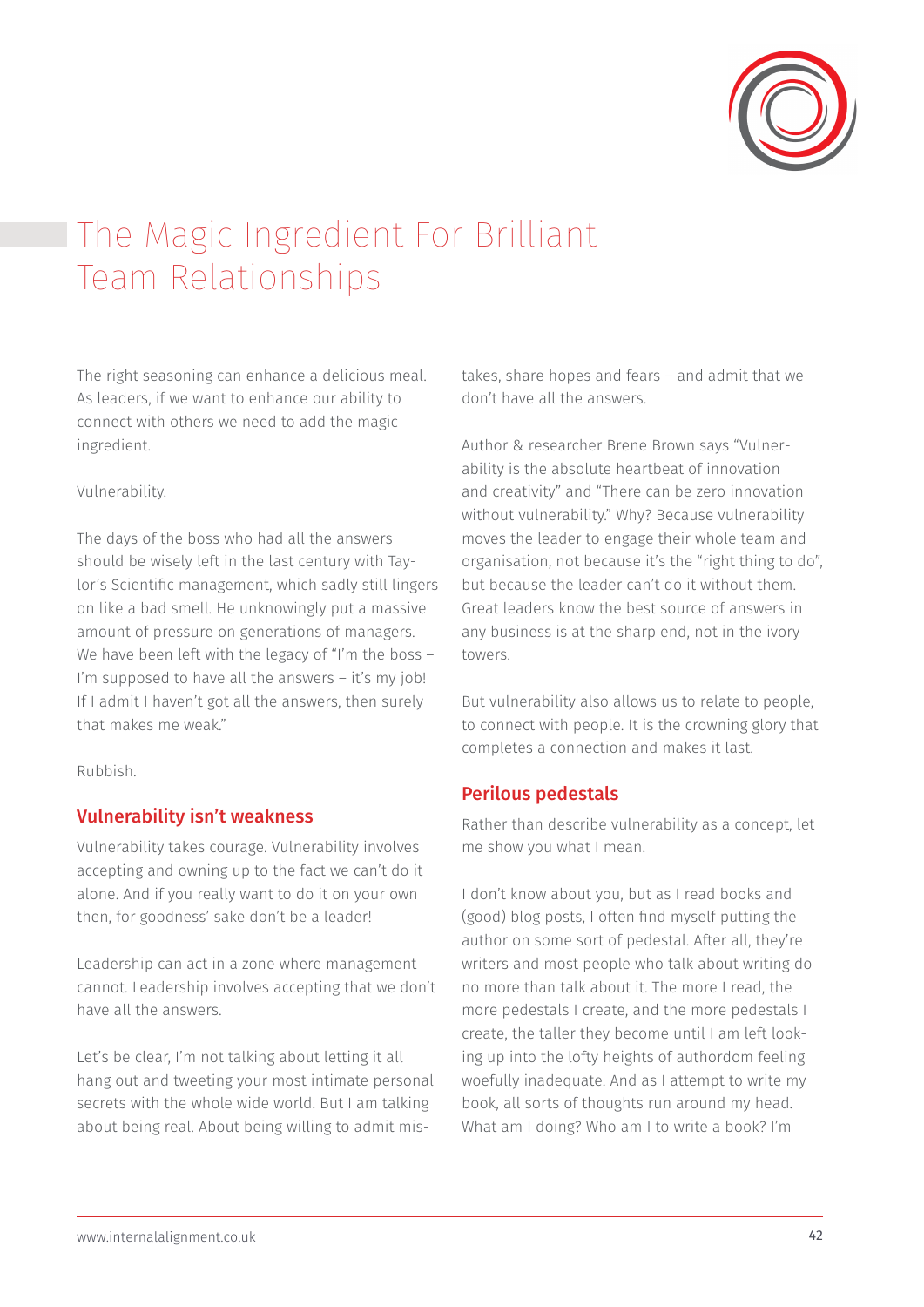# The Magic Ingredient For Brilliant Team Relationships

The right seasoning can enhance a delicious meal. As leaders, if we want to enhance our ability to connect with others we need to add the magic ingredient.

Vulnerability.

The days of the boss who had all the answers should be wisely left in the last century with Taylor's Scientific management, which sadly still lingers on like a bad smell. He unknowingly put a massive amount of pressure on generations of managers. We have been left with the legacy of "I'm the boss – I'm supposed to have all the answers – it's my job! If I admit I haven't got all the answers, then surely that makes me weak."

Rubbish.

## Vulnerability isn't weakness

Vulnerability takes courage. Vulnerability involves accepting and owning up to the fact we can't do it alone. And if you really want to do it on your own then, for goodness' sake don't be a leader!

Leadership can act in a zone where management cannot. Leadership involves accepting that we don't have all the answers.

Let's be clear, I'm not talking about letting it all hang out and tweeting your most intimate personal secrets with the whole wide world. But I am talking about being real. About being willing to admit mistakes, share hopes and fears – and admit that we don't have all the answers.

Author & researcher Brene Brown says "Vulnerability is the absolute heartbeat of innovation and creativity" and "There can be zero innovation without vulnerability." Why? Because vulnerability moves the leader to engage their whole team and organisation, not because it's the "right thing to do", but because the leader can't do it without them. Great leaders know the best source of answers in any business is at the sharp end, not in the ivory towers.

But vulnerability also allows us to relate to people, to connect with people. It is the crowning glory that completes a connection and makes it last.

## Perilous pedestals

Rather than describe vulnerability as a concept, let me show you what I mean.

I don't know about you, but as I read books and (good) blog posts, I often find myself putting the author on some sort of pedestal. After all, they're writers and most people who talk about writing do no more than talk about it. The more I read, the more pedestals I create, and the more pedestals I create, the taller they become until I am left looking up into the lofty heights of authordom feeling woefully inadequate. And as I attempt to write my book, all sorts of thoughts run around my head. What am I doing? Who am I to write a book? I'm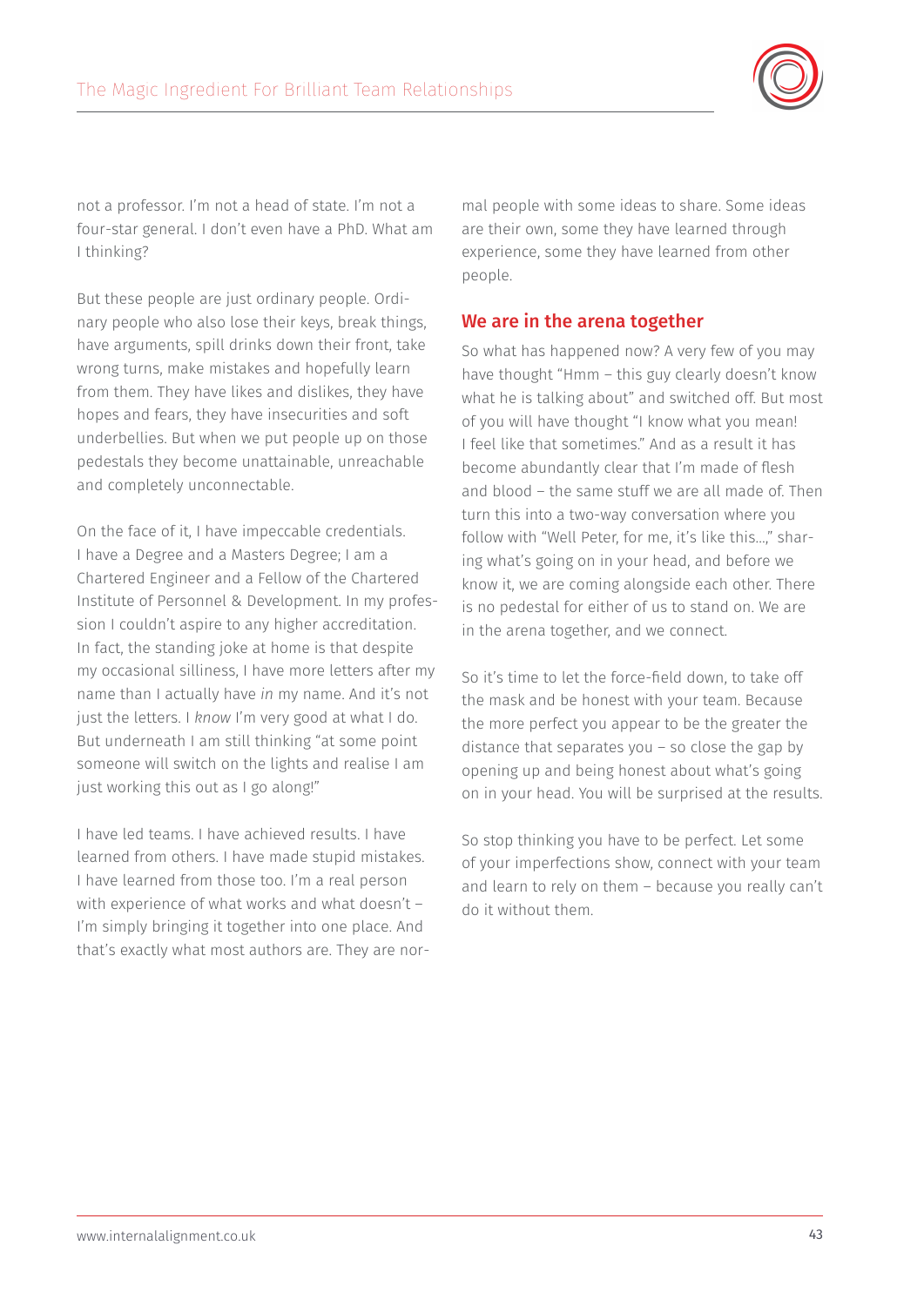not a professor. I'm not a head of state. I'm not a four-star general. I don't even have a PhD. What am I thinking?

But these people are just ordinary people. Ordinary people who also lose their keys, break things, have arguments, spill drinks down their front, take wrong turns, make mistakes and hopefully learn from them. They have likes and dislikes, they have hopes and fears, they have insecurities and soft underbellies. But when we put people up on those pedestals they become unattainable, unreachable and completely unconnectable.

On the face of it, I have impeccable credentials. I have a Degree and a Masters Degree; I am a Chartered Engineer and a Fellow of the Chartered Institute of Personnel & Development. In my profession I couldn't aspire to any higher accreditation. In fact, the standing joke at home is that despite my occasional silliness, I have more letters after my name than I actually have *in* my name. And it's not just the letters. I *know* I'm very good at what I do. But underneath I am still thinking "at some point someone will switch on the lights and realise I am just working this out as I go along!"

I have led teams. I have achieved results. I have learned from others. I have made stupid mistakes. I have learned from those too. I'm a real person with experience of what works and what doesn't – I'm simply bringing it together into one place. And that's exactly what most authors are. They are normal people with some ideas to share. Some ideas are their own, some they have learned through experience, some they have learned from other people.

## We are in the arena together

So what has happened now? A very few of you may have thought "Hmm – this guy clearly doesn't know what he is talking about" and switched off. But most of you will have thought "I know what you mean! I feel like that sometimes." And as a result it has become abundantly clear that I'm made of flesh and blood – the same stuff we are all made of. Then turn this into a two-way conversation where you follow with "Well Peter, for me, it's like this…," sharing what's going on in your head, and before we know it, we are coming alongside each other. There is no pedestal for either of us to stand on. We are in the arena together, and we connect.

So it's time to let the force-field down, to take off the mask and be honest with your team. Because the more perfect you appear to be the greater the distance that separates you – so close the gap by opening up and being honest about what's going on in your head. You will be surprised at the results.

So stop thinking you have to be perfect. Let some of your imperfections show, connect with your team and learn to rely on them – because you really can't do it without them.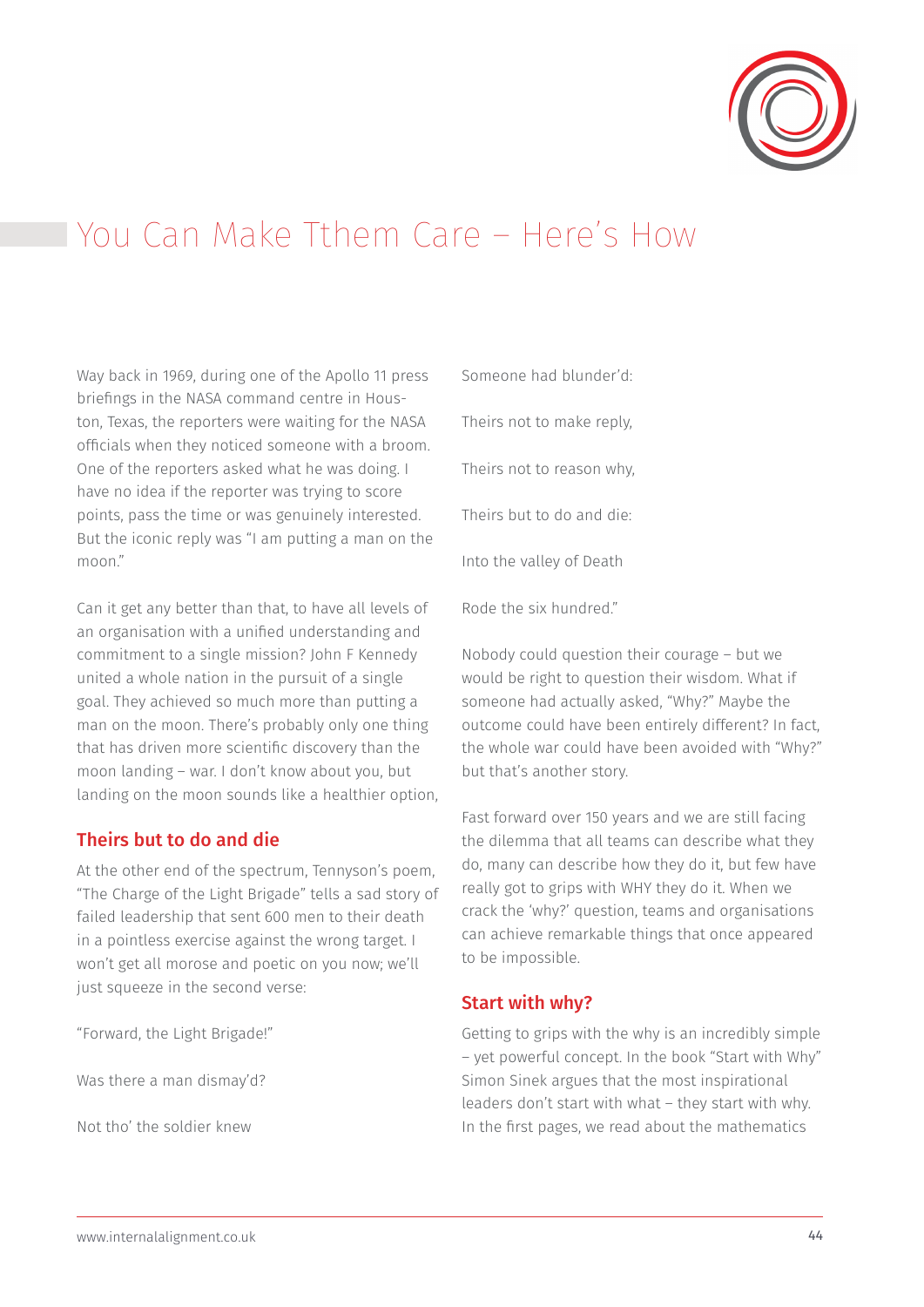# You Can Make Tthem Care – Here's How

Way back in 1969, during one of the Apollo 11 press briefings in the NASA command centre in Houston, Texas, the reporters were waiting for the NASA officials when they noticed someone with a broom. One of the reporters asked what he was doing. I have no idea if the reporter was trying to score points, pass the time or was genuinely interested. But the iconic reply was "I am putting a man on the moon."

Can it get any better than that, to have all levels of an organisation with a unified understanding and commitment to a single mission? John F Kennedy united a whole nation in the pursuit of a single goal. They achieved so much more than putting a man on the moon. There's probably only one thing that has driven more scientific discovery than the moon landing – war. I don't know about you, but landing on the moon sounds like a healthier option,

## Theirs but to do and die

At the other end of the spectrum, Tennyson's poem, "The Charge of the Light Brigade" tells a sad story of failed leadership that sent 600 men to their death in a pointless exercise against the wrong target. I won't get all morose and poetic on you now; we'll just squeeze in the second verse:

"Forward, the Light Brigade!"

Was there a man dismay'd?

Not tho' the soldier knew

Someone had blunder'd:

Theirs not to make reply,

Theirs not to reason why,

Theirs but to do and die:

Into the valley of Death

Rode the six hundred."

Nobody could question their courage – but we would be right to question their wisdom. What if someone had actually asked, "Why?" Maybe the outcome could have been entirely different? In fact, the whole war could have been avoided with "Why?" but that's another story.

Fast forward over 150 years and we are still facing the dilemma that all teams can describe what they do, many can describe how they do it, but few have really got to grips with WHY they do it. When we crack the 'why?' question, teams and organisations can achieve remarkable things that once appeared to be impossible.

## Start with why?

Getting to grips with the why is an incredibly simple – yet powerful concept. In the book "Start with Why" Simon Sinek argues that the most inspirational leaders don't start with what – they start with why. In the first pages, we read about the mathematics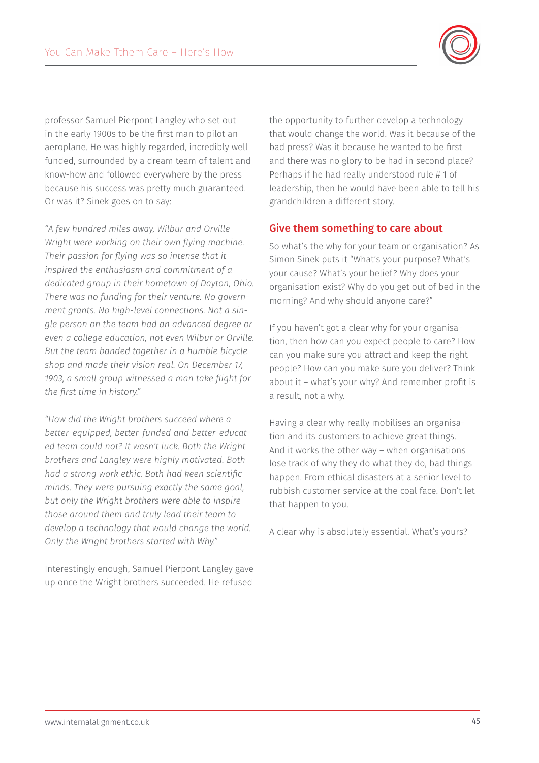professor Samuel Pierpont Langley who set out in the early 1900s to be the first man to pilot an aeroplane. He was highly regarded, incredibly well funded, surrounded by a dream team of talent and know-how and followed everywhere by the press because his success was pretty much guaranteed. Or was it? Sinek goes on to say:

*"A few hundred miles away, Wilbur and Orville Wright were working on their own flying machine. Their passion for flying was so intense that it inspired the enthusiasm and commitment of a dedicated group in their hometown of Dayton, Ohio. There was no funding for their venture. No government grants. No high-level connections. Not a single person on the team had an advanced degree or even a college education, not even Wilbur or Orville. But the team banded together in a humble bicycle shop and made their vision real. On December 17, 1903, a small group witnessed a man take flight for the first time in history."*

*"How did the Wright brothers succeed where a better-equipped, better-funded and better-educated team could not? It wasn't luck. Both the Wright brothers and Langley were highly motivated. Both had a strong work ethic. Both had keen scientific minds. They were pursuing exactly the same goal, but only the Wright brothers were able to inspire those around them and truly lead their team to develop a technology that would change the world. Only the Wright brothers started with Why."*

Interestingly enough, Samuel Pierpont Langley gave up once the Wright brothers succeeded. He refused the opportunity to further develop a technology that would change the world. Was it because of the bad press? Was it because he wanted to be first and there was no glory to be had in second place? Perhaps if he had really understood rule # 1 of leadership, then he would have been able to tell his grandchildren a different story.

## Give them something to care about

So what's the why for your team or organisation? As Simon Sinek puts it "What's your purpose? What's your cause? What's your belief? Why does your organisation exist? Why do you get out of bed in the morning? And why should anyone care?"

If you haven't got a clear why for your organisation, then how can you expect people to care? How can you make sure you attract and keep the right people? How can you make sure you deliver? Think about it – what's your why? And remember profit is a result, not a why.

Having a clear why really mobilises an organisation and its customers to achieve great things. And it works the other way – when organisations lose track of why they do what they do, bad things happen. From ethical disasters at a senior level to rubbish customer service at the coal face. Don't let that happen to you.

A clear why is absolutely essential. What's yours?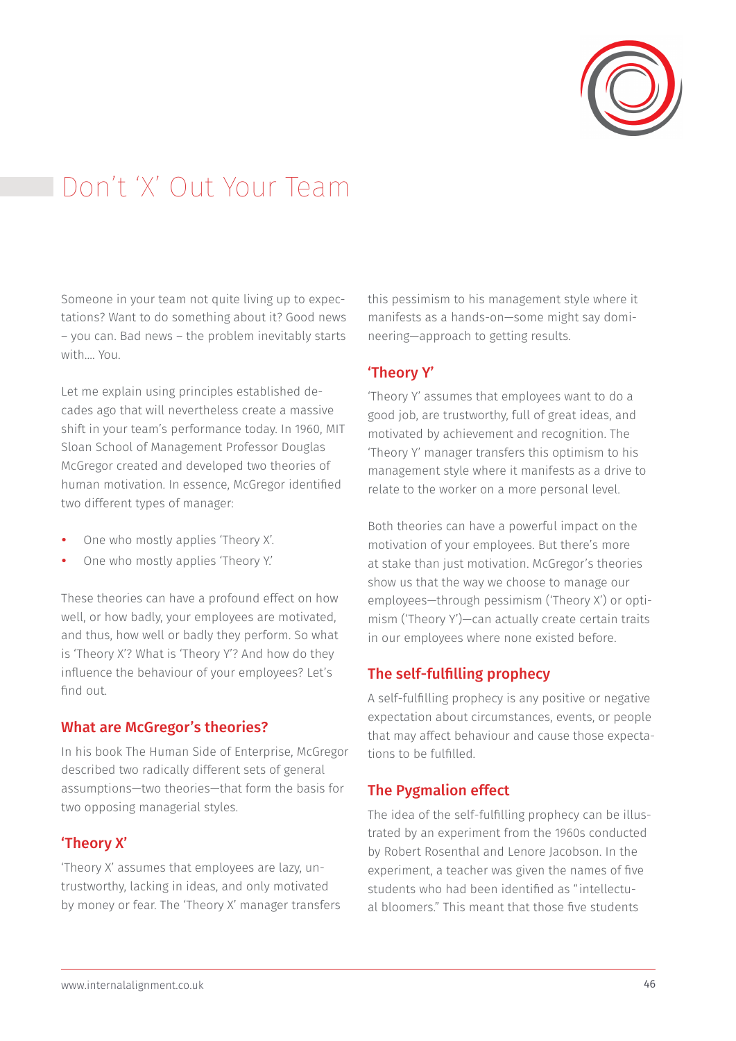# Don't 'X' Out Your Team

Someone in your team not quite living up to expectations? Want to do something about it? Good news – you can. Bad news – the problem inevitably starts with.... You.

Let me explain using principles established decades ago that will nevertheless create a massive shift in your team's performance today. In 1960, MIT Sloan School of Management Professor Douglas McGregor created and developed two theories of human motivation. In essence, McGregor identified two different types of manager:

- One who mostly applies 'Theory X'.
- One who mostly applies 'Theory Y.'

These theories can have a profound effect on how well, or how badly, your employees are motivated, and thus, how well or badly they perform. So what is 'Theory X'? What is 'Theory Y'? And how do they influence the behaviour of your employees? Let's find out.

## What are McGregor's theories?

In his book The Human Side of Enterprise, McGregor described two radically different sets of general assumptions—two theories—that form the basis for two opposing managerial styles.

## 'Theory X'

'Theory X' assumes that employees are lazy, untrustworthy, lacking in ideas, and only motivated by money or fear. The 'Theory X' manager transfers this pessimism to his management style where it manifests as a hands-on—some might say domineering—approach to getting results.

## 'Theory Y'

'Theory Y' assumes that employees want to do a good job, are trustworthy, full of great ideas, and motivated by achievement and recognition. The 'Theory Y' manager transfers this optimism to his management style where it manifests as a drive to relate to the worker on a more personal level.

Both theories can have a powerful impact on the motivation of your employees. But there's more at stake than just motivation. McGregor's theories show us that the way we choose to manage our employees—through pessimism ('Theory X') or optimism ('Theory Y')—can actually create certain traits in our employees where none existed before.

## The self-fulfilling prophecy

A self-fulfilling prophecy is any positive or negative expectation about circumstances, events, or people that may affect behaviour and cause those expectations to be fulfilled.

## The Pygmalion effect

The idea of the self-fulfilling prophecy can be illustrated by an experiment from the 1960s conducted by Robert Rosenthal and Lenore Jacobson. In the experiment, a teacher was given the names of five students who had been identified as "intellectual bloomers." This meant that those five students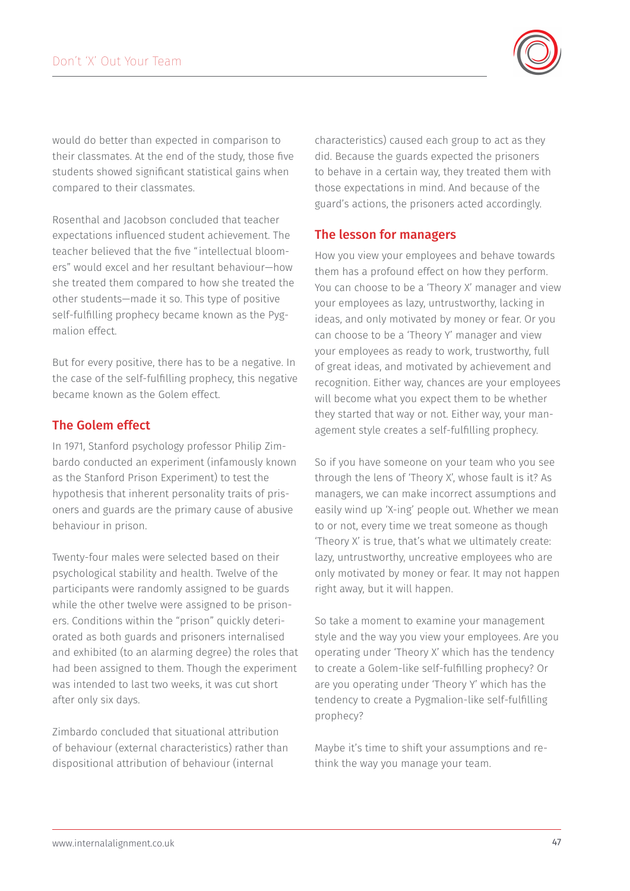would do better than expected in comparison to their classmates. At the end of the study, those five students showed significant statistical gains when compared to their classmates.

Rosenthal and Jacobson concluded that teacher expectations influenced student achievement. The teacher believed that the five " intellectual bloomers" would excel and her resultant behaviour—how she treated them compared to how she treated the other students—made it so. This type of positive self-fulfilling prophecy became known as the Pygmalion effect.

But for every positive, there has to be a negative. In the case of the self-fulfilling prophecy, this negative became known as the Golem effect.

## The Golem effect

In 1971, Stanford psychology professor Philip Zimbardo conducted an experiment (infamously known as the Stanford Prison Experiment) to test the hypothesis that inherent personality traits of prisoners and guards are the primary cause of abusive behaviour in prison.

Twenty-four males were selected based on their psychological stability and health. Twelve of the participants were randomly assigned to be guards while the other twelve were assigned to be prisoners. Conditions within the "prison" quickly deteriorated as both guards and prisoners internalised and exhibited (to an alarming degree) the roles that had been assigned to them. Though the experiment was intended to last two weeks, it was cut short after only six days.

Zimbardo concluded that situational attribution of behaviour (external characteristics) rather than dispositional attribution of behaviour (internal characteristics) caused each group to act as they did. Because the guards expected the prisoners to behave in a certain way, they treated them with those expectations in mind. And because of the guard's actions, the prisoners acted accordingly.

## The lesson for managers

How you view your employees and behave towards them has a profound effect on how they perform. You can choose to be a 'Theory X' manager and view your employees as lazy, untrustworthy, lacking in ideas, and only motivated by money or fear. Or you can choose to be a 'Theory Y' manager and view your employees as ready to work, trustworthy, full of great ideas, and motivated by achievement and recognition. Either way, chances are your employees will become what you expect them to be whether they started that way or not. Either way, your management style creates a self-fulfilling prophecy.

So if you have someone on your team who you see through the lens of 'Theory X', whose fault is it? As managers, we can make incorrect assumptions and easily wind up 'X-ing' people out. Whether we mean to or not, every time we treat someone as though 'Theory X' is true, that's what we ultimately create: lazy, untrustworthy, uncreative employees who are only motivated by money or fear. It may not happen right away, but it will happen.

So take a moment to examine your management style and the way you view your employees. Are you operating under 'Theory X' which has the tendency to create a Golem-like self-fulfilling prophecy? Or are you operating under 'Theory Y' which has the tendency to create a Pygmalion-like self-fulfilling prophecy?

Maybe it's time to shift your assumptions and rethink the way you manage your team.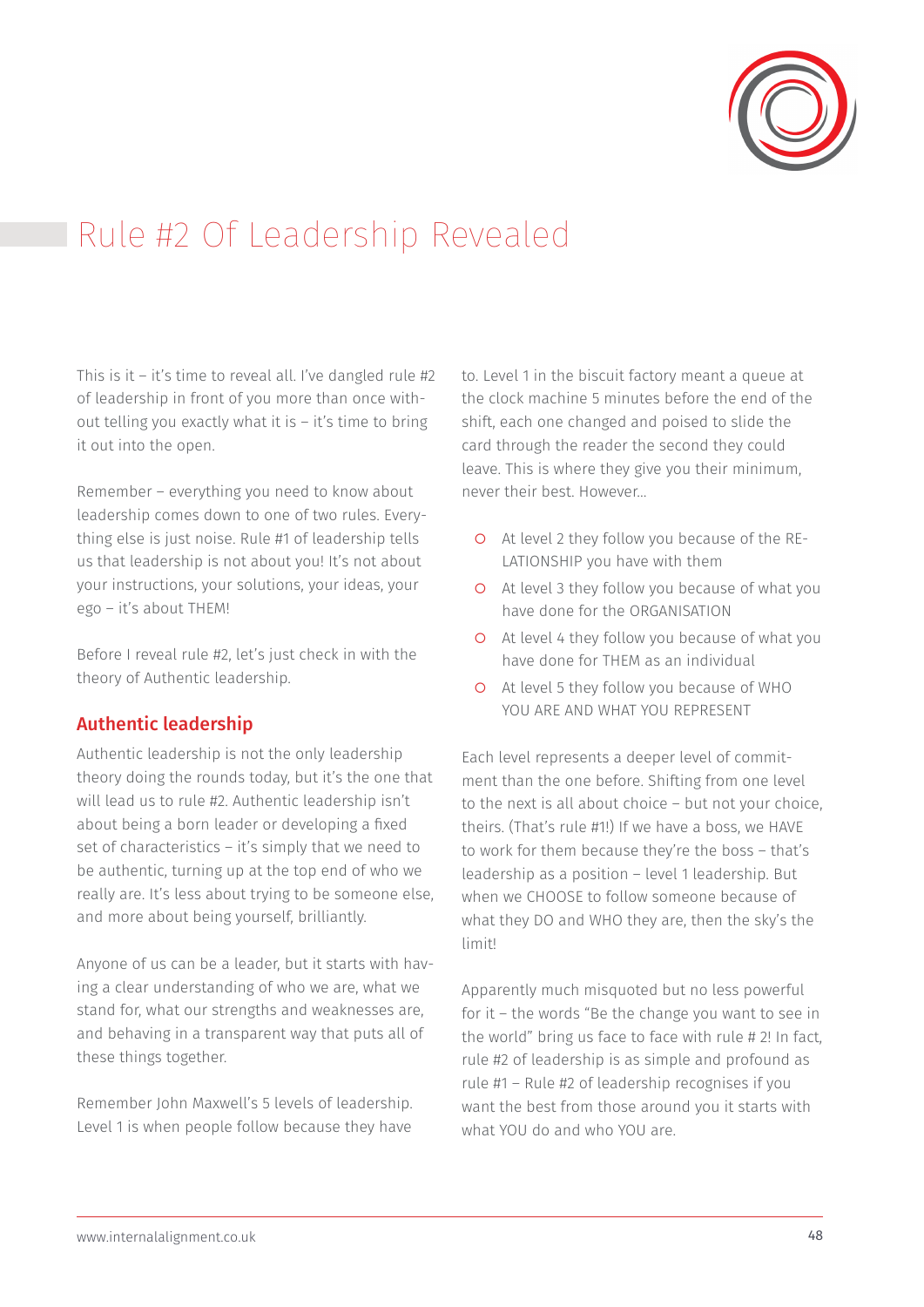# Rule #2 Of Leadership Revealed

This is it – it's time to reveal all. I've dangled rule #2 of leadership in front of you more than once without telling you exactly what it is – it's time to bring it out into the open.

Remember – everything you need to know about leadership comes down to one of two rules. Everything else is just noise. Rule #1 of leadership tells us that leadership is not about you! It's not about your instructions, your solutions, your ideas, your ego – it's about THEM!

Before I reveal rule #2, let's just check in with the theory of Authentic leadership.

## Authentic leadership

Authentic leadership is not the only leadership theory doing the rounds today, but it's the one that will lead us to rule #2. Authentic leadership isn't about being a born leader or developing a fixed set of characteristics – it's simply that we need to be authentic, turning up at the top end of who we really are. It's less about trying to be someone else, and more about being yourself, brilliantly.

Anyone of us can be a leader, but it starts with having a clear understanding of who we are, what we stand for, what our strengths and weaknesses are, and behaving in a transparent way that puts all of these things together.

Remember John Maxwell's 5 levels of leadership. Level 1 is when people follow because they have to. Level 1 in the biscuit factory meant a queue at the clock machine 5 minutes before the end of the shift, each one changed and poised to slide the card through the reader the second they could leave. This is where they give you their minimum, never their best. However…

- At level 2 they follow you because of the RELATIONSHIP you have with them
- At level 3 they follow you because of what you have done for the ORGANISATION
- At level 4 they follow you because of what you have done for THEM as an individual
- At level 5 they follow you because of WHO YOU ARE AND WHAT YOU REPRESENT

Each level represents a deeper level of commitment than the one before. Shifting from one level to the next is all about choice – but not your choice, theirs. (That's rule #1!) If we have a boss, we HAVE to work for them because they're the boss – that's leadership as a position – level 1 leadership. But when we CHOOSE to follow someone because of what they DO and WHO they are, then the sky's the limit!

Apparently much misquoted but no less powerful for it – the words "Be the change you want to see in the world" bring us face to face with rule # 2! In fact, rule #2 of leadership is as simple and profound as rule #1 – Rule #2 of leadership recognises if you want the best from those around you it starts with what YOU do and who YOU are.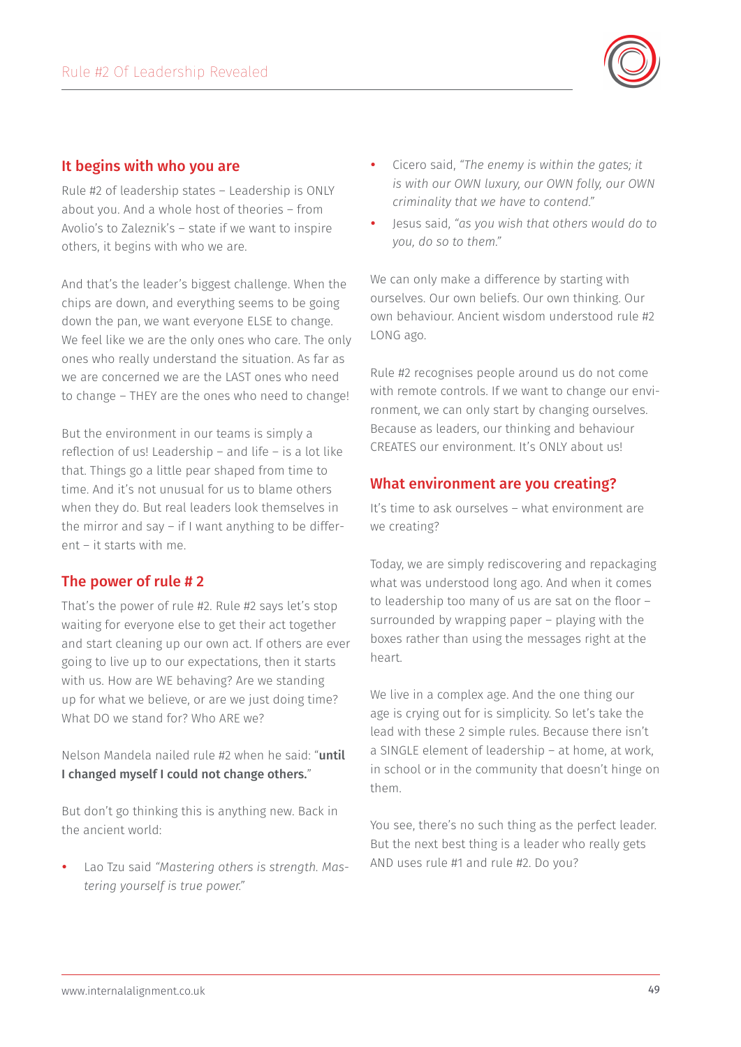## It begins with who you are

Rule #2 of leadership states – Leadership is ONLY about you. And a whole host of theories – from Avolio's to Zaleznik's – state if we want to inspire others, it begins with who we are.

And that's the leader's biggest challenge. When the chips are down, and everything seems to be going down the pan, we want everyone ELSE to change. We feel like we are the only ones who care. The only ones who really understand the situation. As far as we are concerned we are the LAST ones who need to change – THEY are the ones who need to change!

But the environment in our teams is simply a reflection of us! Leadership – and life – is a lot like that. Things go a little pear shaped from time to time. And it's not unusual for us to blame others when they do. But real leaders look themselves in the mirror and say – if I want anything to be different – it starts with me.

## The power of rule # 2

That's the power of rule #2. Rule #2 says let's stop waiting for everyone else to get their act together and start cleaning up our own act. If others are ever going to live up to our expectations, then it starts with us. How are WE behaving? Are we standing up for what we believe, or are we just doing time? What DO we stand for? Who ARE we?

Nelson Mandela nailed rule #2 when he said: "**until I changed myself I could not change others.**"

But don't go thinking this is anything new. Back in the ancient world:

- Lao Tzu said *"Mastering others is strength. Mastering yourself is true power."*
- Cicero said, *"The enemy is within the gates; it is with our OWN luxury, our OWN folly, our OWN criminality that we have to contend."*
- Jesus said, *"as you wish that others would do to you, do so to them."*

We can only make a difference by starting with ourselves. Our own beliefs. Our own thinking. Our own behaviour. Ancient wisdom understood rule #2 LONG ago.

Rule #2 recognises people around us do not come with remote controls. If we want to change our environment, we can only start by changing ourselves. Because as leaders, our thinking and behaviour CREATES our environment. It's ONLY about us!

## What environment are you creating?

It's time to ask ourselves – what environment are we creating?

Today, we are simply rediscovering and repackaging what was understood long ago. And when it comes to leadership too many of us are sat on the floor – surrounded by wrapping paper – playing with the boxes rather than using the messages right at the heart.

We live in a complex age. And the one thing our age is crying out for is simplicity. So let's take the lead with these 2 simple rules. Because there isn't a SINGLE element of leadership – at home, at work, in school or in the community that doesn't hinge on them.

You see, there's no such thing as the perfect leader. But the next best thing is a leader who really gets AND uses rule #1 and rule #2. Do you?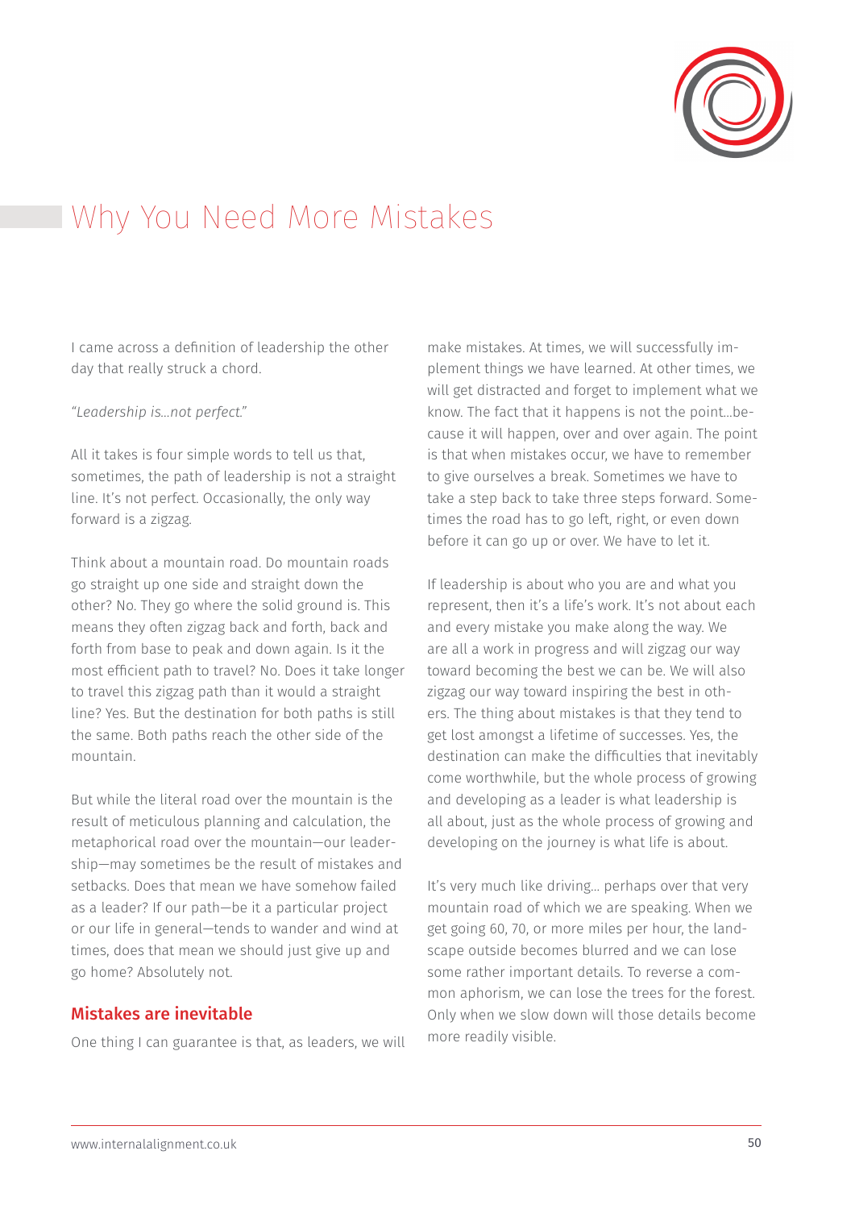# Why You Need More Mistakes

I came across a definition of leadership the other day that really struck a chord.

*"Leadership is...not perfect."*

All it takes is four simple words to tell us that, sometimes, the path of leadership is not a straight line. It's not perfect. Occasionally, the only way forward is a zigzag.

Think about a mountain road. Do mountain roads go straight up one side and straight down the other? No. They go where the solid ground is. This means they often zigzag back and forth, back and forth from base to peak and down again. Is it the most efficient path to travel? No. Does it take longer to travel this zigzag path than it would a straight line? Yes. But the destination for both paths is still the same. Both paths reach the other side of the mountain.

But while the literal road over the mountain is the result of meticulous planning and calculation, the metaphorical road over the mountain—our leadership—may sometimes be the result of mistakes and setbacks. Does that mean we have somehow failed as a leader? If our path—be it a particular project or our life in general—tends to wander and wind at times, does that mean we should just give up and go home? Absolutely not.

## Mistakes are inevitable

One thing I can guarantee is that, as leaders, we will make mistakes. At times, we will successfully implement things we have learned. At other times, we will get distracted and forget to implement what we know. The fact that it happens is not the point...because it will happen, over and over again. The point is that when mistakes occur, we have to remember to give ourselves a break. Sometimes we have to take a step back to take three steps forward. Sometimes the road has to go left, right, or even down before it can go up or over. We have to let it.

If leadership is about who you are and what you represent, then it's a life's work. It's not about each and every mistake you make along the way. We are all a work in progress and will zigzag our way toward becoming the best we can be. We will also zigzag our way toward inspiring the best in others. The thing about mistakes is that they tend to get lost amongst a lifetime of successes. Yes, the destination can make the difficulties that inevitably come worthwhile, but the whole process of growing and developing as a leader is what leadership is all about, just as the whole process of growing and developing on the journey is what life is about.

It's very much like driving... perhaps over that very mountain road of which we are speaking. When we get going 60, 70, or more miles per hour, the landscape outside becomes blurred and we can lose some rather important details. To reverse a common aphorism, we can lose the trees for the forest. Only when we slow down will those details become more readily visible.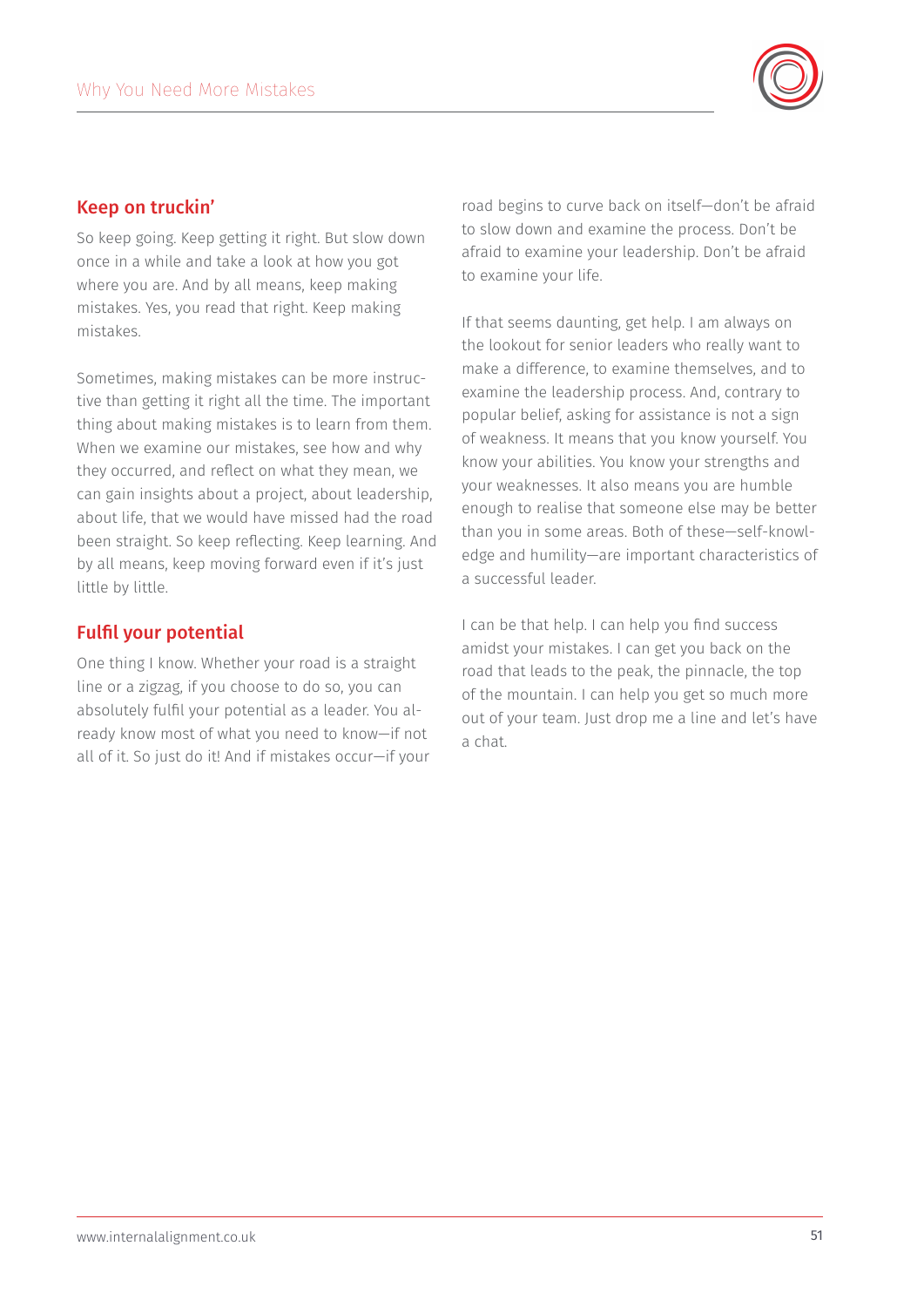## Keep on truckin'

So keep going. Keep getting it right. But slow down once in a while and take a look at how you got where you are. And by all means, keep making mistakes. Yes, you read that right. Keep making mistakes.

Sometimes, making mistakes can be more instructive than getting it right all the time. The important thing about making mistakes is to learn from them. When we examine our mistakes, see how and why they occurred, and reflect on what they mean, we can gain insights about a project, about leadership, about life, that we would have missed had the road been straight. So keep reflecting. Keep learning. And by all means, keep moving forward even if it's just little by little.

## Fulfil your potential

One thing I know. Whether your road is a straight line or a zigzag, if you choose to do so, you can absolutely fulfil your potential as a leader. You already know most of what you need to know—if not all of it. So just do it! And if mistakes occur—if your road begins to curve back on itself—don't be afraid to slow down and examine the process. Don't be afraid to examine your leadership. Don't be afraid to examine your life.

If that seems daunting, get help. I am always on the lookout for senior leaders who really want to make a difference, to examine themselves, and to examine the leadership process. And, contrary to popular belief, asking for assistance is not a sign of weakness. It means that you know yourself. You know your abilities. You know your strengths and your weaknesses. It also means you are humble enough to realise that someone else may be better than you in some areas. Both of these—self-knowledge and humility—are important characteristics of a successful leader.

I can be that help. I can help you find success amidst your mistakes. I can get you back on the road that leads to the peak, the pinnacle, the top of the mountain. I can help you get so much more out of your team. Just drop me a line and let's have a chat.